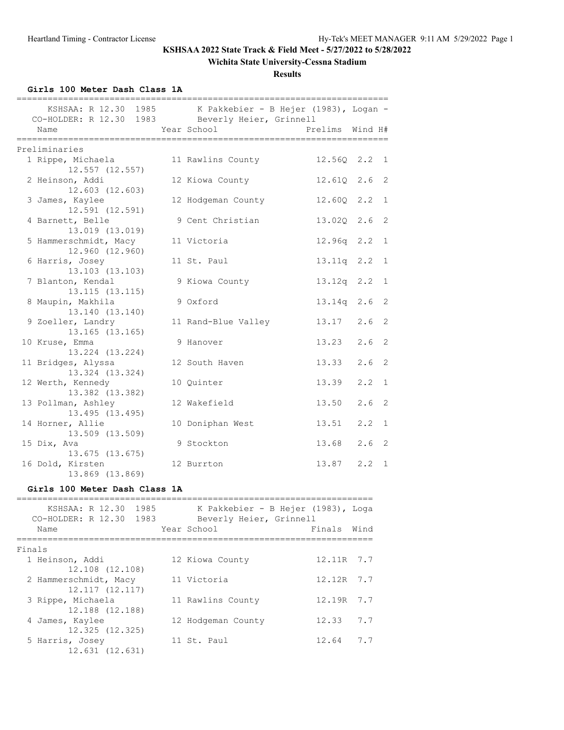**KSHSAA 2022 State Track & Field Meet - 5/27/2022 to 5/28/2022**

**Wichita State University-Cessna Stadium**

**Results**

### Girls 100 Meter Dash Class 1A

KSHSAA: R 12.30 1985 — K Pakkebier - B Hejer (1983), Logan -
CO-HOLDER: R 12.30 1983 — Beverly Heier, Grinnell

**Preliminaries**

| Place | Name | Year | School | Prelims | Wind | H# |
|---|---|---|---|---|---|---|
| 1 | Rippe, Michaela (12.557 (12.557)) | 11 | Rawlins County | 12.56Q | 2.2 | 1 |
| 2 | Heinson, Addi (12.603 (12.603)) | 12 | Kiowa County | 12.61Q | 2.6 | 2 |
| 3 | James, Kaylee (12.591 (12.591)) | 12 | Hodgeman County | 12.60Q | 2.2 | 1 |
| 4 | Barnett, Belle (13.019 (13.019)) | 9 | Cent Christian | 13.02Q | 2.6 | 2 |
| 5 | Hammerschmidt, Macy (12.960 (12.960)) | 11 | Victoria | 12.96q | 2.2 | 1 |
| 6 | Harris, Josey (13.103 (13.103)) | 11 | St. Paul | 13.11q | 2.2 | 1 |
| 7 | Blanton, Kendal (13.115 (13.115)) | 9 | Kiowa County | 13.12q | 2.2 | 1 |
| 8 | Maupin, Makhila (13.140 (13.140)) | 9 | Oxford | 13.14q | 2.6 | 2 |
| 9 | Zoeller, Landry (13.165 (13.165)) | 11 | Rand-Blue Valley | 13.17 | 2.6 | 2 |
| 10 | Kruse, Emma (13.224 (13.224)) | 9 | Hanover | 13.23 | 2.6 | 2 |
| 11 | Bridges, Alyssa (13.324 (13.324)) | 12 | South Haven | 13.33 | 2.6 | 2 |
| 12 | Werth, Kennedy (13.382 (13.382)) | 10 | Quinter | 13.39 | 2.2 | 1 |
| 13 | Pollman, Ashley (13.495 (13.495)) | 12 | Wakefield | 13.50 | 2.6 | 2 |
| 14 | Horner, Allie (13.509 (13.509)) | 10 | Doniphan West | 13.51 | 2.2 | 1 |
| 15 | Dix, Ava (13.675 (13.675)) | 9 | Stockton | 13.68 | 2.6 | 2 |
| 16 | Dold, Kirsten (13.869 (13.869)) | 12 | Burrton | 13.87 | 2.2 | 1 |

### Girls 100 Meter Dash Class 1A

KSHSAA: R 12.30 1985 — K Pakkebier - B Hejer (1983), Loga
CO-HOLDER: R 12.30 1983 — Beverly Heier, Grinnell

**Finals**

| Place | Name | Year | School | Finals | Wind |
|---|---|---|---|---|---|
| 1 | Heinson, Addi (12.108 (12.108)) | 12 | Kiowa County | 12.11R | 7.7 |
| 2 | Hammerschmidt, Macy (12.117 (12.117)) | 11 | Victoria | 12.12R | 7.7 |
| 3 | Rippe, Michaela (12.188 (12.188)) | 11 | Rawlins County | 12.19R | 7.7 |
| 4 | James, Kaylee (12.325 (12.325)) | 12 | Hodgeman County | 12.33 | 7.7 |
| 5 | Harris, Josey (12.631 (12.631)) | 11 | St. Paul | 12.64 | 7.7 |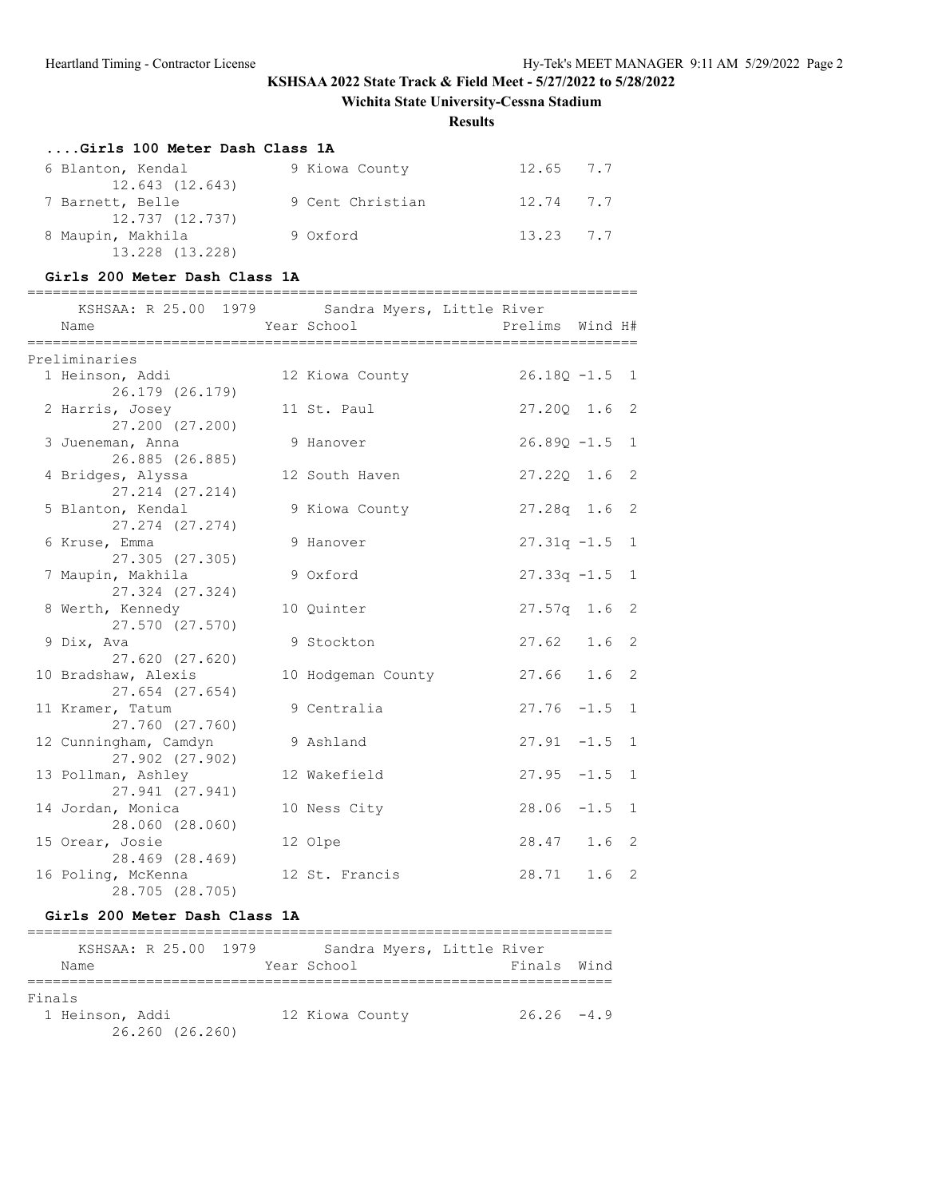KSHSAA 2022 State Track & Field Meet - 5/27/2022 to 5/28/2022

Wichita State University-Cessna Stadium

**Results**

### ....Girls 100 Meter Dash Class 1A

| Place | Name | Year | School | Finals | Wind |
|---|---|---|---|---|---|
| 6 | Blanton, Kendal 12.643 (12.643) | 9 | Kiowa County | 12.65 | 7.7 |
| 7 | Barnett, Belle 12.737 (12.737) | 9 | Cent Christian | 12.74 | 7.7 |
| 8 | Maupin, Makhila 13.228 (13.228) | 9 | Oxford | 13.23 | 7.7 |

### Girls 200 Meter Dash Class 1A

KSHSAA: R 25.00 1979 Sandra Myers, Little River

Preliminaries

| Place | Name | Year | School | Prelims | Wind | H# |
|---|---|---|---|---|---|---|
| 1 | Heinson, Addi 26.179 (26.179) | 12 | Kiowa County | 26.18Q | -1.5 | 1 |
| 2 | Harris, Josey 27.200 (27.200) | 11 | St. Paul | 27.20Q | 1.6 | 2 |
| 3 | Jueneman, Anna 26.885 (26.885) | 9 | Hanover | 26.89Q | -1.5 | 1 |
| 4 | Bridges, Alyssa 27.214 (27.214) | 12 | South Haven | 27.22Q | 1.6 | 2 |
| 5 | Blanton, Kendal 27.274 (27.274) | 9 | Kiowa County | 27.28q | 1.6 | 2 |
| 6 | Kruse, Emma 27.305 (27.305) | 9 | Hanover | 27.31q | -1.5 | 1 |
| 7 | Maupin, Makhila 27.324 (27.324) | 9 | Oxford | 27.33q | -1.5 | 1 |
| 8 | Werth, Kennedy 27.570 (27.570) | 10 | Quinter | 27.57q | 1.6 | 2 |
| 9 | Dix, Ava 27.620 (27.620) | 9 | Stockton | 27.62 | 1.6 | 2 |
| 10 | Bradshaw, Alexis 27.654 (27.654) | 10 | Hodgeman County | 27.66 | 1.6 | 2 |
| 11 | Kramer, Tatum 27.760 (27.760) | 9 | Centralia | 27.76 | -1.5 | 1 |
| 12 | Cunningham, Camdyn 27.902 (27.902) | 9 | Ashland | 27.91 | -1.5 | 1 |
| 13 | Pollman, Ashley 27.941 (27.941) | 12 | Wakefield | 27.95 | -1.5 | 1 |
| 14 | Jordan, Monica 28.060 (28.060) | 10 | Ness City | 28.06 | -1.5 | 1 |
| 15 | Orear, Josie 28.469 (28.469) | 12 | Olpe | 28.47 | 1.6 | 2 |
| 16 | Poling, McKenna 28.705 (28.705) | 12 | St. Francis | 28.71 | 1.6 | 2 |

### Girls 200 Meter Dash Class 1A

KSHSAA: R 25.00 1979 Sandra Myers, Little River

Finals

| Place | Name | Year | School | Finals | Wind |
|---|---|---|---|---|---|
| 1 | Heinson, Addi 26.260 (26.260) | 12 | Kiowa County | 26.26 | -4.9 |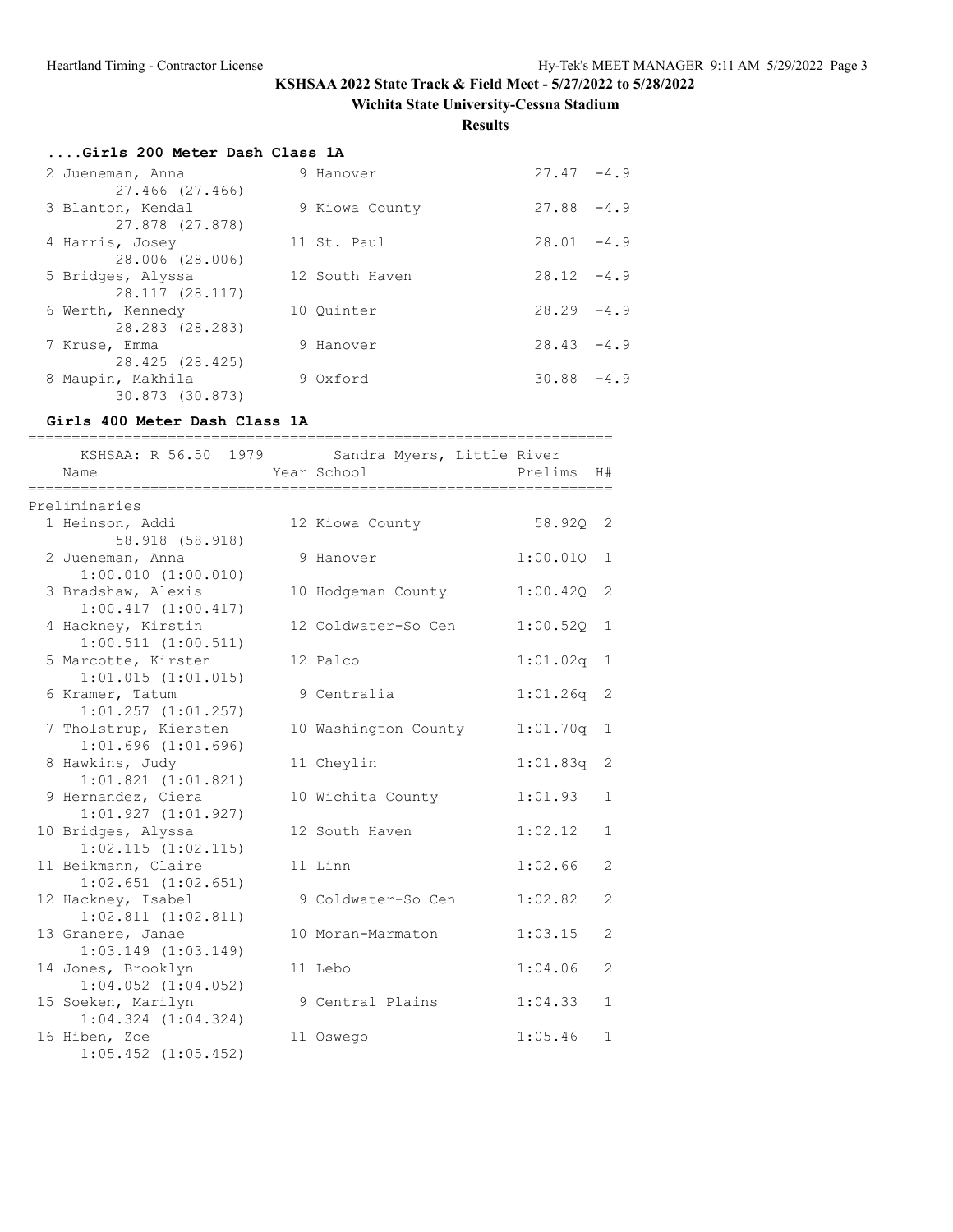**KSHSAA 2022 State Track & Field Meet - 5/27/2022 to 5/28/2022**

**Wichita State University-Cessna Stadium**

**Results**

### ....Girls 200 Meter Dash Class 1A

| Place | Name | Year | School | Finals | Wind | Split |
|---|---|---|---|---|---|---|
| 2 | Jueneman, Anna | 9 | Hanover | 27.47 | -4.9 | 27.466 (27.466) |
| 3 | Blanton, Kendal | 9 | Kiowa County | 27.88 | -4.9 | 27.878 (27.878) |
| 4 | Harris, Josey | 11 | St. Paul | 28.01 | -4.9 | 28.006 (28.006) |
| 5 | Bridges, Alyssa | 12 | South Haven | 28.12 | -4.9 | 28.117 (28.117) |
| 6 | Werth, Kennedy | 10 | Quinter | 28.29 | -4.9 | 28.283 (28.283) |
| 7 | Kruse, Emma | 9 | Hanover | 28.43 | -4.9 | 28.425 (28.425) |
| 8 | Maupin, Makhila | 9 | Oxford | 30.88 | -4.9 | 30.873 (30.873) |

### Girls 400 Meter Dash Class 1A

KSHSAA: R 56.50 1979 Sandra Myers, Little River

Preliminaries

| Place | Name | Year | School | Prelims | H# | Split |
|---|---|---|---|---|---|---|
| 1 | Heinson, Addi | 12 | Kiowa County | 58.92Q | 2 | 58.918 (58.918) |
| 2 | Jueneman, Anna | 9 | Hanover | 1:00.01Q | 1 | 1:00.010 (1:00.010) |
| 3 | Bradshaw, Alexis | 10 | Hodgeman County | 1:00.42Q | 2 | 1:00.417 (1:00.417) |
| 4 | Hackney, Kirstin | 12 | Coldwater-So Cen | 1:00.52Q | 1 | 1:00.511 (1:00.511) |
| 5 | Marcotte, Kirsten | 12 | Palco | 1:01.02q | 1 | 1:01.015 (1:01.015) |
| 6 | Kramer, Tatum | 9 | Centralia | 1:01.26q | 2 | 1:01.257 (1:01.257) |
| 7 | Tholstrup, Kiersten | 10 | Washington County | 1:01.70q | 1 | 1:01.696 (1:01.696) |
| 8 | Hawkins, Judy | 11 | Cheylin | 1:01.83q | 2 | 1:01.821 (1:01.821) |
| 9 | Hernandez, Ciera | 10 | Wichita County | 1:01.93 | 1 | 1:01.927 (1:01.927) |
| 10 | Bridges, Alyssa | 12 | South Haven | 1:02.12 | 1 | 1:02.115 (1:02.115) |
| 11 | Beikmann, Claire | 11 | Linn | 1:02.66 | 2 | 1:02.651 (1:02.651) |
| 12 | Hackney, Isabel | 9 | Coldwater-So Cen | 1:02.82 | 2 | 1:02.811 (1:02.811) |
| 13 | Granere, Janae | 10 | Moran-Marmaton | 1:03.15 | 2 | 1:03.149 (1:03.149) |
| 14 | Jones, Brooklyn | 11 | Lebo | 1:04.06 | 2 | 1:04.052 (1:04.052) |
| 15 | Soeken, Marilyn | 9 | Central Plains | 1:04.33 | 1 | 1:04.324 (1:04.324) |
| 16 | Hiben, Zoe | 11 | Oswego | 1:05.46 | 1 | 1:05.452 (1:05.452) |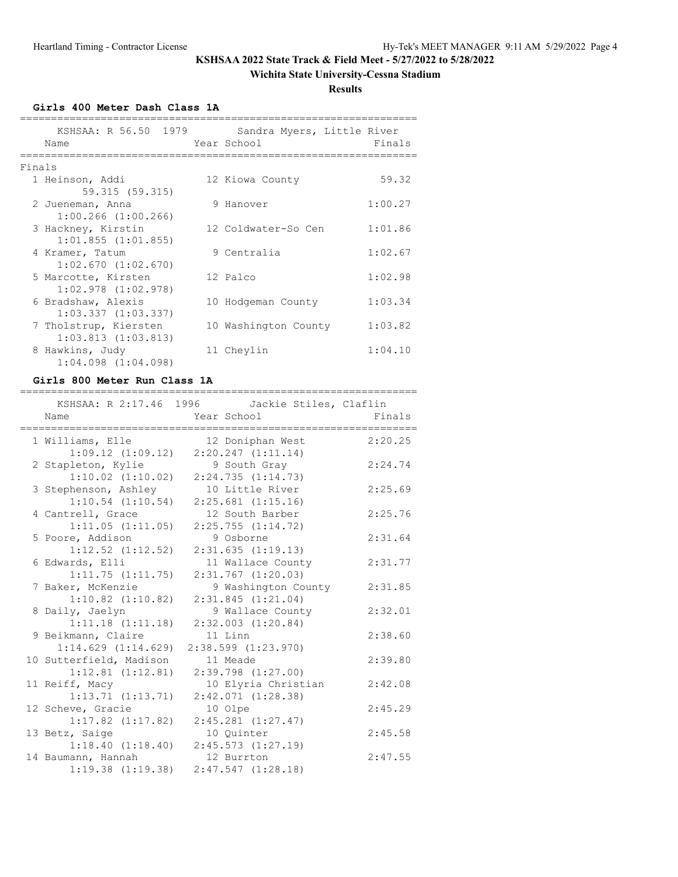# KSHSAA 2022 State Track & Field Meet - 5/27/2022 to 5/28/2022

## Wichita State University-Cessna Stadium

### Results

#### Girls 400 Meter Dash Class 1A

KSHSAA: R 56.50 1979 Sandra Myers, Little River

**Finals**

| Place | Name | Year | School | Finals | Splits |
|---|---|---|---|---|---|
| 1 | Heinson, Addi | 12 | Kiowa County | 59.32 | 59.315 (59.315) |
| 2 | Jueneman, Anna | 9 | Hanover | 1:00.27 | 1:00.266 (1:00.266) |
| 3 | Hackney, Kirstin | 12 | Coldwater-So Cen | 1:01.86 | 1:01.855 (1:01.855) |
| 4 | Kramer, Tatum | 9 | Centralia | 1:02.67 | 1:02.670 (1:02.670) |
| 5 | Marcotte, Kirsten | 12 | Palco | 1:02.98 | 1:02.978 (1:02.978) |
| 6 | Bradshaw, Alexis | 10 | Hodgeman County | 1:03.34 | 1:03.337 (1:03.337) |
| 7 | Tholstrup, Kiersten | 10 | Washington County | 1:03.82 | 1:03.813 (1:03.813) |
| 8 | Hawkins, Judy | 11 | Cheylin | 1:04.10 | 1:04.098 (1:04.098) |

#### Girls 800 Meter Run Class 1A

KSHSAA: R 2:17.46 1996 Jackie Stiles, Claflin

| Place | Name | Year | School | Finals | Splits |
|---|---|---|---|---|---|
| 1 | Williams, Elle | 12 | Doniphan West | 2:20.25 | 1:09.12 (1:09.12) 2:20.247 (1:11.14) |
| 2 | Stapleton, Kylie | 9 | South Gray | 2:24.74 | 1:10.02 (1:10.02) 2:24.735 (1:14.73) |
| 3 | Stephenson, Ashley | 10 | Little River | 2:25.69 | 1:10.54 (1:10.54) 2:25.681 (1:15.16) |
| 4 | Cantrell, Grace | 12 | South Barber | 2:25.76 | 1:11.05 (1:11.05) 2:25.755 (1:14.72) |
| 5 | Poore, Addison | 9 | Osborne | 2:31.64 | 1:12.52 (1:12.52) 2:31.635 (1:19.13) |
| 6 | Edwards, Elli | 11 | Wallace County | 2:31.77 | 1:11.75 (1:11.75) 2:31.767 (1:20.03) |
| 7 | Baker, McKenzie | 9 | Washington County | 2:31.85 | 1:10.82 (1:10.82) 2:31.845 (1:21.04) |
| 8 | Daily, Jaelyn | 9 | Wallace County | 2:32.01 | 1:11.18 (1:11.18) 2:32.003 (1:20.84) |
| 9 | Beikmann, Claire | 11 | Linn | 2:38.60 | 1:14.629 (1:14.629) 2:38.599 (1:23.970) |
| 10 | Sutterfield, Madison | 11 | Meade | 2:39.80 | 1:12.81 (1:12.81) 2:39.798 (1:27.00) |
| 11 | Reiff, Macy | 10 | Elyria Christian | 2:42.08 | 1:13.71 (1:13.71) 2:42.071 (1:28.38) |
| 12 | Scheve, Gracie | 10 | Olpe | 2:45.29 | 1:17.82 (1:17.82) 2:45.281 (1:27.47) |
| 13 | Betz, Saige | 10 | Quinter | 2:45.58 | 1:18.40 (1:18.40) 2:45.573 (1:27.19) |
| 14 | Baumann, Hannah | 12 | Burrton | 2:47.55 | 1:19.38 (1:19.38) 2:47.547 (1:28.18) |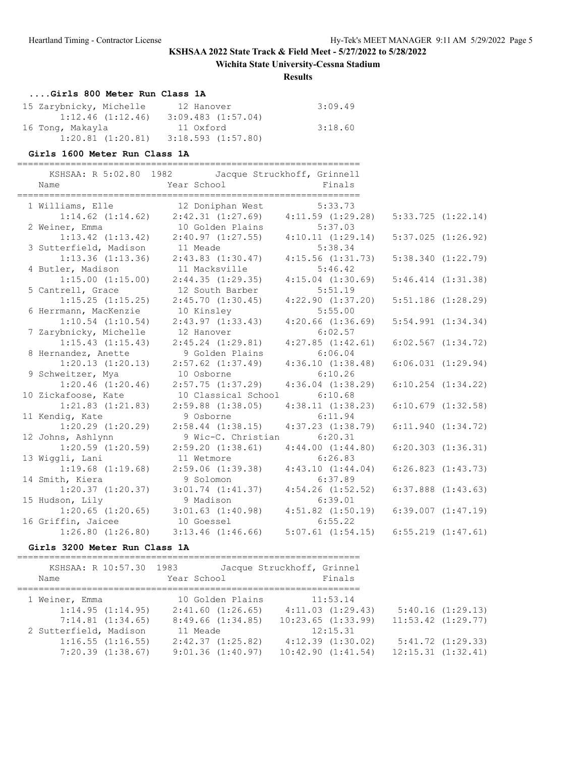**KSHSAA 2022 State Track & Field Meet - 5/27/2022 to 5/28/2022**

**Wichita State University-Cessna Stadium**

**Results**

### ....Girls 800 Meter Run Class 1A

| Place | Name | Year | School | Finals |
|---|---|---|---|---|
| 15 | Zarybnicky, Michelle | 12 | Hanover | 3:09.49 |
| | 1:12.46 (1:12.46) | | 3:09.483 (1:57.04) | |
| 16 | Tong, Makayla | 11 | Oxford | 3:18.60 |
| | 1:20.81 (1:20.81) | | 3:18.593 (1:57.80) | |

### Girls 1600 Meter Run Class 1A

KSHSAA: R 5:02.80 1982 Jacque Struckhoff, Grinnell

| Place | Name | Year | School | Finals |
|---|---|---|---|---|
| 1 | Williams, Elle | 12 | Doniphan West | 5:33.73 |
| | 1:14.62 (1:14.62) | 2:42.31 (1:27.69) | 4:11.59 (1:29.28) | 5:33.725 (1:22.14) |
| 2 | Weiner, Emma | 10 | Golden Plains | 5:37.03 |
| | 1:13.42 (1:13.42) | 2:40.97 (1:27.55) | 4:10.11 (1:29.14) | 5:37.025 (1:26.92) |
| 3 | Sutterfield, Madison | 11 | Meade | 5:38.34 |
| | 1:13.36 (1:13.36) | 2:43.83 (1:30.47) | 4:15.56 (1:31.73) | 5:38.340 (1:22.79) |
| 4 | Butler, Madison | 11 | Macksville | 5:46.42 |
| | 1:15.00 (1:15.00) | 2:44.35 (1:29.35) | 4:15.04 (1:30.69) | 5:46.414 (1:31.38) |
| 5 | Cantrell, Grace | 12 | South Barber | 5:51.19 |
| | 1:15.25 (1:15.25) | 2:45.70 (1:30.45) | 4:22.90 (1:37.20) | 5:51.186 (1:28.29) |
| 6 | Herrmann, MacKenzie | 10 | Kinsley | 5:55.00 |
| | 1:10.54 (1:10.54) | 2:43.97 (1:33.43) | 4:20.66 (1:36.69) | 5:54.991 (1:34.34) |
| 7 | Zarybnicky, Michelle | 12 | Hanover | 6:02.57 |
| | 1:15.43 (1:15.43) | 2:45.24 (1:29.81) | 4:27.85 (1:42.61) | 6:02.567 (1:34.72) |
| 8 | Hernandez, Anette | 9 | Golden Plains | 6:06.04 |
| | 1:20.13 (1:20.13) | 2:57.62 (1:37.49) | 4:36.10 (1:38.48) | 6:06.031 (1:29.94) |
| 9 | Schweitzer, Mya | 10 | Osborne | 6:10.26 |
| | 1:20.46 (1:20.46) | 2:57.75 (1:37.29) | 4:36.04 (1:38.29) | 6:10.254 (1:34.22) |
| 10 | Zickafoose, Kate | 10 | Classical School | 6:10.68 |
| | 1:21.83 (1:21.83) | 2:59.88 (1:38.05) | 4:38.11 (1:38.23) | 6:10.679 (1:32.58) |
| 11 | Kendig, Kate | 9 | Osborne | 6:11.94 |
| | 1:20.29 (1:20.29) | 2:58.44 (1:38.15) | 4:37.23 (1:38.79) | 6:11.940 (1:34.72) |
| 12 | Johns, Ashlynn | 9 | Wic-C. Christian | 6:20.31 |
| | 1:20.59 (1:20.59) | 2:59.20 (1:38.61) | 4:44.00 (1:44.80) | 6:20.303 (1:36.31) |
| 13 | Wiggli, Lani | 11 | Wetmore | 6:26.83 |
| | 1:19.68 (1:19.68) | 2:59.06 (1:39.38) | 4:43.10 (1:44.04) | 6:26.823 (1:43.73) |
| 14 | Smith, Kiera | 9 | Solomon | 6:37.89 |
| | 1:20.37 (1:20.37) | 3:01.74 (1:41.37) | 4:54.26 (1:52.52) | 6:37.888 (1:43.63) |
| 15 | Hudson, Lily | 9 | Madison | 6:39.01 |
| | 1:20.65 (1:20.65) | 3:01.63 (1:40.98) | 4:51.82 (1:50.19) | 6:39.007 (1:47.19) |
| 16 | Griffin, Jaicee | 10 | Goessel | 6:55.22 |
| | 1:26.80 (1:26.80) | 3:13.46 (1:46.66) | 5:07.61 (1:54.15) | 6:55.219 (1:47.61) |

### Girls 3200 Meter Run Class 1A

KSHSAA: R 10:57.30 1983 Jacque Struckhoff, Grinnel

| Place | Name | Year | School | Finals |
|---|---|---|---|---|
| 1 | Weiner, Emma | 10 | Golden Plains | 11:53.14 |
| | 1:14.95 (1:14.95) | 2:41.60 (1:26.65) | 4:11.03 (1:29.43) | 5:40.16 (1:29.13) |
| | 7:14.81 (1:34.65) | 8:49.66 (1:34.85) | 10:23.65 (1:33.99) | 11:53.42 (1:29.77) |
| 2 | Sutterfield, Madison | 11 | Meade | 12:15.31 |
| | 1:16.55 (1:16.55) | 2:42.37 (1:25.82) | 4:12.39 (1:30.02) | 5:41.72 (1:29.33) |
| | 7:20.39 (1:38.67) | 9:01.36 (1:40.97) | 10:42.90 (1:41.54) | 12:15.31 (1:32.41) |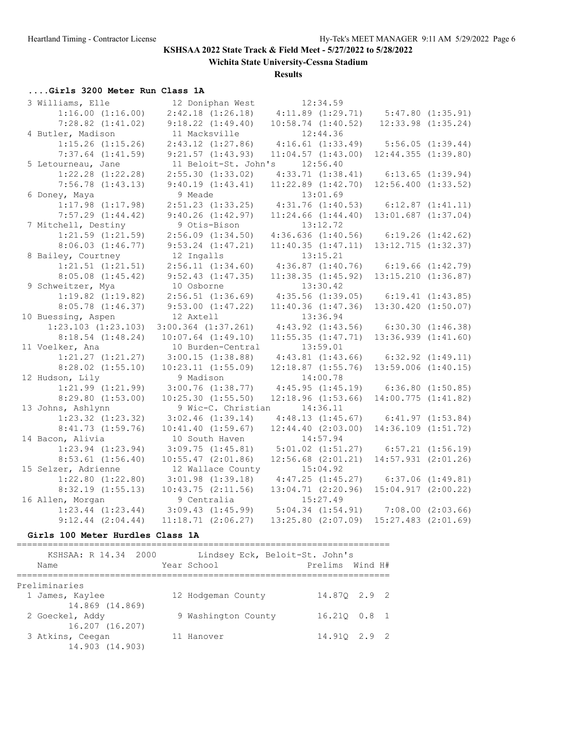# KSHSAA 2022 State Track & Field Meet - 5/27/2022 to 5/28/2022

**Wichita State University-Cessna Stadium**

**Results**

### ....Girls 3200 Meter Run Class 1A

```
  3 Williams, Elle           12 Doniphan West          12:34.59
       1:16.00 (1:16.00)    2:42.18 (1:26.18)    4:11.89 (1:29.71)    5:47.80 (1:35.91)
       7:28.82 (1:41.02)    9:18.22 (1:49.40)   10:58.74 (1:40.52)   12:33.98 (1:35.24)
  4 Butler, Madison          11 Macksville             12:44.36
       1:15.26 (1:15.26)    2:43.12 (1:27.86)    4:16.61 (1:33.49)    5:56.05 (1:39.44)
       7:37.64 (1:41.59)    9:21.57 (1:43.93)   11:04.57 (1:43.00)   12:44.355 (1:39.80)
  5 Letourneau, Jane         11 Beloit-St. John's      12:56.40
       1:22.28 (1:22.28)    2:55.30 (1:33.02)    4:33.71 (1:38.41)    6:13.65 (1:39.94)
       7:56.78 (1:43.13)    9:40.19 (1:43.41)   11:22.89 (1:42.70)   12:56.400 (1:33.52)
  6 Doney, Maya               9 Meade                  13:01.69
       1:17.98 (1:17.98)    2:51.23 (1:33.25)    4:31.76 (1:40.53)    6:12.87 (1:41.11)
       7:57.29 (1:44.42)    9:40.26 (1:42.97)   11:24.66 (1:44.40)   13:01.687 (1:37.04)
  7 Mitchell, Destiny         9 Otis-Bison             13:12.72
       1:21.59 (1:21.59)    2:56.09 (1:34.50)    4:36.636 (1:40.56)   6:19.26 (1:42.62)
       8:06.03 (1:46.77)    9:53.24 (1:47.21)   11:40.35 (1:47.11)   13:12.715 (1:32.37)
  8 Bailey, Courtney         12 Ingalls                13:15.21
       1:21.51 (1:21.51)    2:56.11 (1:34.60)    4:36.87 (1:40.76)    6:19.66 (1:42.79)
       8:05.08 (1:45.42)    9:52.43 (1:47.35)   11:38.35 (1:45.92)   13:15.210 (1:36.87)
  9 Schweitzer, Mya          10 Osborne                13:30.42
       1:19.82 (1:19.82)    2:56.51 (1:36.69)    4:35.56 (1:39.05)    6:19.41 (1:43.85)
       8:05.78 (1:46.37)    9:53.00 (1:47.22)   11:40.36 (1:47.36)   13:30.420 (1:50.07)
 10 Buessing, Aspen          12 Axtell                 13:36.94
     1:23.103 (1:23.103)  3:00.364 (1:37.261)    4:43.92 (1:43.56)    6:30.30 (1:46.38)
       8:18.54 (1:48.24)   10:07.64 (1:49.10)   11:55.35 (1:47.71)   13:36.939 (1:41.60)
 11 Voelker, Ana             10 Burden-Central         13:59.01
       1:21.27 (1:21.27)    3:00.15 (1:38.88)    4:43.81 (1:43.66)    6:32.92 (1:49.11)
       8:28.02 (1:55.10)   10:23.11 (1:55.09)   12:18.87 (1:55.76)   13:59.006 (1:40.15)
 12 Hudson, Lily              9 Madison                14:00.78
       1:21.99 (1:21.99)    3:00.76 (1:38.77)    4:45.95 (1:45.19)    6:36.80 (1:50.85)
       8:29.80 (1:53.00)   10:25.30 (1:55.50)   12:18.96 (1:53.66)   14:00.775 (1:41.82)
 13 Johns, Ashlynn            9 Wic-C. Christian       14:36.11
       1:23.32 (1:23.32)    3:02.46 (1:39.14)    4:48.13 (1:45.67)    6:41.97 (1:53.84)
       8:41.73 (1:59.76)   10:41.40 (1:59.67)   12:44.40 (2:03.00)   14:36.109 (1:51.72)
 14 Bacon, Alivia            10 South Haven            14:57.94
       1:23.94 (1:23.94)    3:09.75 (1:45.81)    5:01.02 (1:51.27)    6:57.21 (1:56.19)
       8:53.61 (1:56.40)   10:55.47 (2:01.86)   12:56.68 (2:01.21)   14:57.931 (2:01.26)
 15 Selzer, Adrienne         12 Wallace County         15:04.92
       1:22.80 (1:22.80)    3:01.98 (1:39.18)    4:47.25 (1:45.27)    6:37.06 (1:49.81)
       8:32.19 (1:55.13)   10:43.75 (2:11.56)   13:04.71 (2:20.96)   15:04.917 (2:00.22)
 16 Allen, Morgan             9 Centralia              15:27.49
       1:23.44 (1:23.44)    3:09.43 (1:45.99)    5:04.34 (1:54.91)    7:08.00 (2:03.66)
       9:12.44 (2:04.44)   11:18.71 (2:06.27)   13:25.80 (2:07.09)   15:27.483 (2:01.69)
```

### Girls 100 Meter Hurdles Class 1A

```
========================================================================
    KSHSAA: R 14.34  2000        Lindsey Eck, Beloit-St. John's
    Name                    Year School               Prelims  Wind H#
========================================================================
Preliminaries
  1 James, Kaylee           12 Hodgeman County        14.87Q  2.9  2
       14.869 (14.869)
  2 Goeckel, Addy            9 Washington County      16.21Q  0.8  1
       16.207 (16.207)
  3 Atkins, Ceegan          11 Hanover                14.91Q  2.9  2
       14.903 (14.903)
```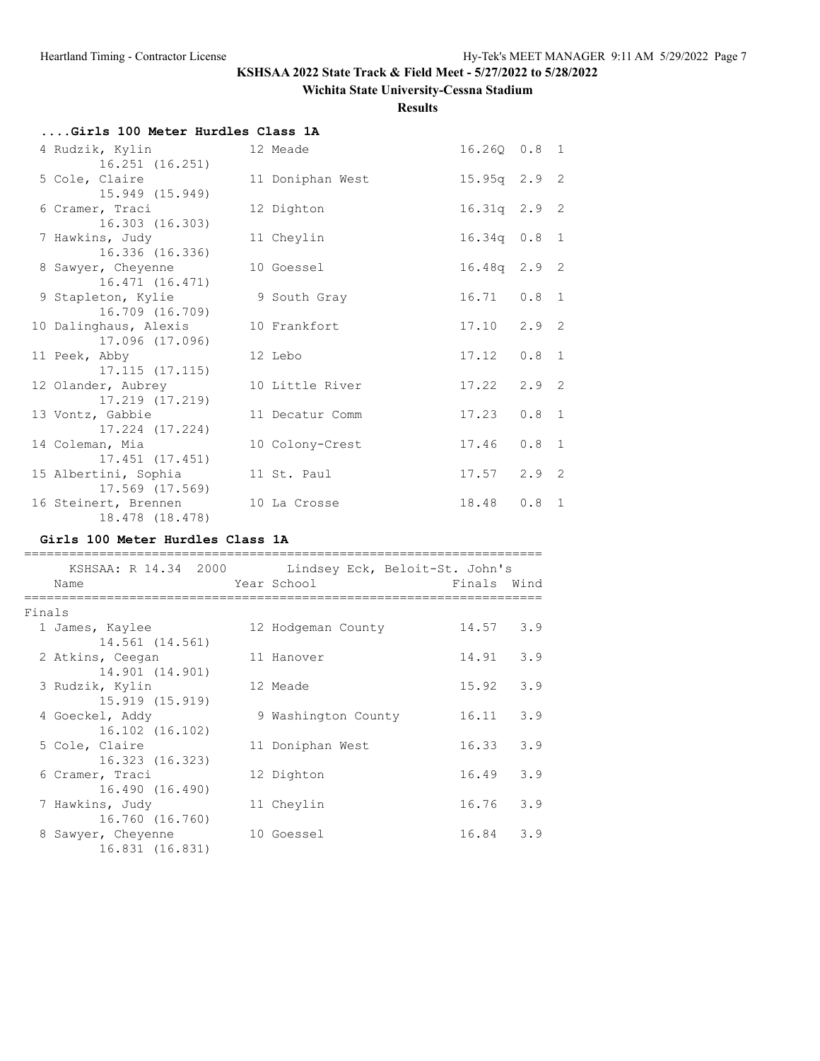**KSHSAA 2022 State Track & Field Meet - 5/27/2022 to 5/28/2022**

**Wichita State University-Cessna Stadium**

**Results**

### ....Girls 100 Meter Hurdles Class 1A

| Place | Name | Year | School | Prelims | Wind | H# |
|---|---|---|---|---|---|---|
| 4 | Rudzik, Kylin<br>16.251 (16.251) | 12 | Meade | 16.26Q | 0.8 | 1 |
| 5 | Cole, Claire<br>15.949 (15.949) | 11 | Doniphan West | 15.95q | 2.9 | 2 |
| 6 | Cramer, Traci<br>16.303 (16.303) | 12 | Dighton | 16.31q | 2.9 | 2 |
| 7 | Hawkins, Judy<br>16.336 (16.336) | 11 | Cheylin | 16.34q | 0.8 | 1 |
| 8 | Sawyer, Cheyenne<br>16.471 (16.471) | 10 | Goessel | 16.48q | 2.9 | 2 |
| 9 | Stapleton, Kylie<br>16.709 (16.709) | 9 | South Gray | 16.71 | 0.8 | 1 |
| 10 | Dalinghaus, Alexis<br>17.096 (17.096) | 10 | Frankfort | 17.10 | 2.9 | 2 |
| 11 | Peek, Abby<br>17.115 (17.115) | 12 | Lebo | 17.12 | 0.8 | 1 |
| 12 | Olander, Aubrey<br>17.219 (17.219) | 10 | Little River | 17.22 | 2.9 | 2 |
| 13 | Vontz, Gabbie<br>17.224 (17.224) | 11 | Decatur Comm | 17.23 | 0.8 | 1 |
| 14 | Coleman, Mia<br>17.451 (17.451) | 10 | Colony-Crest | 17.46 | 0.8 | 1 |
| 15 | Albertini, Sophia<br>17.569 (17.569) | 11 | St. Paul | 17.57 | 2.9 | 2 |
| 16 | Steinert, Brennen<br>18.478 (18.478) | 10 | La Crosse | 18.48 | 0.8 | 1 |

### Girls 100 Meter Hurdles Class 1A

KSHSAA: R 14.34 2000 Lindsey Eck, Beloit-St. John's

Finals

| Place | Name | Year | School | Finals | Wind |
|---|---|---|---|---|---|
| 1 | James, Kaylee<br>14.561 (14.561) | 12 | Hodgeman County | 14.57 | 3.9 |
| 2 | Atkins, Ceegan<br>14.901 (14.901) | 11 | Hanover | 14.91 | 3.9 |
| 3 | Rudzik, Kylin<br>15.919 (15.919) | 12 | Meade | 15.92 | 3.9 |
| 4 | Goeckel, Addy<br>16.102 (16.102) | 9 | Washington County | 16.11 | 3.9 |
| 5 | Cole, Claire<br>16.323 (16.323) | 11 | Doniphan West | 16.33 | 3.9 |
| 6 | Cramer, Traci<br>16.490 (16.490) | 12 | Dighton | 16.49 | 3.9 |
| 7 | Hawkins, Judy<br>16.760 (16.760) | 11 | Cheylin | 16.76 | 3.9 |
| 8 | Sawyer, Cheyenne<br>16.831 (16.831) | 10 | Goessel | 16.84 | 3.9 |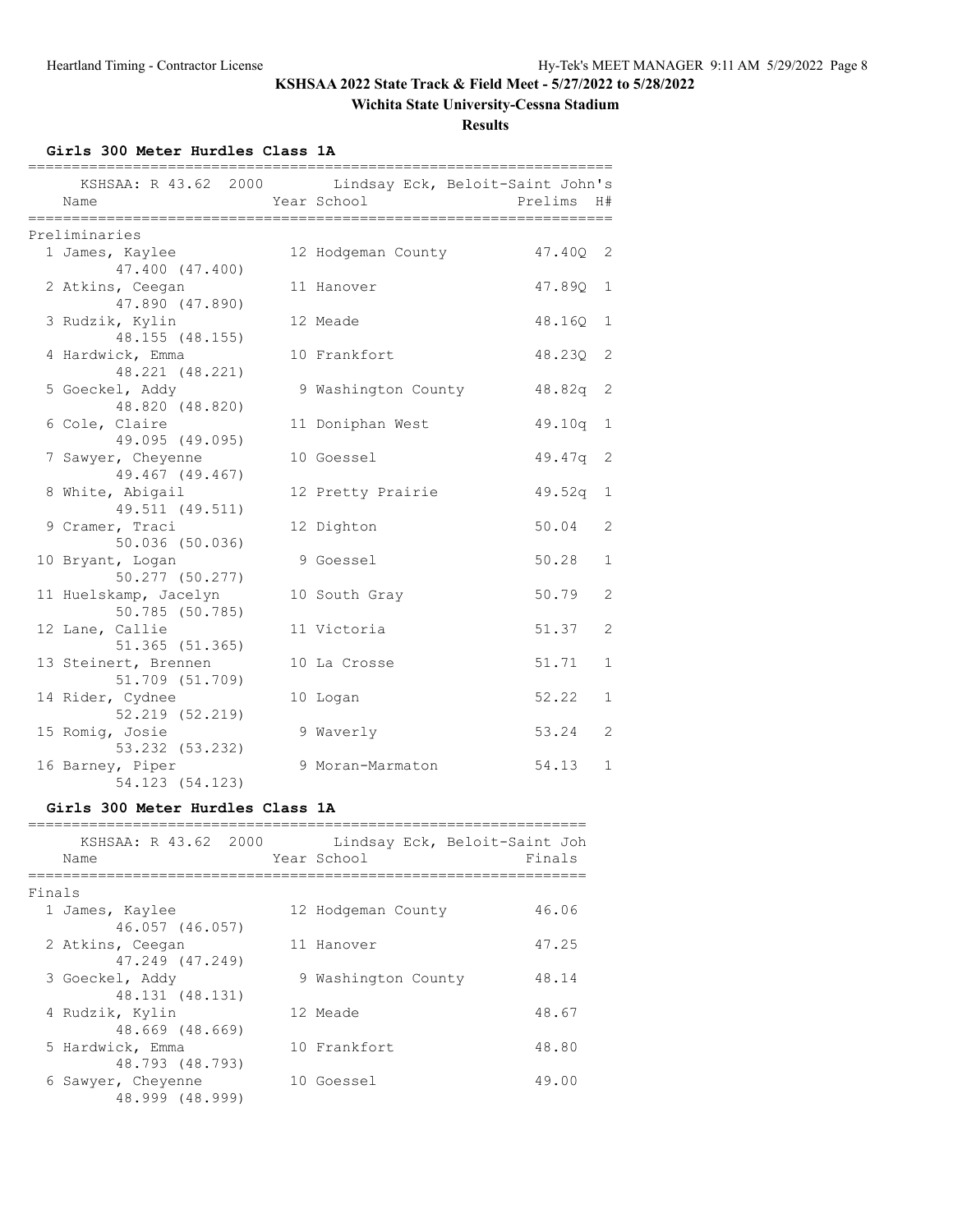**KSHSAA 2022 State Track & Field Meet - 5/27/2022 to 5/28/2022**

**Wichita State University-Cessna Stadium**

**Results**

### Girls 300 Meter Hurdles Class 1A

KSHSAA: R 43.62 2000 Lindsay Eck, Beloit-Saint John's

Preliminaries

| Place | Name | Year | School | Prelims | H# |
|---|---|---|---|---|---|
| 1 | James, Kaylee 47.400 (47.400) | 12 | Hodgeman County | 47.40Q | 2 |
| 2 | Atkins, Ceegan 47.890 (47.890) | 11 | Hanover | 47.89Q | 1 |
| 3 | Rudzik, Kylin 48.155 (48.155) | 12 | Meade | 48.16Q | 1 |
| 4 | Hardwick, Emma 48.221 (48.221) | 10 | Frankfort | 48.23Q | 2 |
| 5 | Goeckel, Addy 48.820 (48.820) | 9 | Washington County | 48.82q | 2 |
| 6 | Cole, Claire 49.095 (49.095) | 11 | Doniphan West | 49.10q | 1 |
| 7 | Sawyer, Cheyenne 49.467 (49.467) | 10 | Goessel | 49.47q | 2 |
| 8 | White, Abigail 49.511 (49.511) | 12 | Pretty Prairie | 49.52q | 1 |
| 9 | Cramer, Traci 50.036 (50.036) | 12 | Dighton | 50.04 | 2 |
| 10 | Bryant, Logan 50.277 (50.277) | 9 | Goessel | 50.28 | 1 |
| 11 | Huelskamp, Jacelyn 50.785 (50.785) | 10 | South Gray | 50.79 | 2 |
| 12 | Lane, Callie 51.365 (51.365) | 11 | Victoria | 51.37 | 2 |
| 13 | Steinert, Brennen 51.709 (51.709) | 10 | La Crosse | 51.71 | 1 |
| 14 | Rider, Cydnee 52.219 (52.219) | 10 | Logan | 52.22 | 1 |
| 15 | Romig, Josie 53.232 (53.232) | 9 | Waverly | 53.24 | 2 |
| 16 | Barney, Piper 54.123 (54.123) | 9 | Moran-Marmaton | 54.13 | 1 |

### Girls 300 Meter Hurdles Class 1A

KSHSAA: R 43.62 2000 Lindsay Eck, Beloit-Saint Joh

Finals

| Place | Name | Year | School | Finals |
|---|---|---|---|---|
| 1 | James, Kaylee 46.057 (46.057) | 12 | Hodgeman County | 46.06 |
| 2 | Atkins, Ceegan 47.249 (47.249) | 11 | Hanover | 47.25 |
| 3 | Goeckel, Addy 48.131 (48.131) | 9 | Washington County | 48.14 |
| 4 | Rudzik, Kylin 48.669 (48.669) | 12 | Meade | 48.67 |
| 5 | Hardwick, Emma 48.793 (48.793) | 10 | Frankfort | 48.80 |
| 6 | Sawyer, Cheyenne 48.999 (48.999) | 10 | Goessel | 49.00 |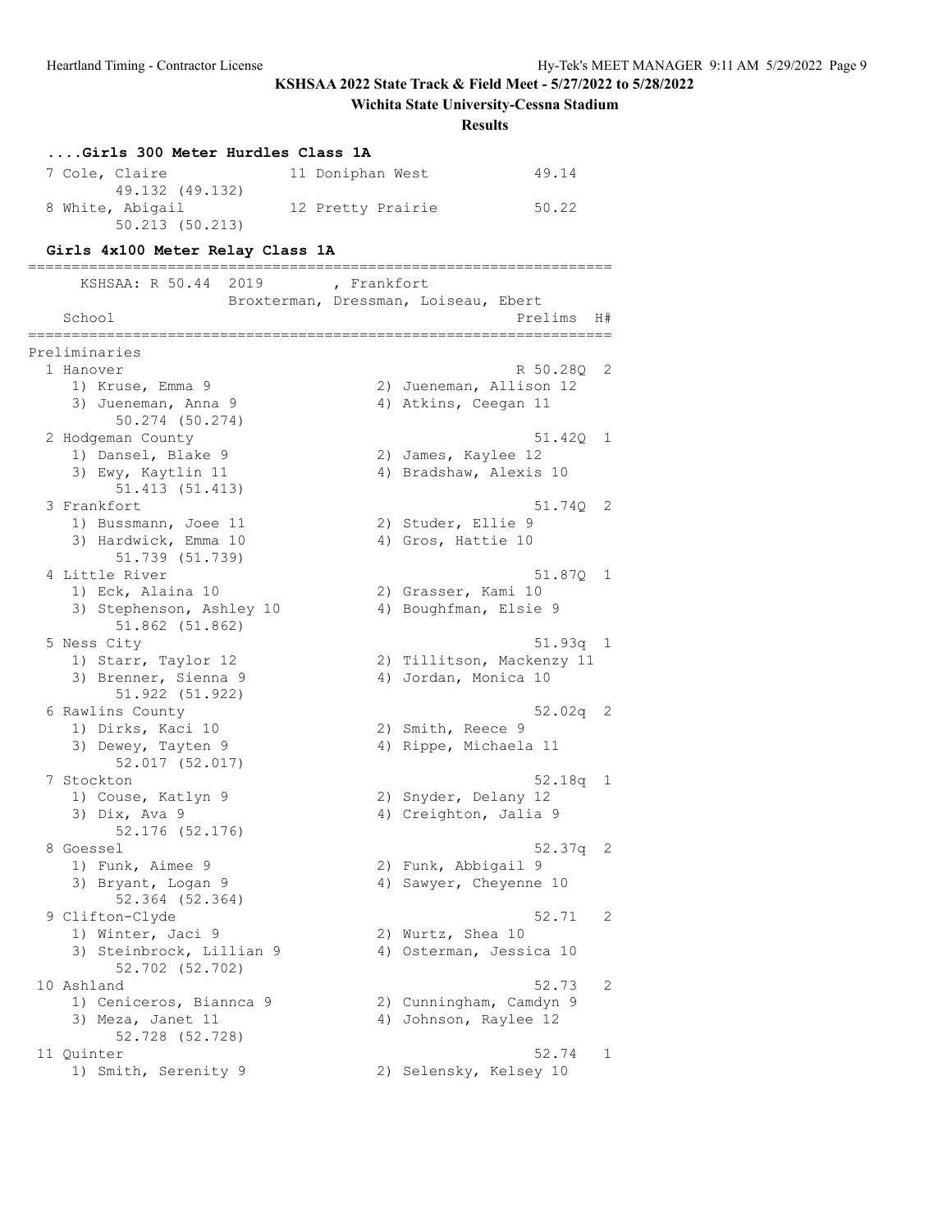**KSHSAA 2022 State Track & Field Meet - 5/27/2022 to 5/28/2022**

**Wichita State University-Cessna Stadium**

**Results**

### ....Girls 300 Meter Hurdles Class 1A

```
  7 Cole, Claire              11 Doniphan West            49.14  
        49.132 (49.132)
  8 White, Abigail            12 Pretty Prairie           50.22  
        50.213 (50.213)
```

### Girls 4x100 Meter Relay Class 1A

```
===================================================================
      KSHSAA: R 50.44  2019        , Frankfort                     
                   Broxterman, Dressman, Loiseau, Ebert            
    School                                            Prelims  H#
===================================================================
Preliminaries
  1 Hanover                                          R 50.28Q  2 
     1) Kruse, Emma 9                  2) Jueneman, Allison 12     
     3) Jueneman, Anna 9               4) Atkins, Ceegan 11        
          50.274 (50.274)
  2 Hodgeman County                                    51.42Q  1 
     1) Dansel, Blake 9                2) James, Kaylee 12         
     3) Ewy, Kaytlin 11                4) Bradshaw, Alexis 10      
          51.413 (51.413)
  3 Frankfort                                          51.74Q  2 
     1) Bussmann, Joee 11              2) Studer, Ellie 9          
     3) Hardwick, Emma 10              4) Gros, Hattie 10          
          51.739 (51.739)
  4 Little River                                       51.87Q  1 
     1) Eck, Alaina 10                 2) Grasser, Kami 10         
     3) Stephenson, Ashley 10          4) Boughfman, Elsie 9       
          51.862 (51.862)
  5 Ness City                                          51.93q  1 
     1) Starr, Taylor 12               2) Tillitson, Mackenzy 11   
     3) Brenner, Sienna 9              4) Jordan, Monica 10        
          51.922 (51.922)
  6 Rawlins County                                     52.02q  2 
     1) Dirks, Kaci 10                 2) Smith, Reece 9           
     3) Dewey, Tayten 9                4) Rippe, Michaela 11       
          52.017 (52.017)
  7 Stockton                                           52.18q  1 
     1) Couse, Katlyn 9                2) Snyder, Delany 12        
     3) Dix, Ava 9                     4) Creighton, Jalia 9       
          52.176 (52.176)
  8 Goessel                                            52.37q  2 
     1) Funk, Aimee 9                  2) Funk, Abbigail 9         
     3) Bryant, Logan 9                4) Sawyer, Cheyenne 10      
          52.364 (52.364)
  9 Clifton-Clyde                                      52.71   2 
     1) Winter, Jaci 9                 2) Wurtz, Shea 10           
     3) Steinbrock, Lillian 9          4) Osterman, Jessica 10     
          52.702 (52.702)
 10 Ashland                                            52.73   2 
     1) Ceniceros, Biannca 9           2) Cunningham, Camdyn 9     
     3) Meza, Janet 11                 4) Johnson, Raylee 12       
          52.728 (52.728)
 11 Quinter                                            52.74   1 
     1) Smith, Serenity 9              2) Selensky, Kelsey 10      
```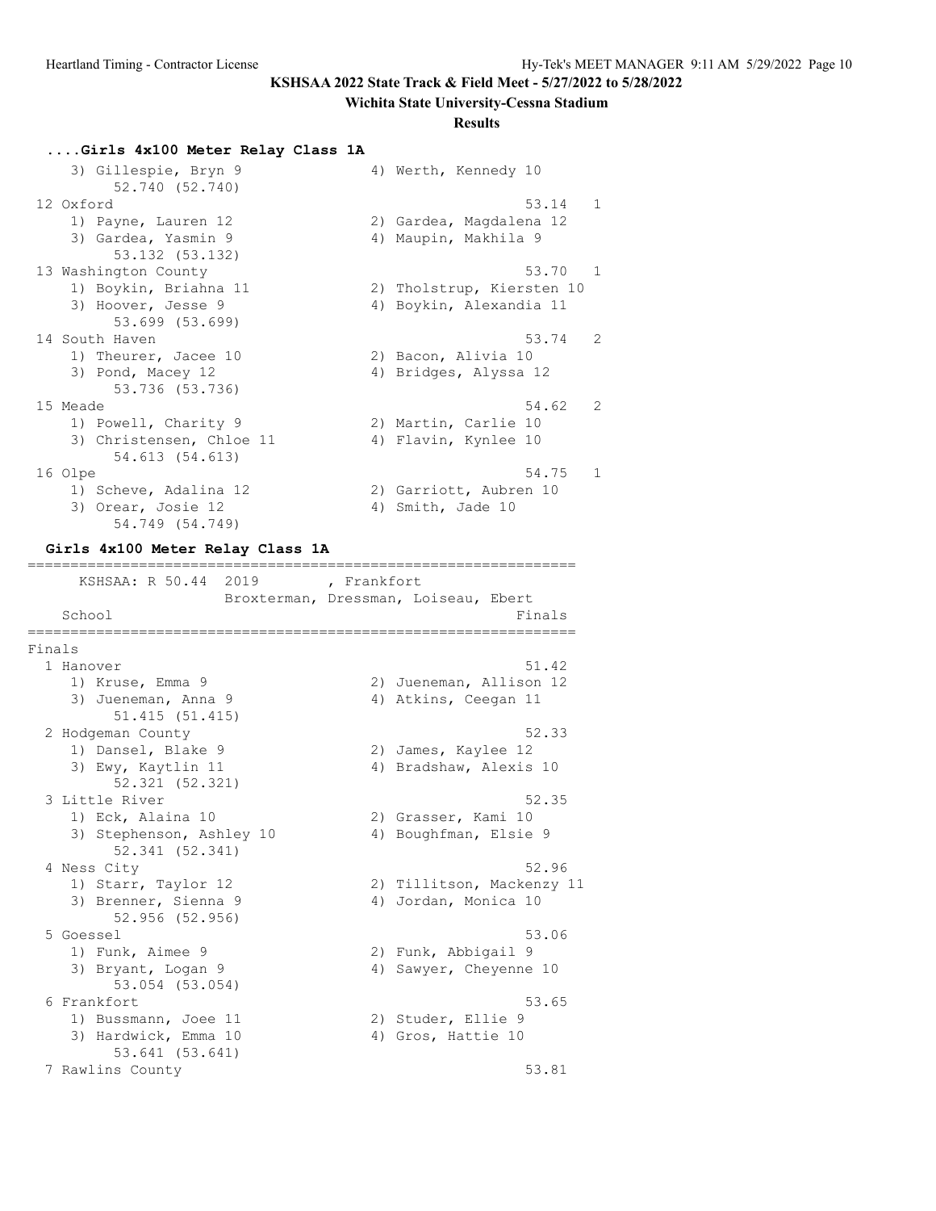**KSHSAA 2022 State Track & Field Meet - 5/27/2022 to 5/28/2022**

**Wichita State University-Cessna Stadium**

**Results**

### ....Girls 4x100 Meter Relay Class 1A

```
    3) Gillespie, Bryn 9              4) Werth, Kennedy 10
        52.740 (52.740)
 12 Oxford                                            53.14   1
    1) Payne, Lauren 12               2) Gardea, Magdalena 12
    3) Gardea, Yasmin 9               4) Maupin, Makhila 9
        53.132 (53.132)
 13 Washington County                                 53.70   1
    1) Boykin, Briahna 11             2) Tholstrup, Kiersten 10
    3) Hoover, Jesse 9                4) Boykin, Alexandia 11
        53.699 (53.699)
 14 South Haven                                       53.74   2
    1) Theurer, Jacee 10              2) Bacon, Alivia 10
    3) Pond, Macey 12                 4) Bridges, Alyssa 12
        53.736 (53.736)
 15 Meade                                             54.62   2
    1) Powell, Charity 9              2) Martin, Carlie 10
    3) Christensen, Chloe 11          4) Flavin, Kynlee 10
        54.613 (54.613)
 16 Olpe                                              54.75   1
    1) Scheve, Adalina 12             2) Garriott, Aubren 10
    3) Orear, Josie 12                4) Smith, Jade 10
        54.749 (54.749)
```

### Girls 4x100 Meter Relay Class 1A

```
================================================================
      KSHSAA: R 50.44  2019        , Frankfort
                  Broxterman, Dressman, Loiseau, Ebert
    School                                              Finals
================================================================
Finals
  1 Hanover                                             51.42
     1) Kruse, Emma 9                  2) Jueneman, Allison 12
     3) Jueneman, Anna 9               4) Atkins, Ceegan 11
         51.415 (51.415)
  2 Hodgeman County                                     52.33
     1) Dansel, Blake 9                2) James, Kaylee 12
     3) Ewy, Kaytlin 11                4) Bradshaw, Alexis 10
         52.321 (52.321)
  3 Little River                                        52.35
     1) Eck, Alaina 10                 2) Grasser, Kami 10
     3) Stephenson, Ashley 10          4) Boughfman, Elsie 9
         52.341 (52.341)
  4 Ness City                                           52.96
     1) Starr, Taylor 12               2) Tillitson, Mackenzy 11
     3) Brenner, Sienna 9              4) Jordan, Monica 10
         52.956 (52.956)
  5 Goessel                                             53.06
     1) Funk, Aimee 9                  2) Funk, Abbigail 9
     3) Bryant, Logan 9                4) Sawyer, Cheyenne 10
         53.054 (53.054)
  6 Frankfort                                           53.65
     1) Bussmann, Joee 11              2) Studer, Ellie 9
     3) Hardwick, Emma 10              4) Gros, Hattie 10
         53.641 (53.641)
  7 Rawlins County                                      53.81
```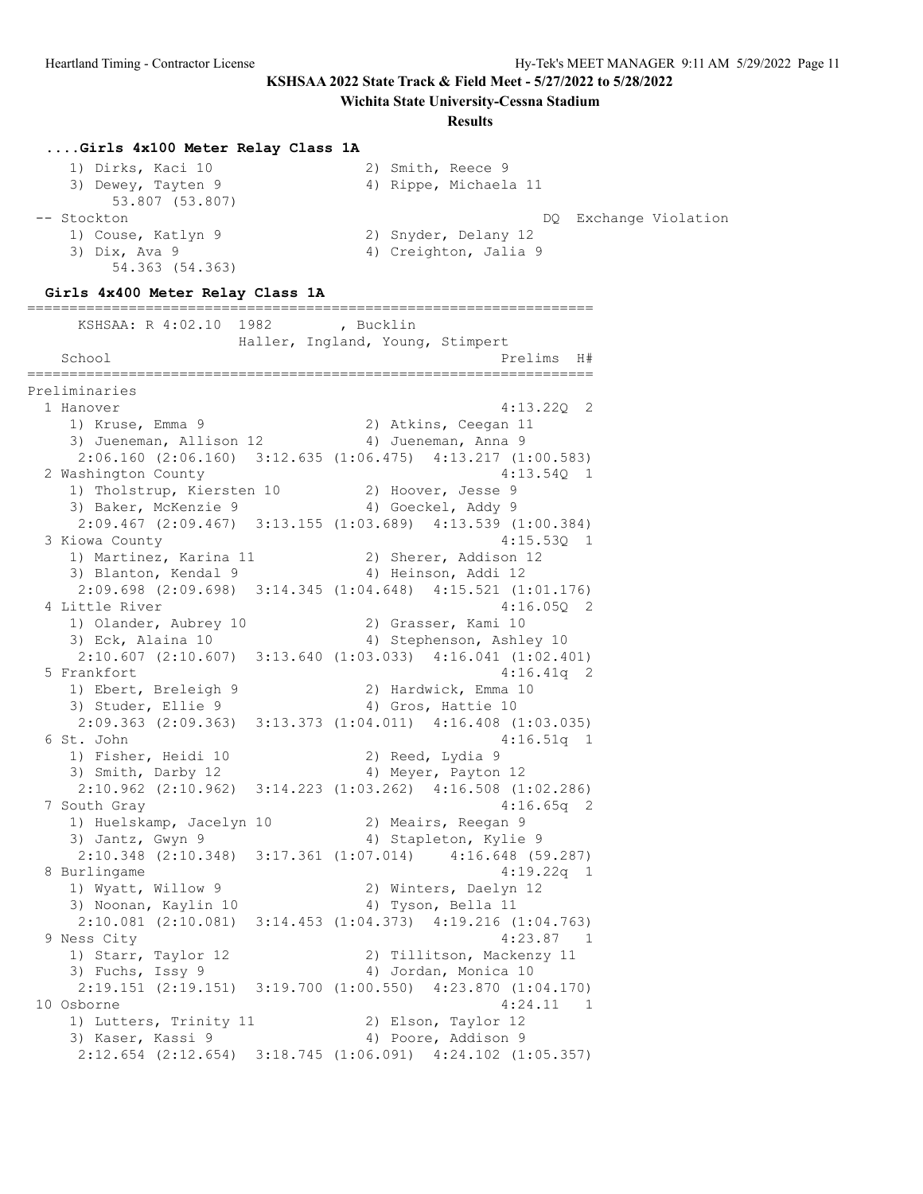KSHSAA 2022 State Track & Field Meet - 5/27/2022 to 5/28/2022

Wichita State University-Cessna Stadium

**Results**

### ....Girls 4x100 Meter Relay Class 1A

```
    1) Dirks, Kaci 10                  2) Smith, Reece 9
    3) Dewey, Tayten 9                 4) Rippe, Michaela 11
         53.807 (53.807)
 -- Stockton                                              DQ  Exchange Violation
    1) Couse, Katlyn 9                 2) Snyder, Delany 12
    3) Dix, Ava 9                      4) Creighton, Jalia 9
         54.363 (54.363)
```

### Girls 4x400 Meter Relay Class 1A

```
===================================================================
      KSHSAA: R 4:02.10  1982        , Bucklin
                      Haller, Ingland, Young, Stimpert
    School                                            Prelims  H#
===================================================================
Preliminaries
  1 Hanover                                           4:13.22Q  2
     1) Kruse, Emma 9                  2) Atkins, Ceegan 11
     3) Jueneman, Allison 12           4) Jueneman, Anna 9
      2:06.160 (2:06.160)  3:12.635 (1:06.475)  4:13.217 (1:00.583)
  2 Washington County                                 4:13.54Q  1
     1) Tholstrup, Kiersten 10         2) Hoover, Jesse 9
     3) Baker, McKenzie 9              4) Goeckel, Addy 9
      2:09.467 (2:09.467)  3:13.155 (1:03.689)  4:13.539 (1:00.384)
  3 Kiowa County                                      4:15.53Q  1
     1) Martinez, Karina 11            2) Sherer, Addison 12
     3) Blanton, Kendal 9              4) Heinson, Addi 12
      2:09.698 (2:09.698)  3:14.345 (1:04.648)  4:15.521 (1:01.176)
  4 Little River                                      4:16.05Q  2
     1) Olander, Aubrey 10             2) Grasser, Kami 10
     3) Eck, Alaina 10                 4) Stephenson, Ashley 10
      2:10.607 (2:10.607)  3:13.640 (1:03.033)  4:16.041 (1:02.401)
  5 Frankfort                                         4:16.41q  2
     1) Ebert, Breleigh 9              2) Hardwick, Emma 10
     3) Studer, Ellie 9                4) Gros, Hattie 10
      2:09.363 (2:09.363)  3:13.373 (1:04.011)  4:16.408 (1:03.035)
  6 St. John                                          4:16.51q  1
     1) Fisher, Heidi 10               2) Reed, Lydia 9
     3) Smith, Darby 12                4) Meyer, Payton 12
      2:10.962 (2:10.962)  3:14.223 (1:03.262)  4:16.508 (1:02.286)
  7 South Gray                                        4:16.65q  2
     1) Huelskamp, Jacelyn 10          2) Meairs, Reegan 9
     3) Jantz, Gwyn 9                  4) Stapleton, Kylie 9
      2:10.348 (2:10.348)  3:17.361 (1:07.014)    4:16.648 (59.287)
  8 Burlingame                                        4:19.22q  1
     1) Wyatt, Willow 9                2) Winters, Daelyn 12
     3) Noonan, Kaylin 10              4) Tyson, Bella 11
      2:10.081 (2:10.081)  3:14.453 (1:04.373)  4:19.216 (1:04.763)
  9 Ness City                                         4:23.87   1
     1) Starr, Taylor 12               2) Tillitson, Mackenzy 11
     3) Fuchs, Issy 9                  4) Jordan, Monica 10
      2:19.151 (2:19.151)  3:19.700 (1:00.550)  4:23.870 (1:04.170)
 10 Osborne                                           4:24.11   1
     1) Lutters, Trinity 11            2) Elson, Taylor 12
     3) Kaser, Kassi 9                 4) Poore, Addison 9
      2:12.654 (2:12.654)  3:18.745 (1:06.091)  4:24.102 (1:05.357)
```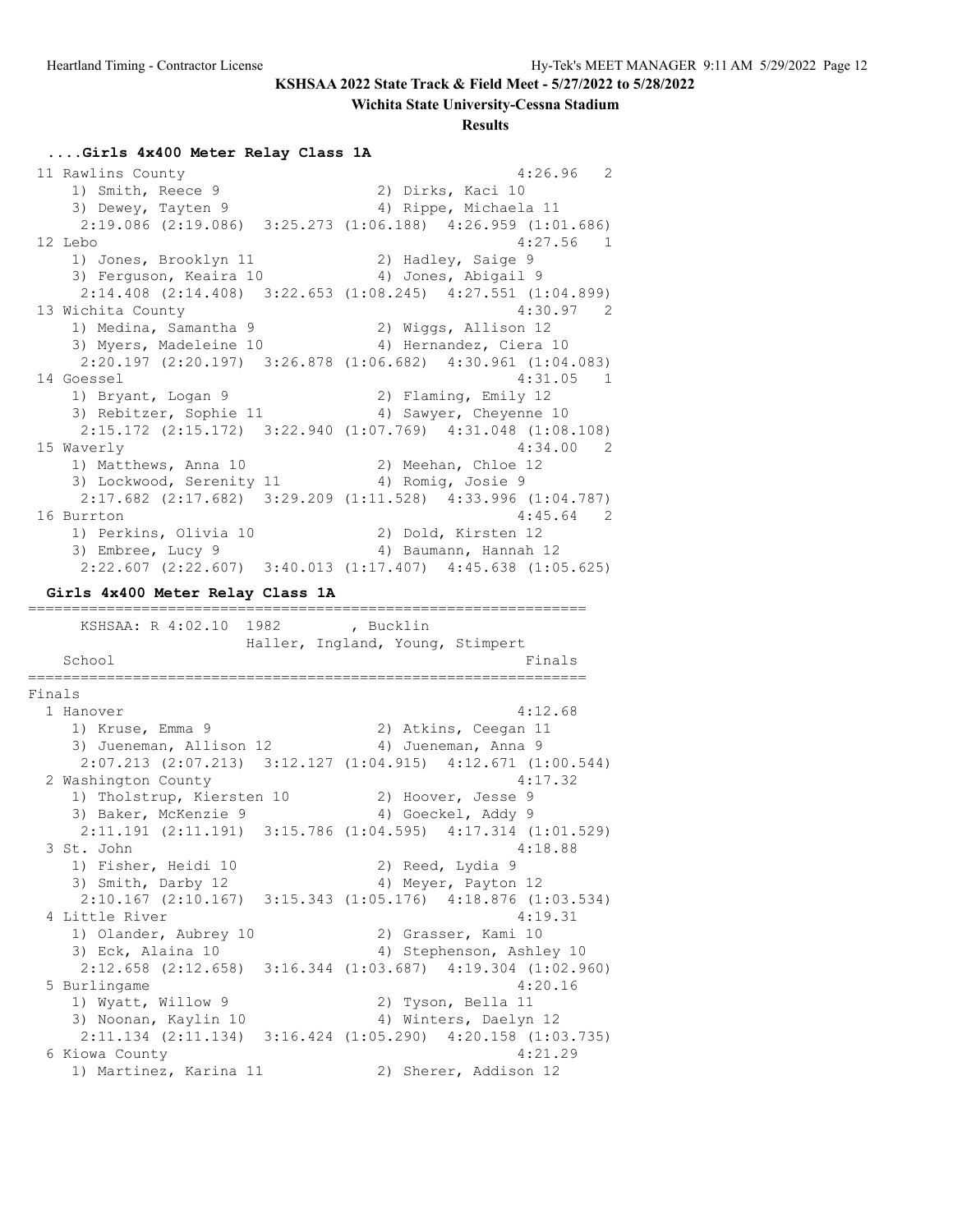**KSHSAA 2022 State Track & Field Meet - 5/27/2022 to 5/28/2022**

**Wichita State University-Cessna Stadium**

**Results**

### ....Girls 4x400 Meter Relay Class 1A

```
 11 Rawlins County                                      4:26.96   2
    1) Smith, Reece 9                 2) Dirks, Kaci 10
    3) Dewey, Tayten 9                4) Rippe, Michaela 11
     2:19.086 (2:19.086)  3:25.273 (1:06.188)  4:26.959 (1:01.686)
 12 Lebo                                                4:27.56   1
    1) Jones, Brooklyn 11             2) Hadley, Saige 9
    3) Ferguson, Keaira 10            4) Jones, Abigail 9
     2:14.408 (2:14.408)  3:22.653 (1:08.245)  4:27.551 (1:04.899)
 13 Wichita County                                      4:30.97   2
    1) Medina, Samantha 9             2) Wiggs, Allison 12
    3) Myers, Madeleine 10            4) Hernandez, Ciera 10
     2:20.197 (2:20.197)  3:26.878 (1:06.682)  4:30.961 (1:04.083)
 14 Goessel                                             4:31.05   1
    1) Bryant, Logan 9                2) Flaming, Emily 12
    3) Rebitzer, Sophie 11            4) Sawyer, Cheyenne 10
     2:15.172 (2:15.172)  3:22.940 (1:07.769)  4:31.048 (1:08.108)
 15 Waverly                                             4:34.00   2
    1) Matthews, Anna 10              2) Meehan, Chloe 12
    3) Lockwood, Serenity 11          4) Romig, Josie 9
     2:17.682 (2:17.682)  3:29.209 (1:11.528)  4:33.996 (1:04.787)
 16 Burrton                                             4:45.64   2
    1) Perkins, Olivia 10             2) Dold, Kirsten 12
    3) Embree, Lucy 9                 4) Baumann, Hannah 12
     2:22.607 (2:22.607)  3:40.013 (1:17.407)  4:45.638 (1:05.625)
```

### Girls 4x400 Meter Relay Class 1A

```
================================================================
      KSHSAA: R 4:02.10  1982        , Bucklin
                     Haller, Ingland, Young, Stimpert
    School                                            Finals
================================================================
Finals
  1 Hanover                                           4:12.68
     1) Kruse, Emma 9                 2) Atkins, Ceegan 11
     3) Jueneman, Allison 12          4) Jueneman, Anna 9
     2:07.213 (2:07.213)  3:12.127 (1:04.915)  4:12.671 (1:00.544)
  2 Washington County                                 4:17.32
     1) Tholstrup, Kiersten 10        2) Hoover, Jesse 9
     3) Baker, McKenzie 9             4) Goeckel, Addy 9
     2:11.191 (2:11.191)  3:15.786 (1:04.595)  4:17.314 (1:01.529)
  3 St. John                                          4:18.88
     1) Fisher, Heidi 10              2) Reed, Lydia 9
     3) Smith, Darby 12               4) Meyer, Payton 12
     2:10.167 (2:10.167)  3:15.343 (1:05.176)  4:18.876 (1:03.534)
  4 Little River                                      4:19.31
     1) Olander, Aubrey 10            2) Grasser, Kami 10
     3) Eck, Alaina 10                4) Stephenson, Ashley 10
     2:12.658 (2:12.658)  3:16.344 (1:03.687)  4:19.304 (1:02.960)
  5 Burlingame                                        4:20.16
     1) Wyatt, Willow 9               2) Tyson, Bella 11
     3) Noonan, Kaylin 10             4) Winters, Daelyn 12
     2:11.134 (2:11.134)  3:16.424 (1:05.290)  4:20.158 (1:03.735)
  6 Kiowa County                                      4:21.29
     1) Martinez, Karina 11           2) Sherer, Addison 12
```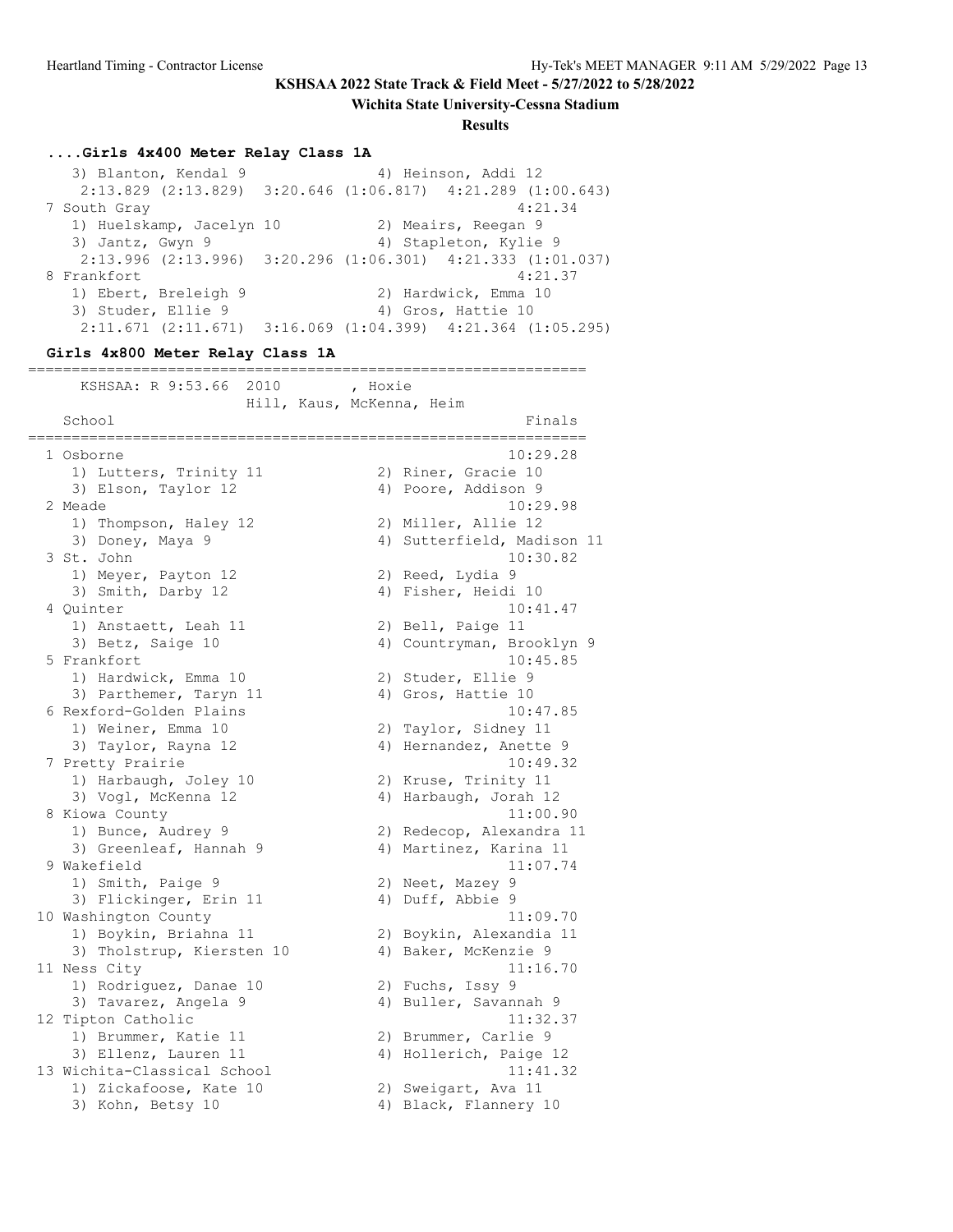KSHSAA 2022 State Track & Field Meet - 5/27/2022 to 5/28/2022

Wichita State University-Cessna Stadium

Results

### ....Girls 4x400 Meter Relay Class 1A

```
   3) Blanton, Kendal 9               4) Heinson, Addi 12
    2:13.829 (2:13.829)  3:20.646 (1:06.817)  4:21.289 (1:00.643)
 7 South Gray                                         4:21.34
   1) Huelskamp, Jacelyn 10           2) Meairs, Reegan 9
   3) Jantz, Gwyn 9                   4) Stapleton, Kylie 9
    2:13.996 (2:13.996)  3:20.296 (1:06.301)  4:21.333 (1:01.037)
 8 Frankfort                                          4:21.37
   1) Ebert, Breleigh 9               2) Hardwick, Emma 10
   3) Studer, Ellie 9                 4) Gros, Hattie 10
    2:11.671 (2:11.671)  3:16.069 (1:04.399)  4:21.364 (1:05.295)
```

### Girls 4x800 Meter Relay Class 1A

```
================================================================
     KSHSAA: R 9:53.66  2010        , Hoxie
                    Hill, Kaus, McKenna, Heim
   School                                               Finals
================================================================
  1 Osborne                                           10:29.28
     1) Lutters, Trinity 11             2) Riner, Gracie 10
     3) Elson, Taylor 12                4) Poore, Addison 9
  2 Meade                                             10:29.98
     1) Thompson, Haley 12              2) Miller, Allie 12
     3) Doney, Maya 9                   4) Sutterfield, Madison 11
  3 St. John                                          10:30.82
     1) Meyer, Payton 12                2) Reed, Lydia 9
     3) Smith, Darby 12                 4) Fisher, Heidi 10
  4 Quinter                                           10:41.47
     1) Anstaett, Leah 11               2) Bell, Paige 11
     3) Betz, Saige 10                  4) Countryman, Brooklyn 9
  5 Frankfort                                         10:45.85
     1) Hardwick, Emma 10               2) Studer, Ellie 9
     3) Parthemer, Taryn 11             4) Gros, Hattie 10
  6 Rexford-Golden Plains                             10:47.85
     1) Weiner, Emma 10                 2) Taylor, Sidney 11
     3) Taylor, Rayna 12                4) Hernandez, Anette 9
  7 Pretty Prairie                                    10:49.32
     1) Harbaugh, Joley 10              2) Kruse, Trinity 11
     3) Vogl, McKenna 12                4) Harbaugh, Jorah 12
  8 Kiowa County                                      11:00.90
     1) Bunce, Audrey 9                 2) Redecop, Alexandra 11
     3) Greenleaf, Hannah 9             4) Martinez, Karina 11
  9 Wakefield                                         11:07.74
     1) Smith, Paige 9                  2) Neet, Mazey 9
     3) Flickinger, Erin 11             4) Duff, Abbie 9
 10 Washington County                                 11:09.70
     1) Boykin, Briahna 11              2) Boykin, Alexandia 11
     3) Tholstrup, Kiersten 10          4) Baker, McKenzie 9
 11 Ness City                                         11:16.70
     1) Rodriguez, Danae 10             2) Fuchs, Issy 9
     3) Tavarez, Angela 9               4) Buller, Savannah 9
 12 Tipton Catholic                                   11:32.37
     1) Brummer, Katie 11               2) Brummer, Carlie 9
     3) Ellenz, Lauren 11               4) Hollerich, Paige 12
 13 Wichita-Classical School                          11:41.32
     1) Zickafoose, Kate 10             2) Sweigart, Ava 11
     3) Kohn, Betsy 10                  4) Black, Flannery 10
```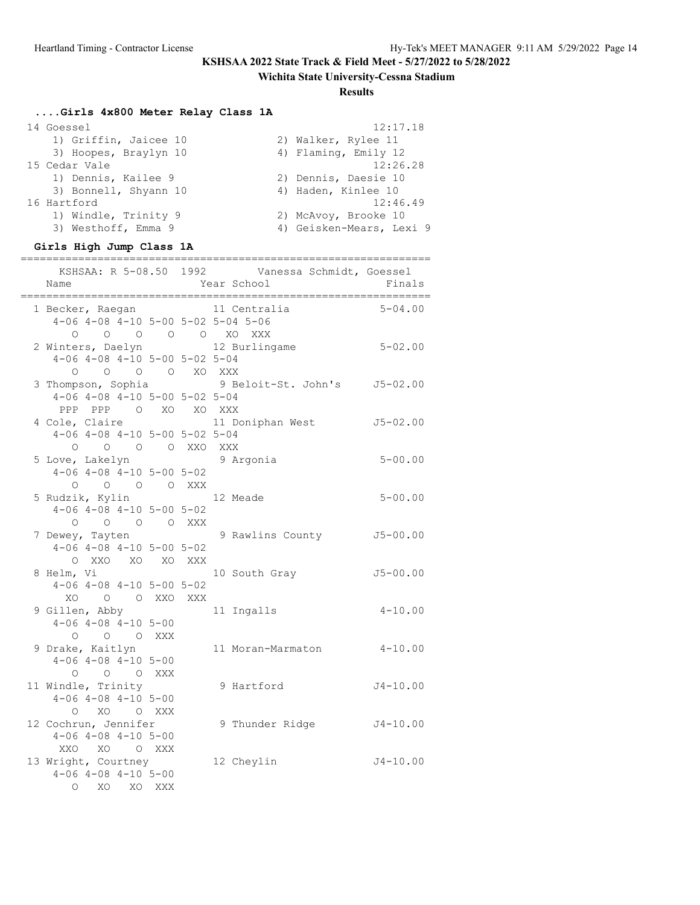KSHSAA 2022 State Track & Field Meet - 5/27/2022 to 5/28/2022

Wichita State University-Cessna Stadium

**Results**

### ....Girls 4x800 Meter Relay Class 1A

```
 14 Goessel                                           12:17.18 
    1) Griffin, Jaicee 10              2) Walker, Rylee 11          
    3) Hoopes, Braylyn 10              4) Flaming, Emily 12         
 15 Cedar Vale                                        12:26.28 
    1) Dennis, Kailee 9                2) Dennis, Daesie 10         
    3) Bonnell, Shyann 10              4) Haden, Kinlee 10          
 16 Hartford                                          12:46.49 
    1) Windle, Trinity 9               2) McAvoy, Brooke 10         
    3) Westhoff, Emma 9                4) Geisken-Mears, Lexi 9     
```

### Girls High Jump Class 1A

```
================================================================
    KSHSAA: R 5-08.50  1992       Vanessa Schmidt, Goessel      
    Name                    Year School                  Finals 
================================================================
  1 Becker, Raegan            11 Centralia              5-04.00 
     4-06 4-08 4-10 5-00 5-02 5-04 5-06
        O    O    O    O    O   XO  XXX
  2 Winters, Daelyn           12 Burlingame             5-02.00 
     4-06 4-08 4-10 5-00 5-02 5-04
        O    O    O    O   XO  XXX
  3 Thompson, Sophia           9 Beloit-St. John's     J5-02.00 
     4-06 4-08 4-10 5-00 5-02 5-04
      PPP  PPP    O   XO   XO  XXX
  4 Cole, Claire              11 Doniphan West         J5-02.00 
     4-06 4-08 4-10 5-00 5-02 5-04
        O    O    O    O  XXO  XXX
  5 Love, Lakelyn              9 Argonia                5-00.00 
     4-06 4-08 4-10 5-00 5-02
        O    O    O    O  XXX
  5 Rudzik, Kylin             12 Meade                  5-00.00 
     4-06 4-08 4-10 5-00 5-02
        O    O    O    O  XXX
  7 Dewey, Tayten              9 Rawlins County        J5-00.00 
     4-06 4-08 4-10 5-00 5-02
        O  XXO   XO   XO  XXX
  8 Helm, Vi                  10 South Gray            J5-00.00 
     4-06 4-08 4-10 5-00 5-02
       XO    O    O  XXO  XXX
  9 Gillen, Abby              11 Ingalls                4-10.00 
     4-06 4-08 4-10 5-00
        O    O    O  XXX
  9 Drake, Kaitlyn            11 Moran-Marmaton         4-10.00 
     4-06 4-08 4-10 5-00
        O    O    O  XXX
 11 Windle, Trinity            9 Hartford              J4-10.00 
     4-06 4-08 4-10 5-00
        O   XO    O  XXX
 12 Cochrun, Jennifer          9 Thunder Ridge         J4-10.00 
     4-06 4-08 4-10 5-00
      XXO   XO    O  XXX
 13 Wright, Courtney          12 Cheylin               J4-10.00 
     4-06 4-08 4-10 5-00
        O   XO   XO  XXX
```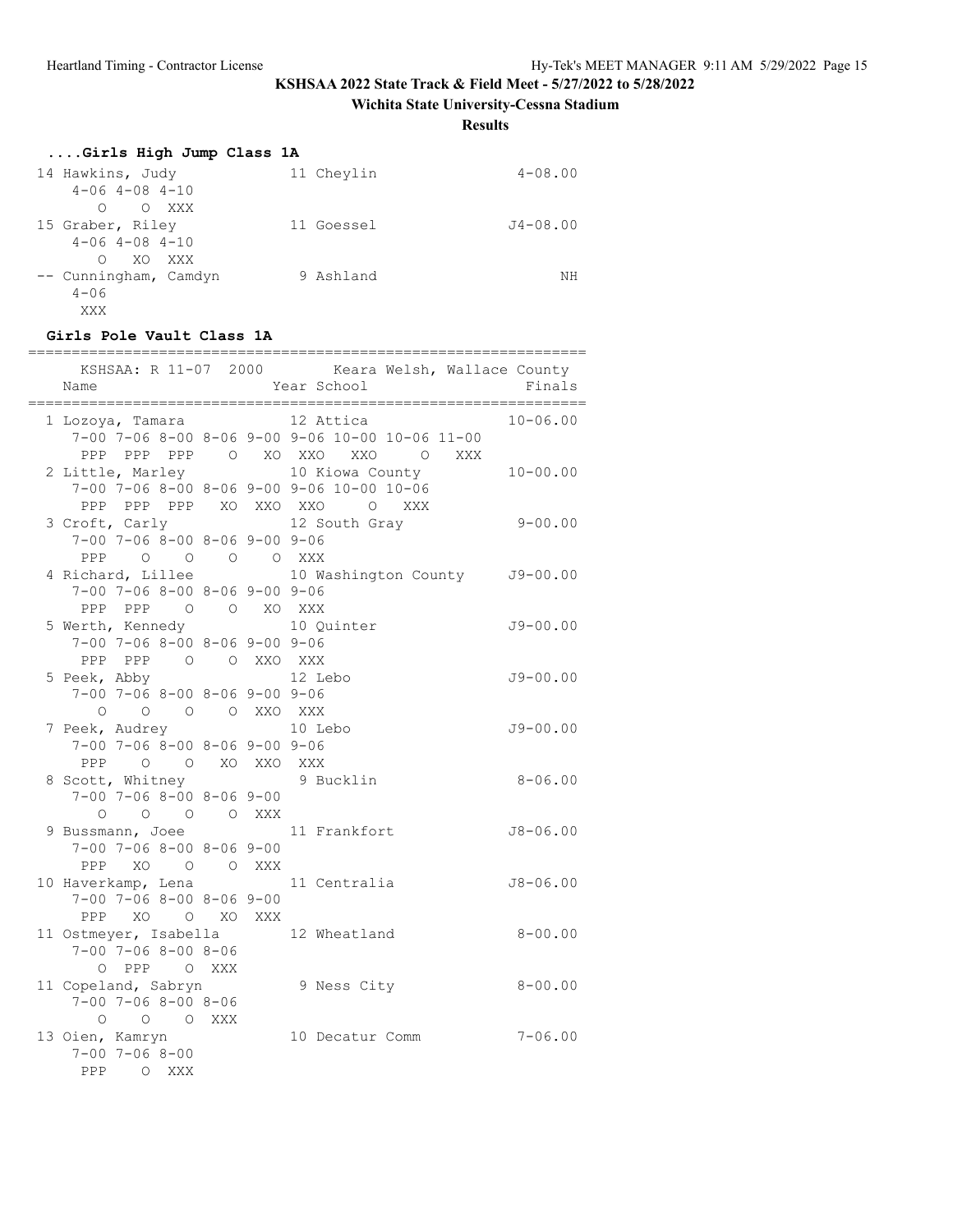KSHSAA 2022 State Track & Field Meet - 5/27/2022 to 5/28/2022

Wichita State University-Cessna Stadium

**Results**

### ....Girls High Jump Class 1A

```
 14 Hawkins, Judy              11 Cheylin                4-08.00
     4-06 4-08 4-10
        O    O  XXX
 15 Graber, Riley              11 Goessel               J4-08.00
     4-06 4-08 4-10
        O   XO  XXX
 -- Cunningham, Camdyn          9 Ashland                     NH
     4-06
      XXX
```

### Girls Pole Vault Class 1A

```
================================================================
    KSHSAA: R 11-07  2000        Keara Welsh, Wallace County
    Name                    Year School                   Finals
================================================================
  1 Lozoya, Tamara             12 Attica                10-06.00
     7-00 7-06 8-00 8-06 9-00 9-06 10-00 10-06 11-00
      PPP  PPP  PPP    O   XO  XXO   XXO     O   XXX
  2 Little, Marley             10 Kiowa County          10-00.00
     7-00 7-06 8-00 8-06 9-00 9-06 10-00 10-06
      PPP  PPP  PPP   XO  XXO  XXO     O   XXX
  3 Croft, Carly               12 South Gray             9-00.00
     7-00 7-06 8-00 8-06 9-00 9-06
      PPP    O    O    O    O  XXX
  4 Richard, Lillee            10 Washington County     J9-00.00
     7-00 7-06 8-00 8-06 9-00 9-06
      PPP  PPP    O    O   XO  XXX
  5 Werth, Kennedy             10 Quinter               J9-00.00
     7-00 7-06 8-00 8-06 9-00 9-06
      PPP  PPP    O    O  XXO  XXX
  5 Peek, Abby                 12 Lebo                  J9-00.00
     7-00 7-06 8-00 8-06 9-00 9-06
        O    O    O    O  XXO  XXX
  7 Peek, Audrey               10 Lebo                  J9-00.00
     7-00 7-06 8-00 8-06 9-00 9-06
      PPP    O    O   XO  XXO  XXX
  8 Scott, Whitney              9 Bucklin                8-06.00
     7-00 7-06 8-00 8-06 9-00
        O    O    O    O  XXX
  9 Bussmann, Joee             11 Frankfort             J8-06.00
     7-00 7-06 8-00 8-06 9-00
      PPP   XO    O    O  XXX
 10 Haverkamp, Lena            11 Centralia             J8-06.00
     7-00 7-06 8-00 8-06 9-00
      PPP   XO    O   XO  XXX
 11 Ostmeyer, Isabella         12 Wheatland              8-00.00
     7-00 7-06 8-00 8-06
        O  PPP    O  XXX
 11 Copeland, Sabryn            9 Ness City              8-00.00
     7-00 7-06 8-00 8-06
        O    O    O  XXX
 13 Oien, Kamryn               10 Decatur Comm           7-06.00
     7-00 7-06 8-00
      PPP    O  XXX
```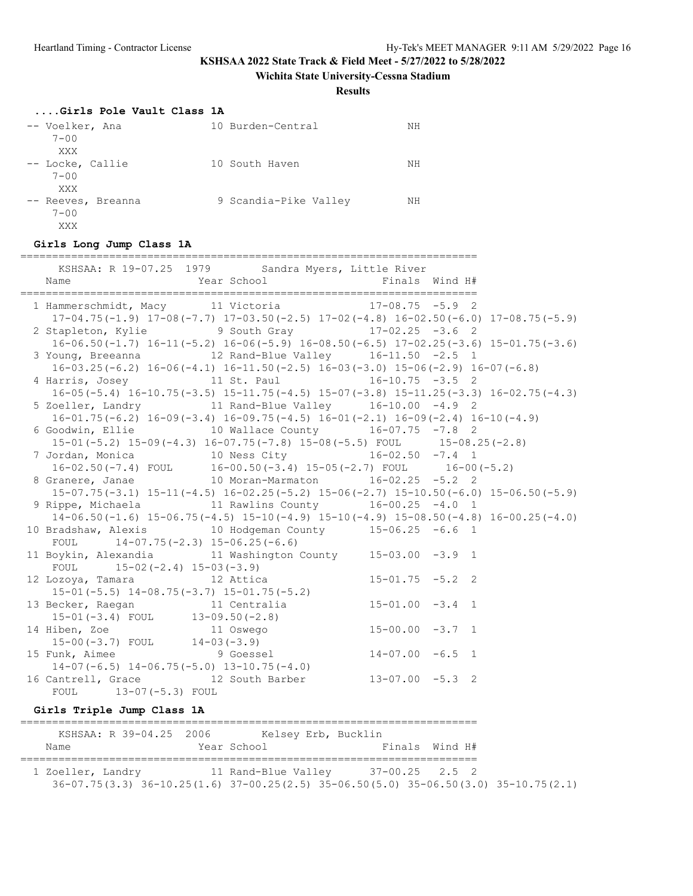## KSHSAA 2022 State Track & Field Meet - 5/27/2022 to 5/28/2022

### Wichita State University-Cessna Stadium

#### Results

### ....Girls Pole Vault Class 1A

```
 -- Voelker, Ana             10 Burden-Central            NH
    7-00
     XXX
 -- Locke, Callie            10 South Haven               NH
    7-00
     XXX
 -- Reeves, Breanna           9 Scandia-Pike Valley       NH
    7-00
     XXX
```

### Girls Long Jump Class 1A

```
=======================================================================
     KSHSAA: R 19-07.25  1979        Sandra Myers, Little River
   Name                    Year School                Finals  Wind H#
=======================================================================
  1 Hammerschmidt, Macy       11 Victoria              17-08.75  -5.9  2
     17-04.75(-1.9) 17-08(-7.7) 17-03.50(-2.5) 17-02(-4.8) 16-02.50(-6.0) 17-08.75(-5.9)
  2 Stapleton, Kylie           9 South Gray            17-02.25  -3.6  2
     16-06.50(-1.7) 16-11(-5.2) 16-06(-5.9) 16-08.50(-6.5) 17-02.25(-3.6) 15-01.75(-3.6)
  3 Young, Breeanna           12 Rand-Blue Valley      16-11.50  -2.5  1
     16-03.25(-6.2) 16-06(-4.1) 16-11.50(-2.5) 16-03(-3.0) 15-06(-2.9) 16-07(-6.8)
  4 Harris, Josey             11 St. Paul              16-10.75  -3.5  2
     16-05(-5.4) 16-10.75(-3.5) 15-11.75(-4.5) 15-07(-3.8) 15-11.25(-3.3) 16-02.75(-4.3)
  5 Zoeller, Landry           11 Rand-Blue Valley      16-10.00  -4.9  2
     16-01.75(-6.2) 16-09(-3.4) 16-09.75(-4.5) 16-01(-2.1) 16-09(-2.4) 16-10(-4.9)
  6 Goodwin, Ellie            10 Wallace County        16-07.75  -7.8  2
     15-01(-5.2) 15-09(-4.3) 16-07.75(-7.8) 15-08(-5.5) FOUL      15-08.25(-2.8)
  7 Jordan, Monica            10 Ness City             16-02.50  -7.4  1
     16-02.50(-7.4) FOUL      16-00.50(-3.4) 15-05(-2.7) FOUL      16-00(-5.2)
  8 Granere, Janae            10 Moran-Marmaton        16-02.25  -5.2  2
     15-07.75(-3.1) 15-11(-4.5) 16-02.25(-5.2) 15-06(-2.7) 15-10.50(-6.0) 15-06.50(-5.9)
  9 Rippe, Michaela           11 Rawlins County        16-00.25  -4.0  1
     14-06.50(-1.6) 15-06.75(-4.5) 15-10(-4.9) 15-10(-4.9) 15-08.50(-4.8) 16-00.25(-4.0)
 10 Bradshaw, Alexis          10 Hodgeman County       15-06.25  -6.6  1
     FOUL      14-07.75(-2.3) 15-06.25(-6.6)
 11 Boykin, Alexandria        11 Washington County     15-03.00  -3.9  1
     FOUL      15-02(-2.4) 15-03(-3.9)
 12 Lozoya, Tamara            12 Attica                15-01.75  -5.2  2
     15-01(-5.5) 14-08.75(-3.7) 15-01.75(-5.2)
 13 Becker, Raegan            11 Centralia             15-01.00  -3.4  1
     15-01(-3.4) FOUL      13-09.50(-2.8)
 14 Hiben, Zoe                11 Oswego                15-00.00  -3.7  1
     15-00(-3.7) FOUL      14-03(-3.9)
 15 Funk, Aimee                9 Goessel               14-07.00  -6.5  1
     14-07(-6.5) 14-06.75(-5.0) 13-10.75(-4.0)
 16 Cantrell, Grace           12 South Barber          13-07.00  -5.3  2
     FOUL      13-07(-5.3) FOUL
```

### Girls Triple Jump Class 1A

```
=======================================================================
     KSHSAA: R 39-04.25  2006        Kelsey Erb, Bucklin
   Name                    Year School                Finals  Wind H#
=======================================================================
  1 Zoeller, Landry           11 Rand-Blue Valley      37-00.25   2.5  2
     36-07.75(3.3) 36-10.25(1.6) 37-00.25(2.5) 35-06.50(5.0) 35-06.50(3.0) 35-10.75(2.1)
```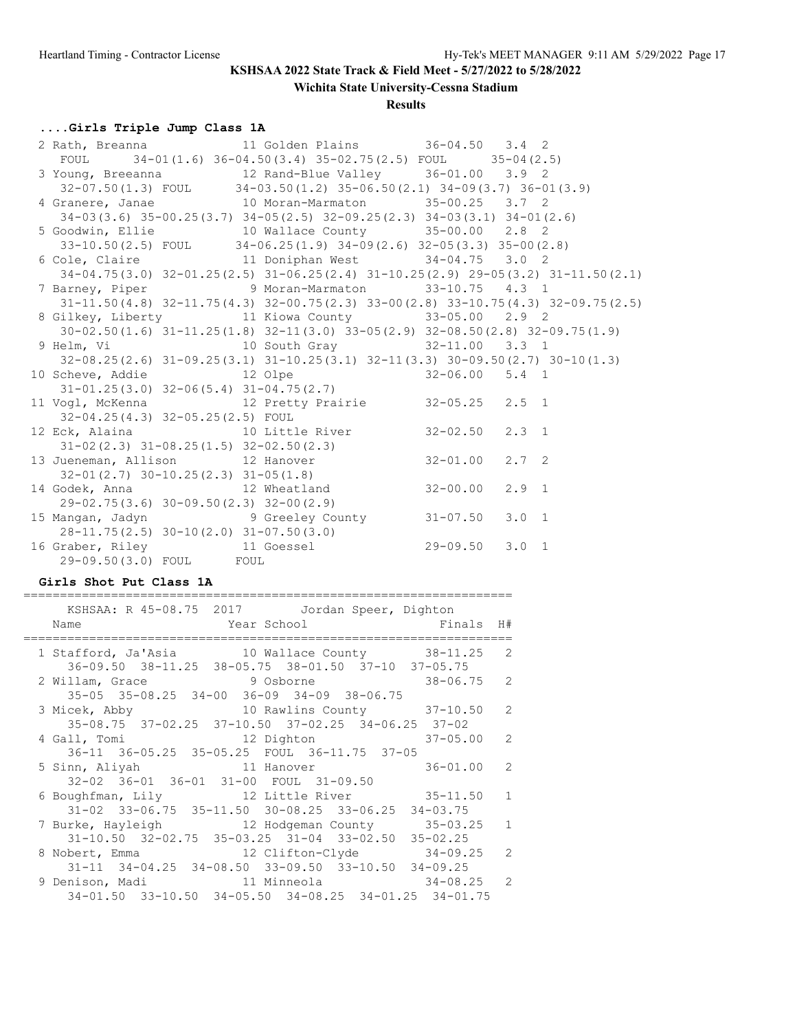**KSHSAA 2022 State Track & Field Meet - 5/27/2022 to 5/28/2022**

**Wichita State University-Cessna Stadium**

**Results**

### ....Girls Triple Jump Class 1A

```
  2 Rath, Breanna            11 Golden Plains         36-04.50   3.4  2
     FOUL     34-01(1.6) 36-04.50(3.4) 35-02.75(2.5) FOUL      35-04(2.5)
  3 Young, Breeanna          12 Rand-Blue Valley      36-01.00   3.9  2
     32-07.50(1.3) FOUL      34-03.50(1.2) 35-06.50(2.1) 34-09(3.7) 36-01(3.9)
  4 Granere, Janae           10 Moran-Marmaton        35-00.25   3.7  2
     34-03(3.6) 35-00.25(3.7) 34-05(2.5) 32-09.25(2.3) 34-03(3.1) 34-01(2.6)
  5 Goodwin, Ellie           10 Wallace County        35-00.00   2.8  2
     33-10.50(2.5) FOUL      34-06.25(1.9) 34-09(2.6) 32-05(3.3) 35-00(2.8)
  6 Cole, Claire             11 Doniphan West         34-04.75   3.0  2
     34-04.75(3.0) 32-01.25(2.5) 31-06.25(2.4) 31-10.25(2.9) 29-05(3.2) 31-11.50(2.1)
  7 Barney, Piper             9 Moran-Marmaton        33-10.75   4.3  1
     31-11.50(4.8) 32-11.75(4.3) 32-00.75(2.3) 33-00(2.8) 33-10.75(4.3) 32-09.75(2.5)
  8 Gilkey, Liberty          11 Kiowa County          33-05.00   2.9  2
     30-02.50(1.6) 31-11.25(1.8) 32-11(3.0) 33-05(2.9) 32-08.50(2.8) 32-09.75(1.9)
  9 Helm, Vi                 10 South Gray            32-11.00   3.3  1
     32-08.25(2.6) 31-09.25(3.1) 31-10.25(3.1) 32-11(3.3) 30-09.50(2.7) 30-10(1.3)
 10 Scheve, Addie            12 Olpe                  32-06.00   5.4  1
     31-01.25(3.0) 32-06(5.4) 31-04.75(2.7)
 11 Vogl, McKenna            12 Pretty Prairie        32-05.25   2.5  1
     32-04.25(4.3) 32-05.25(2.5) FOUL
 12 Eck, Alaina              10 Little River          32-02.50   2.3  1
     31-02(2.3) 31-08.25(1.5) 32-02.50(2.3)
 13 Jueneman, Allison        12 Hanover               32-01.00   2.7  2
     32-01(2.7) 30-10.25(2.3) 31-05(1.8)
 14 Godek, Anna              12 Wheatland             32-00.00   2.9  1
     29-02.75(3.6) 30-09.50(2.3) 32-00(2.9)
 15 Mangan, Jadyn             9 Greeley County        31-07.50   3.0  1
     28-11.75(2.5) 30-10(2.0) 31-07.50(3.0)
 16 Graber, Riley            11 Goessel               29-09.50   3.0  1
     29-09.50(3.0) FOUL      FOUL
```

### Girls Shot Put Class 1A

```
=================================================================
    KSHSAA: R 45-08.75  2017        Jordan Speer, Dighton
    Name                    Year School               Finals  H#
=================================================================
  1 Stafford, Ja'Asia        10 Wallace County        38-11.25   2
     36-09.50  38-11.25  38-05.75  38-01.50  37-10  37-05.75
  2 Willam, Grace             9 Osborne               38-06.75   2
     35-05  35-08.25  34-00  36-09  34-09  38-06.75
  3 Micek, Abby              10 Rawlins County        37-10.50   2
     35-08.75  37-02.25  37-10.50  37-02.25  34-06.25  37-02
  4 Gall, Tomi               12 Dighton               37-05.00   2
     36-11  36-05.25  35-05.25  FOUL  36-11.75  37-05
  5 Sinn, Aliyah             11 Hanover               36-01.00   2
     32-02  36-01  36-01  31-00  FOUL  31-09.50
  6 Boughfman, Lily          12 Little River          35-11.50   1
     31-02  33-06.75  35-11.50  30-08.25  33-06.25  34-03.75
  7 Burke, Hayleigh          12 Hodgeman County       35-03.25   1
     31-10.50  32-02.75  35-03.25  31-04  33-02.50  35-02.25
  8 Nobert, Emma             12 Clifton-Clyde         34-09.25   2
     31-11  34-04.25  34-08.50  33-09.50  33-10.50  34-09.25
  9 Denison, Madi            11 Minneola              34-08.25   2
     34-01.50  33-10.50  34-05.50  34-08.25  34-01.25  34-01.75
```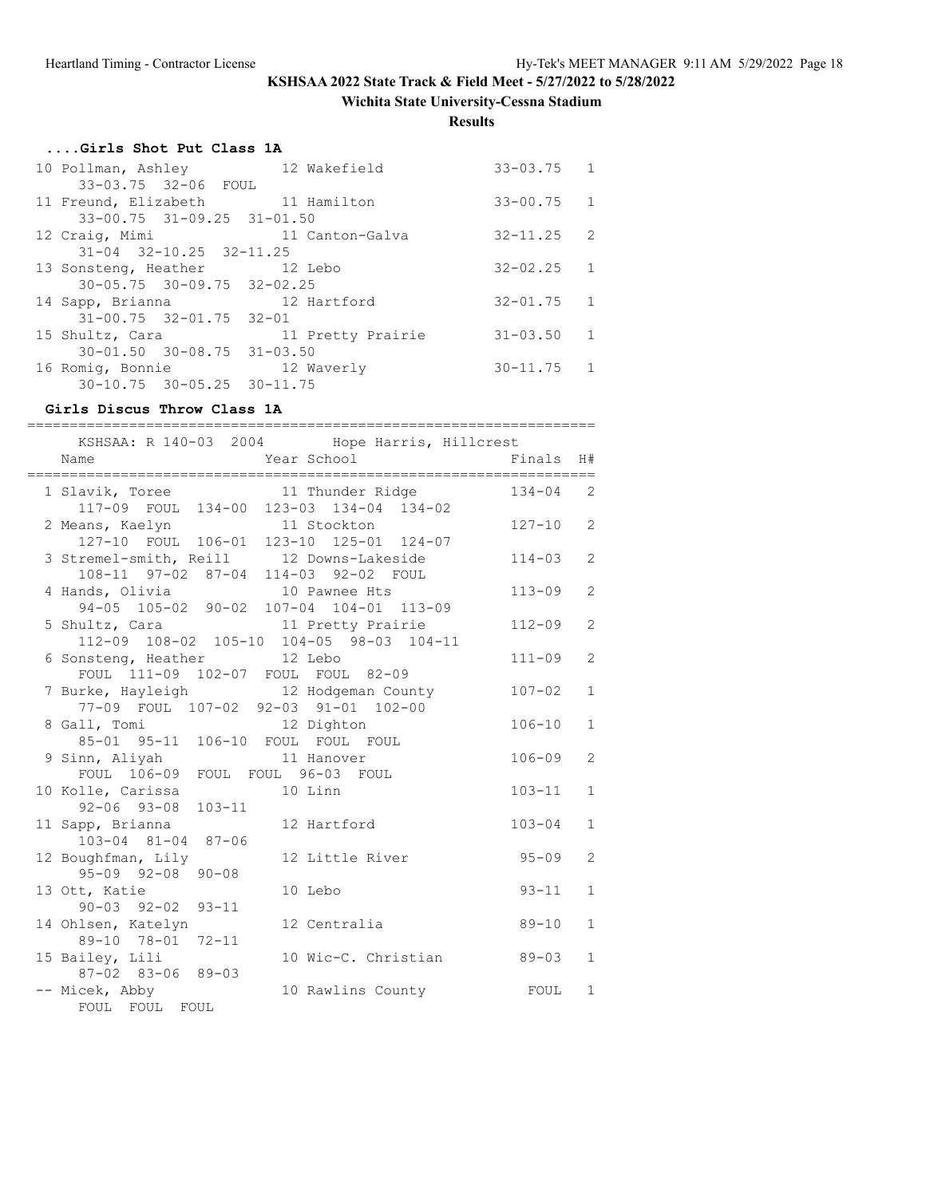KSHSAA 2022 State Track & Field Meet - 5/27/2022 to 5/28/2022

Wichita State University-Cessna Stadium

**Results**

### ....Girls Shot Put Class 1A

| Place | Name | Year | School | Finals | H# |
|---|---|---|---|---|---|
| 10 | Pollman, Ashley | 12 | Wakefield | 33-03.75 | 1 |
| | 33-03.75 32-06 FOUL | | | | |
| 11 | Freund, Elizabeth | 11 | Hamilton | 33-00.75 | 1 |
| | 33-00.75 31-09.25 31-01.50 | | | | |
| 12 | Craig, Mimi | 11 | Canton-Galva | 32-11.25 | 2 |
| | 31-04 32-10.25 32-11.25 | | | | |
| 13 | Sonsteng, Heather | 12 | Lebo | 32-02.25 | 1 |
| | 30-05.75 30-09.75 32-02.25 | | | | |
| 14 | Sapp, Brianna | 12 | Hartford | 32-01.75 | 1 |
| | 31-00.75 32-01.75 32-01 | | | | |
| 15 | Shultz, Cara | 11 | Pretty Prairie | 31-03.50 | 1 |
| | 30-01.50 30-08.75 31-03.50 | | | | |
| 16 | Romig, Bonnie | 12 | Waverly | 30-11.75 | 1 |
| | 30-10.75 30-05.25 30-11.75 | | | | |

### Girls Discus Throw Class 1A

KSHSAA: R 140-03 2004 Hope Harris, Hillcrest

| Place | Name | Year | School | Finals | H# |
|---|---|---|---|---|---|
| 1 | Slavik, Toree | 11 | Thunder Ridge | 134-04 | 2 |
| | 117-09 FOUL 134-00 123-03 134-04 134-02 | | | | |
| 2 | Means, Kaelyn | 11 | Stockton | 127-10 | 2 |
| | 127-10 FOUL 106-01 123-10 125-01 124-07 | | | | |
| 3 | Stremel-smith, Reill | 12 | Downs-Lakeside | 114-03 | 2 |
| | 108-11 97-02 87-04 114-03 92-02 FOUL | | | | |
| 4 | Hands, Olivia | 10 | Pawnee Hts | 113-09 | 2 |
| | 94-05 105-02 90-02 107-04 104-01 113-09 | | | | |
| 5 | Shultz, Cara | 11 | Pretty Prairie | 112-09 | 2 |
| | 112-09 108-02 105-10 104-05 98-03 104-11 | | | | |
| 6 | Sonsteng, Heather | 12 | Lebo | 111-09 | 2 |
| | FOUL 111-09 102-07 FOUL FOUL 82-09 | | | | |
| 7 | Burke, Hayleigh | 12 | Hodgeman County | 107-02 | 1 |
| | 77-09 FOUL 107-02 92-03 91-01 102-00 | | | | |
| 8 | Gall, Tomi | 12 | Dighton | 106-10 | 1 |
| | 85-01 95-11 106-10 FOUL FOUL FOUL | | | | |
| 9 | Sinn, Aliyah | 11 | Hanover | 106-09 | 2 |
| | FOUL 106-09 FOUL FOUL 96-03 FOUL | | | | |
| 10 | Kolle, Carissa | 10 | Linn | 103-11 | 1 |
| | 92-06 93-08 103-11 | | | | |
| 11 | Sapp, Brianna | 12 | Hartford | 103-04 | 1 |
| | 103-04 81-04 87-06 | | | | |
| 12 | Boughfman, Lily | 12 | Little River | 95-09 | 2 |
| | 95-09 92-08 90-08 | | | | |
| 13 | Ott, Katie | 10 | Lebo | 93-11 | 1 |
| | 90-03 92-02 93-11 | | | | |
| 14 | Ohlsen, Katelyn | 12 | Centralia | 89-10 | 1 |
| | 89-10 78-01 72-11 | | | | |
| 15 | Bailey, Lili | 10 | Wic-C. Christian | 89-03 | 1 |
| | 87-02 83-06 89-03 | | | | |
| -- | Micek, Abby | 10 | Rawlins County | FOUL | 1 |
| | FOUL FOUL FOUL | | | | |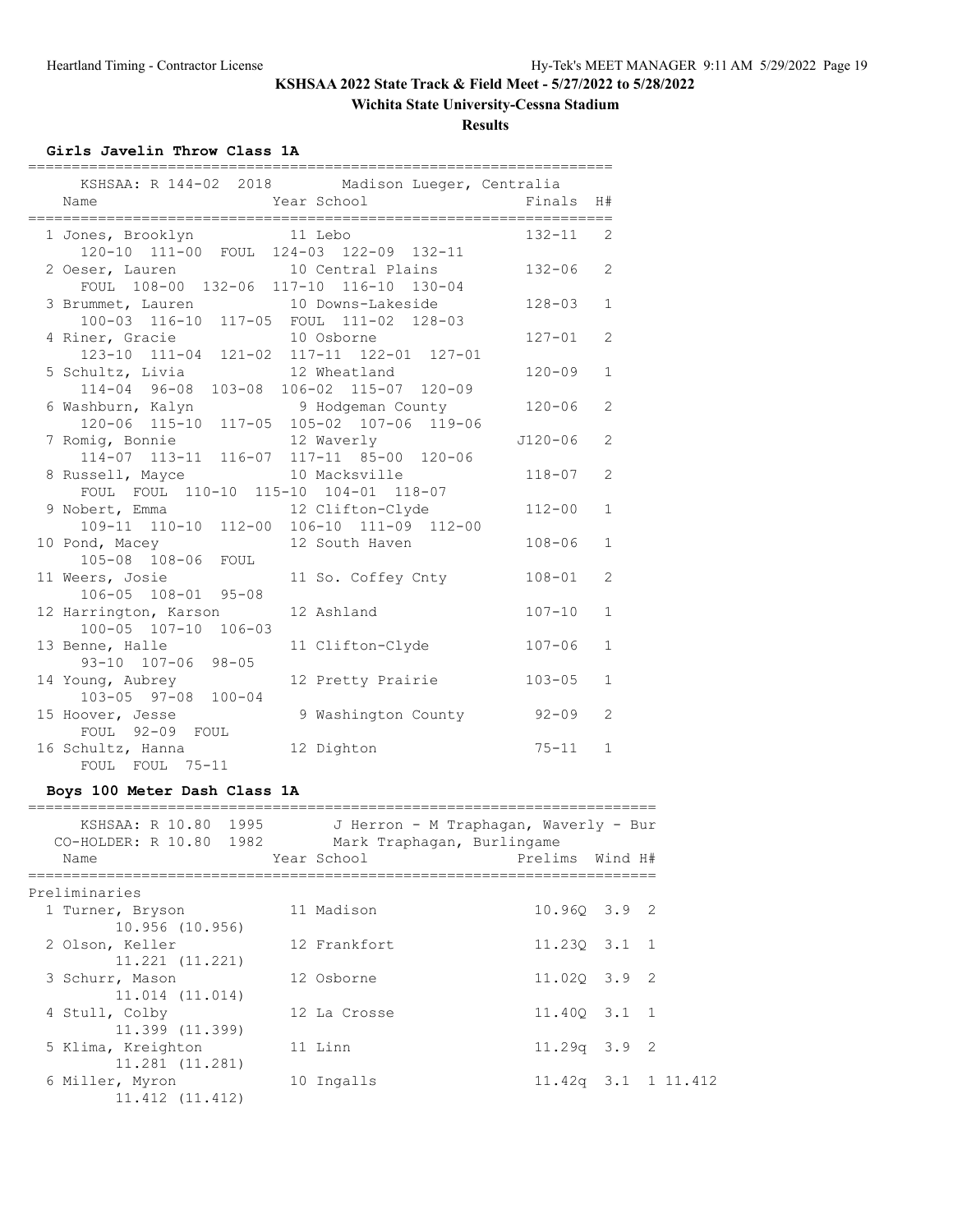KSHSAA 2022 State Track & Field Meet - 5/27/2022 to 5/28/2022

Wichita State University-Cessna Stadium

**Results**

### Girls Javelin Throw Class 1A

KSHSAA: R 144-02 2018 Madison Lueger, Centralia

| Place | Name | Year | School | Finals | H# |
|---|---|---|---|---|---|
| 1 | Jones, Brooklyn | 11 | Lebo | 132-11 | 2 |
| | 120-10 111-00 FOUL 124-03 122-09 132-11 | | | | |
| 2 | Oeser, Lauren | 10 | Central Plains | 132-06 | 2 |
| | FOUL 108-00 132-06 117-10 116-10 130-04 | | | | |
| 3 | Brummet, Lauren | 10 | Downs-Lakeside | 128-03 | 1 |
| | 100-03 116-10 117-05 FOUL 111-02 128-03 | | | | |
| 4 | Riner, Gracie | 10 | Osborne | 127-01 | 2 |
| | 123-10 111-04 121-02 117-11 122-01 127-01 | | | | |
| 5 | Schultz, Livia | 12 | Wheatland | 120-09 | 1 |
| | 114-04 96-08 103-08 106-02 115-07 120-09 | | | | |
| 6 | Washburn, Kalyn | 9 | Hodgeman County | 120-06 | 2 |
| | 120-06 115-10 117-05 105-02 107-06 119-06 | | | | |
| 7 | Romig, Bonnie | 12 | Waverly | J120-06 | 2 |
| | 114-07 113-11 116-07 117-11 85-00 120-06 | | | | |
| 8 | Russell, Mayce | 10 | Macksville | 118-07 | 2 |
| | FOUL FOUL 110-10 115-10 104-01 118-07 | | | | |
| 9 | Nobert, Emma | 12 | Clifton-Clyde | 112-00 | 1 |
| | 109-11 110-10 112-00 106-10 111-09 112-00 | | | | |
| 10 | Pond, Macey | 12 | South Haven | 108-06 | 1 |
| | 105-08 108-06 FOUL | | | | |
| 11 | Weers, Josie | 11 | So. Coffey Cnty | 108-01 | 2 |
| | 106-05 108-01 95-08 | | | | |
| 12 | Harrington, Karson | 12 | Ashland | 107-10 | 1 |
| | 100-05 107-10 106-03 | | | | |
| 13 | Benne, Halle | 11 | Clifton-Clyde | 107-06 | 1 |
| | 93-10 107-06 98-05 | | | | |
| 14 | Young, Aubrey | 12 | Pretty Prairie | 103-05 | 1 |
| | 103-05 97-08 100-04 | | | | |
| 15 | Hoover, Jesse | 9 | Washington County | 92-09 | 2 |
| | FOUL 92-09 FOUL | | | | |
| 16 | Schultz, Hanna | 12 | Dighton | 75-11 | 1 |
| | FOUL FOUL 75-11 | | | | |

### Boys 100 Meter Dash Class 1A

KSHSAA: R 10.80 1995 J Herron - M Traphagan, Waverly - Bur
CO-HOLDER: R 10.80 1982 Mark Traphagan, Burlingame

**Preliminaries**

| Place | Name | Year | School | Prelims | Wind | H# | |
|---|---|---|---|---|---|---|---|
| 1 | Turner, Bryson | 11 | Madison | 10.96Q | 3.9 | 2 | |
| | 10.956 (10.956) | | | | | | |
| 2 | Olson, Keller | 12 | Frankfort | 11.23Q | 3.1 | 1 | |
| | 11.221 (11.221) | | | | | | |
| 3 | Schurr, Mason | 12 | Osborne | 11.02Q | 3.9 | 2 | |
| | 11.014 (11.014) | | | | | | |
| 4 | Stull, Colby | 12 | La Crosse | 11.40Q | 3.1 | 1 | |
| | 11.399 (11.399) | | | | | | |
| 5 | Klima, Kreighton | 11 | Linn | 11.29q | 3.9 | 2 | |
| | 11.281 (11.281) | | | | | | |
| 6 | Miller, Myron | 10 | Ingalls | 11.42q | 3.1 | 1 | 11.412 |
| | 11.412 (11.412) | | | | | | |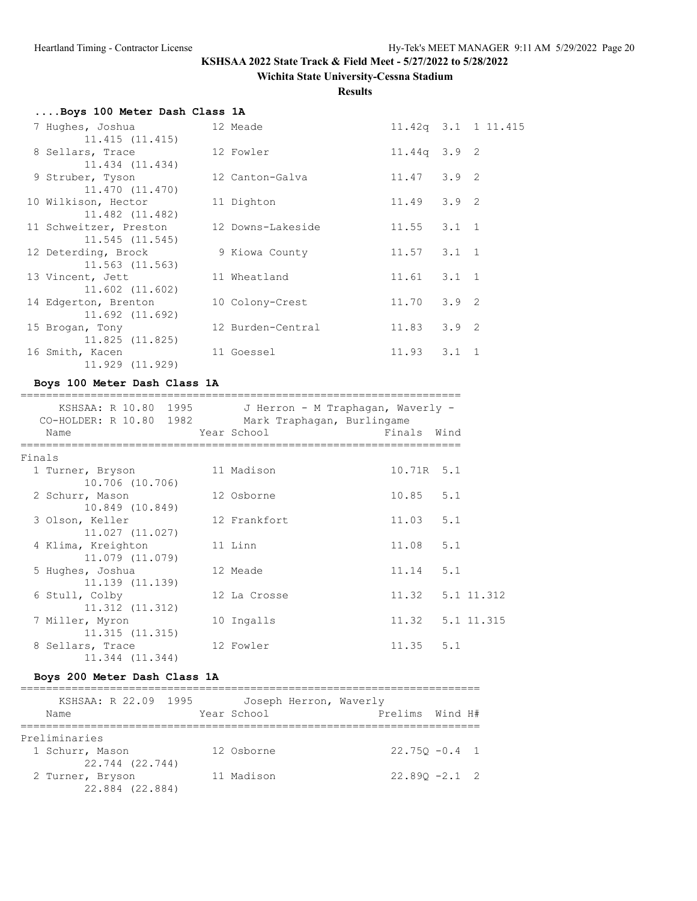**KSHSAA 2022 State Track & Field Meet - 5/27/2022 to 5/28/2022**

**Wichita State University-Cessna Stadium**

**Results**

### ....Boys 100 Meter Dash Class 1A

| Place | Name | Year | School | Prelims | Wind | H# | Tiebreak |
|---|---|---|---|---|---|---|---|
| 7 | Hughes, Joshua 11.415 (11.415) | 12 | Meade | 11.42q | 3.1 | 1 | 11.415 |
| 8 | Sellars, Trace 11.434 (11.434) | 12 | Fowler | 11.44q | 3.9 | 2 | |
| 9 | Struber, Tyson 11.470 (11.470) | 12 | Canton-Galva | 11.47 | 3.9 | 2 | |
| 10 | Wilkison, Hector 11.482 (11.482) | 11 | Dighton | 11.49 | 3.9 | 2 | |
| 11 | Schweitzer, Preston 11.545 (11.545) | 12 | Downs-Lakeside | 11.55 | 3.1 | 1 | |
| 12 | Deterding, Brock 11.563 (11.563) | 9 | Kiowa County | 11.57 | 3.1 | 1 | |
| 13 | Vincent, Jett 11.602 (11.602) | 11 | Wheatland | 11.61 | 3.1 | 1 | |
| 14 | Edgerton, Brenton 11.692 (11.692) | 10 | Colony-Crest | 11.70 | 3.9 | 2 | |
| 15 | Brogan, Tony 11.825 (11.825) | 12 | Burden-Central | 11.83 | 3.9 | 2 | |
| 16 | Smith, Kacen 11.929 (11.929) | 11 | Goessel | 11.93 | 3.1 | 1 | |

### Boys 100 Meter Dash Class 1A

KSHSAA: R 10.80 1995 J Herron - M Traphagan, Waverly -
CO-HOLDER: R 10.80 1982 Mark Traphagan, Burlingame

**Finals**

| Place | Name | Year | School | Finals | Wind | Tiebreak |
|---|---|---|---|---|---|---|
| 1 | Turner, Bryson 10.706 (10.706) | 11 | Madison | 10.71R | 5.1 | |
| 2 | Schurr, Mason 10.849 (10.849) | 12 | Osborne | 10.85 | 5.1 | |
| 3 | Olson, Keller 11.027 (11.027) | 12 | Frankfort | 11.03 | 5.1 | |
| 4 | Klima, Kreighton 11.079 (11.079) | 11 | Linn | 11.08 | 5.1 | |
| 5 | Hughes, Joshua 11.139 (11.139) | 12 | Meade | 11.14 | 5.1 | |
| 6 | Stull, Colby 11.312 (11.312) | 12 | La Crosse | 11.32 | 5.1 | 11.312 |
| 7 | Miller, Myron 11.315 (11.315) | 10 | Ingalls | 11.32 | 5.1 | 11.315 |
| 8 | Sellars, Trace 11.344 (11.344) | 12 | Fowler | 11.35 | 5.1 | |

### Boys 200 Meter Dash Class 1A

KSHSAA: R 22.09 1995 Joseph Herron, Waverly

**Preliminaries**

| Place | Name | Year | School | Prelims | Wind | H# |
|---|---|---|---|---|---|---|
| 1 | Schurr, Mason 22.744 (22.744) | 12 | Osborne | 22.75Q | -0.4 | 1 |
| 2 | Turner, Bryson 22.884 (22.884) | 11 | Madison | 22.89Q | -2.1 | 2 |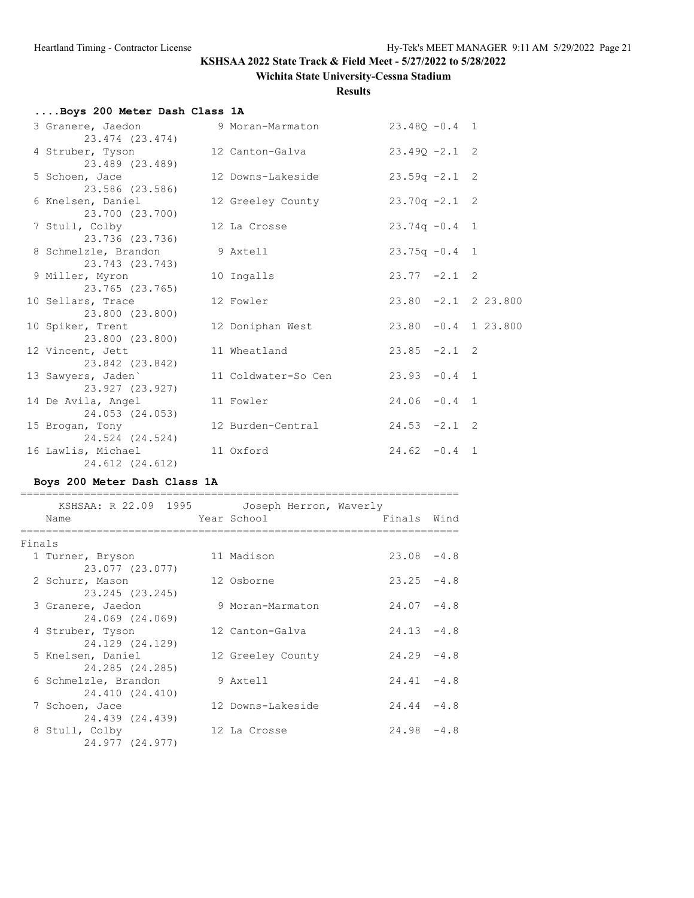# KSHSAA 2022 State Track & Field Meet - 5/27/2022 to 5/28/2022

## Wichita State University-Cessna Stadium

### Results

#### ....Boys 200 Meter Dash Class 1A

| Place | Name | Year | School | Prelims | Wind | H# | Tiebreak |
|---|---|---|---|---|---|---|---|
| 3 | Granere, Jaedon | 9 | Moran-Marmaton | 23.48Q | -0.4 | 1 | |
| | 23.474 (23.474) | | | | | | |
| 4 | Struber, Tyson | 12 | Canton-Galva | 23.49Q | -2.1 | 2 | |
| | 23.489 (23.489) | | | | | | |
| 5 | Schoen, Jace | 12 | Downs-Lakeside | 23.59q | -2.1 | 2 | |
| | 23.586 (23.586) | | | | | | |
| 6 | Knelsen, Daniel | 12 | Greeley County | 23.70q | -2.1 | 2 | |
| | 23.700 (23.700) | | | | | | |
| 7 | Stull, Colby | 12 | La Crosse | 23.74q | -0.4 | 1 | |
| | 23.736 (23.736) | | | | | | |
| 8 | Schmelzle, Brandon | 9 | Axtell | 23.75q | -0.4 | 1 | |
| | 23.743 (23.743) | | | | | | |
| 9 | Miller, Myron | 10 | Ingalls | 23.77 | -2.1 | 2 | |
| | 23.765 (23.765) | | | | | | |
| 10 | Sellars, Trace | 12 | Fowler | 23.80 | -2.1 | 2 | 23.800 |
| | 23.800 (23.800) | | | | | | |
| 10 | Spiker, Trent | 12 | Doniphan West | 23.80 | -0.4 | 1 | 23.800 |
| | 23.800 (23.800) | | | | | | |
| 12 | Vincent, Jett | 11 | Wheatland | 23.85 | -2.1 | 2 | |
| | 23.842 (23.842) | | | | | | |
| 13 | Sawyers, Jaden` | 11 | Coldwater-So Cen | 23.93 | -0.4 | 1 | |
| | 23.927 (23.927) | | | | | | |
| 14 | De Avila, Angel | 11 | Fowler | 24.06 | -0.4 | 1 | |
| | 24.053 (24.053) | | | | | | |
| 15 | Brogan, Tony | 12 | Burden-Central | 24.53 | -2.1 | 2 | |
| | 24.524 (24.524) | | | | | | |
| 16 | Lawlis, Michael | 11 | Oxford | 24.62 | -0.4 | 1 | |
| | 24.612 (24.612) | | | | | | |

#### Boys 200 Meter Dash Class 1A

KSHSAA: R 22.09 1995 Joseph Herron, Waverly

Finals

| Place | Name | Year | School | Finals | Wind |
|---|---|---|---|---|---|
| 1 | Turner, Bryson | 11 | Madison | 23.08 | -4.8 |
| | 23.077 (23.077) | | | | |
| 2 | Schurr, Mason | 12 | Osborne | 23.25 | -4.8 |
| | 23.245 (23.245) | | | | |
| 3 | Granere, Jaedon | 9 | Moran-Marmaton | 24.07 | -4.8 |
| | 24.069 (24.069) | | | | |
| 4 | Struber, Tyson | 12 | Canton-Galva | 24.13 | -4.8 |
| | 24.129 (24.129) | | | | |
| 5 | Knelsen, Daniel | 12 | Greeley County | 24.29 | -4.8 |
| | 24.285 (24.285) | | | | |
| 6 | Schmelzle, Brandon | 9 | Axtell | 24.41 | -4.8 |
| | 24.410 (24.410) | | | | |
| 7 | Schoen, Jace | 12 | Downs-Lakeside | 24.44 | -4.8 |
| | 24.439 (24.439) | | | | |
| 8 | Stull, Colby | 12 | La Crosse | 24.98 | -4.8 |
| | 24.977 (24.977) | | | | |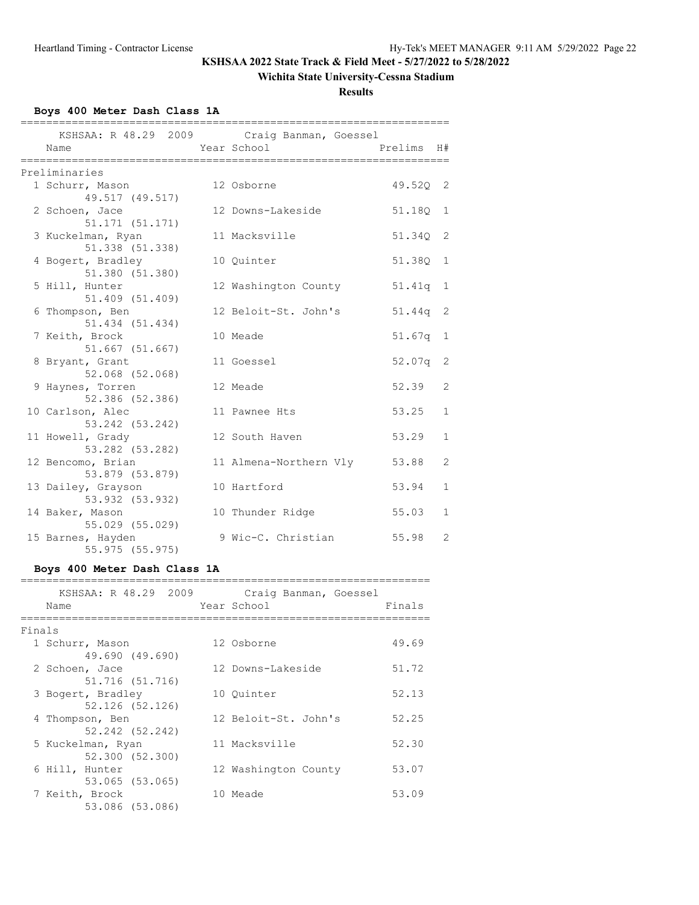**KSHSAA 2022 State Track & Field Meet - 5/27/2022 to 5/28/2022**

**Wichita State University-Cessna Stadium**

**Results**

### Boys 400 Meter Dash Class 1A

KSHSAA: R 48.29 2009 Craig Banman, Goessel

**Preliminaries**

| Place | Name | Year | School | Prelims | H# |
|---|---|---|---|---|---|
| 1 | Schurr, Mason | 12 | Osborne | 49.52Q | 2 |
| | 49.517 (49.517) | | | | |
| 2 | Schoen, Jace | 12 | Downs-Lakeside | 51.18Q | 1 |
| | 51.171 (51.171) | | | | |
| 3 | Kuckelman, Ryan | 11 | Macksville | 51.34Q | 2 |
| | 51.338 (51.338) | | | | |
| 4 | Bogert, Bradley | 10 | Quinter | 51.38Q | 1 |
| | 51.380 (51.380) | | | | |
| 5 | Hill, Hunter | 12 | Washington County | 51.41q | 1 |
| | 51.409 (51.409) | | | | |
| 6 | Thompson, Ben | 12 | Beloit-St. John's | 51.44q | 2 |
| | 51.434 (51.434) | | | | |
| 7 | Keith, Brock | 10 | Meade | 51.67q | 1 |
| | 51.667 (51.667) | | | | |
| 8 | Bryant, Grant | 11 | Goessel | 52.07q | 2 |
| | 52.068 (52.068) | | | | |
| 9 | Haynes, Torren | 12 | Meade | 52.39 | 2 |
| | 52.386 (52.386) | | | | |
| 10 | Carlson, Alec | 11 | Pawnee Hts | 53.25 | 1 |
| | 53.242 (53.242) | | | | |
| 11 | Howell, Grady | 12 | South Haven | 53.29 | 1 |
| | 53.282 (53.282) | | | | |
| 12 | Bencomo, Brian | 11 | Almena-Northern Vly | 53.88 | 2 |
| | 53.879 (53.879) | | | | |
| 13 | Dailey, Grayson | 10 | Hartford | 53.94 | 1 |
| | 53.932 (53.932) | | | | |
| 14 | Baker, Mason | 10 | Thunder Ridge | 55.03 | 1 |
| | 55.029 (55.029) | | | | |
| 15 | Barnes, Hayden | 9 | Wic-C. Christian | 55.98 | 2 |
| | 55.975 (55.975) | | | | |

### Boys 400 Meter Dash Class 1A

KSHSAA: R 48.29 2009 Craig Banman, Goessel

**Finals**

| Place | Name | Year | School | Finals |
|---|---|---|---|---|
| 1 | Schurr, Mason | 12 | Osborne | 49.69 |
| | 49.690 (49.690) | | | |
| 2 | Schoen, Jace | 12 | Downs-Lakeside | 51.72 |
| | 51.716 (51.716) | | | |
| 3 | Bogert, Bradley | 10 | Quinter | 52.13 |
| | 52.126 (52.126) | | | |
| 4 | Thompson, Ben | 12 | Beloit-St. John's | 52.25 |
| | 52.242 (52.242) | | | |
| 5 | Kuckelman, Ryan | 11 | Macksville | 52.30 |
| | 52.300 (52.300) | | | |
| 6 | Hill, Hunter | 12 | Washington County | 53.07 |
| | 53.065 (53.065) | | | |
| 7 | Keith, Brock | 10 | Meade | 53.09 |
| | 53.086 (53.086) | | | |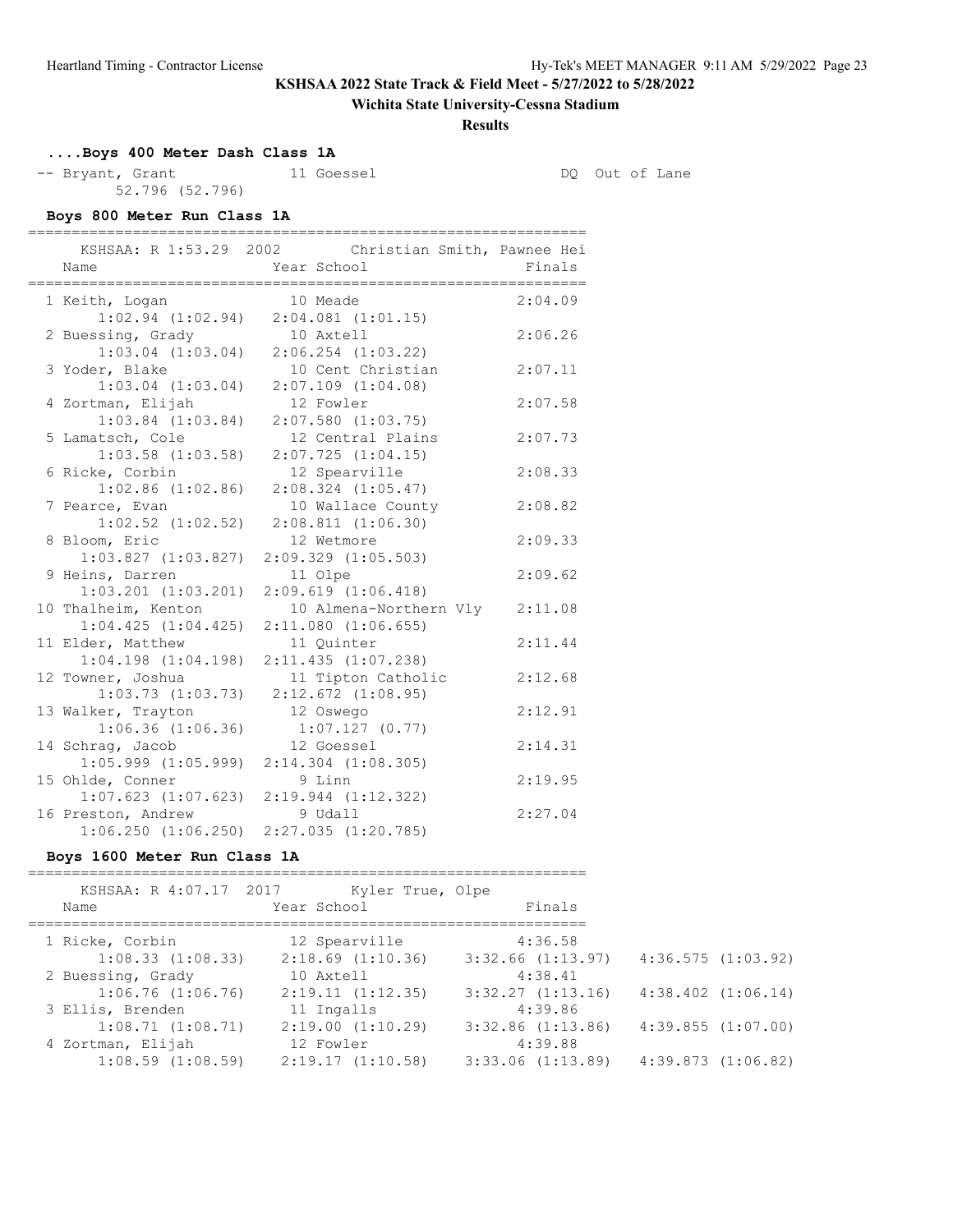KSHSAA 2022 State Track & Field Meet - 5/27/2022 to 5/28/2022

Wichita State University-Cessna Stadium

**Results**

### ....Boys 400 Meter Dash Class 1A

| Place | Name | Year | School | Finals | Note |
|---|---|---|---|---|---|
| -- | Bryant, Grant | 11 | Goessel | DQ | Out of Lane |
| | 52.796 (52.796) | | | | |

### Boys 800 Meter Run Class 1A

KSHSAA: R 1:53.29 2002 Christian Smith, Pawnee Hei

| Place | Name | Year | School | Finals |
|---|---|---|---|---|
| 1 | Keith, Logan | 10 | Meade | 2:04.09 |
| | 1:02.94 (1:02.94) | 2:04.081 (1:01.15) | | |
| 2 | Buessing, Grady | 10 | Axtell | 2:06.26 |
| | 1:03.04 (1:03.04) | 2:06.254 (1:03.22) | | |
| 3 | Yoder, Blake | 10 | Cent Christian | 2:07.11 |
| | 1:03.04 (1:03.04) | 2:07.109 (1:04.08) | | |
| 4 | Zortman, Elijah | 12 | Fowler | 2:07.58 |
| | 1:03.84 (1:03.84) | 2:07.580 (1:03.75) | | |
| 5 | Lamatsch, Cole | 12 | Central Plains | 2:07.73 |
| | 1:03.58 (1:03.58) | 2:07.725 (1:04.15) | | |
| 6 | Ricke, Corbin | 12 | Spearville | 2:08.33 |
| | 1:02.86 (1:02.86) | 2:08.324 (1:05.47) | | |
| 7 | Pearce, Evan | 10 | Wallace County | 2:08.82 |
| | 1:02.52 (1:02.52) | 2:08.811 (1:06.30) | | |
| 8 | Bloom, Eric | 12 | Wetmore | 2:09.33 |
| | 1:03.827 (1:03.827) | 2:09.329 (1:05.503) | | |
| 9 | Heins, Darren | 11 | Olpe | 2:09.62 |
| | 1:03.201 (1:03.201) | 2:09.619 (1:06.418) | | |
| 10 | Thalheim, Kenton | 10 | Almena-Northern Vly | 2:11.08 |
| | 1:04.425 (1:04.425) | 2:11.080 (1:06.655) | | |
| 11 | Elder, Matthew | 11 | Quinter | 2:11.44 |
| | 1:04.198 (1:04.198) | 2:11.435 (1:07.238) | | |
| 12 | Towner, Joshua | 11 | Tipton Catholic | 2:12.68 |
| | 1:03.73 (1:03.73) | 2:12.672 (1:08.95) | | |
| 13 | Walker, Trayton | 12 | Oswego | 2:12.91 |
| | 1:06.36 (1:06.36) | 1:07.127 (0.77) | | |
| 14 | Schrag, Jacob | 12 | Goessel | 2:14.31 |
| | 1:05.999 (1:05.999) | 2:14.304 (1:08.305) | | |
| 15 | Ohlde, Conner | 9 | Linn | 2:19.95 |
| | 1:07.623 (1:07.623) | 2:19.944 (1:12.322) | | |
| 16 | Preston, Andrew | 9 | Udall | 2:27.04 |
| | 1:06.250 (1:06.250) | 2:27.035 (1:20.785) | | |

### Boys 1600 Meter Run Class 1A

KSHSAA: R 4:07.17 2017 Kyler True, Olpe

| Place | Name | Year | School | Finals | |
|---|---|---|---|---|---|
| 1 | Ricke, Corbin | 12 | Spearville | 4:36.58 | |
| | 1:08.33 (1:08.33) | 2:18.69 (1:10.36) | | 3:32.66 (1:13.97) | 4:36.575 (1:03.92) |
| 2 | Buessing, Grady | 10 | Axtell | 4:38.41 | |
| | 1:06.76 (1:06.76) | 2:19.11 (1:12.35) | | 3:32.27 (1:13.16) | 4:38.402 (1:06.14) |
| 3 | Ellis, Brenden | 11 | Ingalls | 4:39.86 | |
| | 1:08.71 (1:08.71) | 2:19.00 (1:10.29) | | 3:32.86 (1:13.86) | 4:39.855 (1:07.00) |
| 4 | Zortman, Elijah | 12 | Fowler | 4:39.88 | |
| | 1:08.59 (1:08.59) | 2:19.17 (1:10.58) | | 3:33.06 (1:13.89) | 4:39.873 (1:06.82) |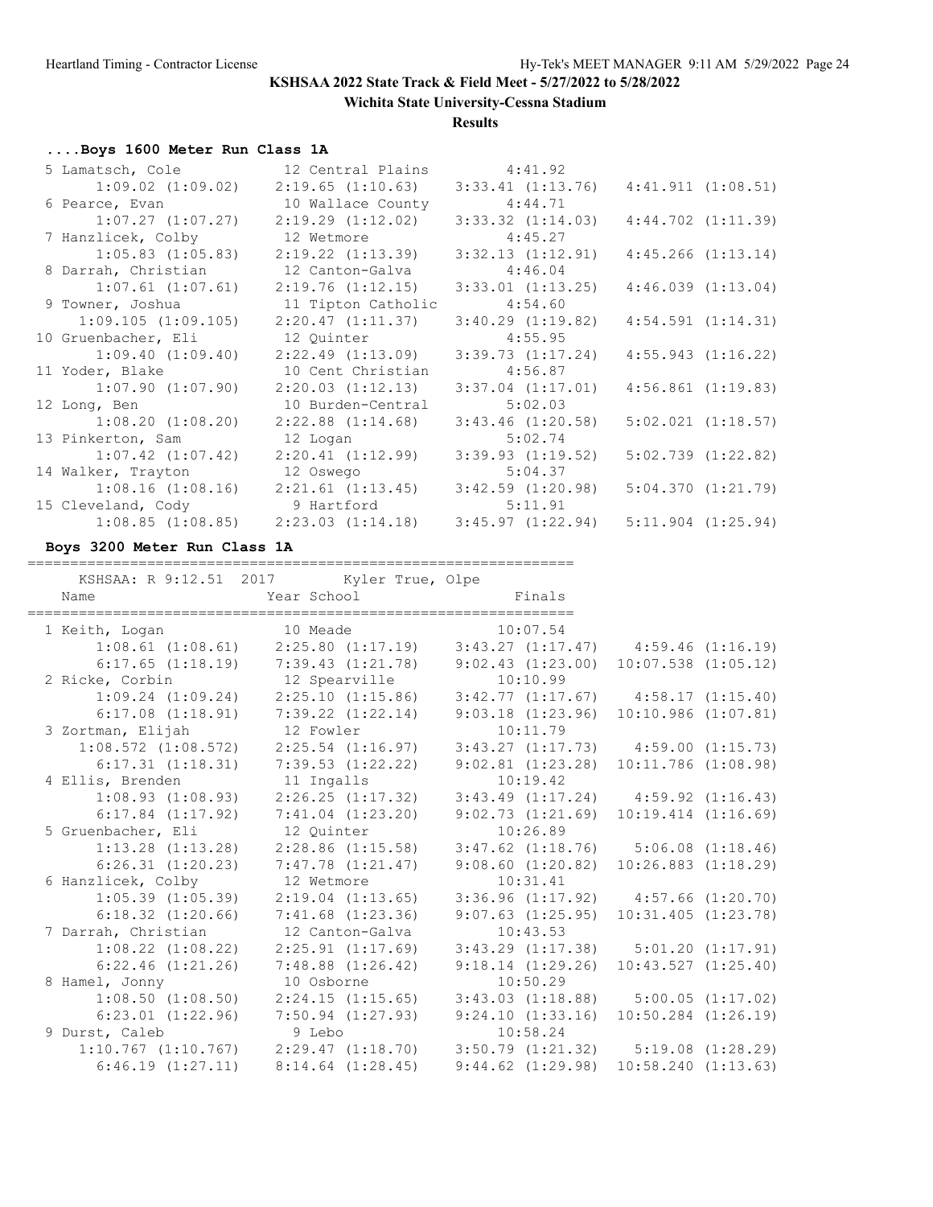KSHSAA 2022 State Track & Field Meet - 5/27/2022 to 5/28/2022

Wichita State University-Cessna Stadium

**Results**

### ....Boys 1600 Meter Run Class 1A

| Place | Name | Year | School | Finals |
|---|---|---|---|---|
| 5 | Lamatsch, Cole | 12 | Central Plains | 4:41.92 |
| | 1:09.02 (1:09.02) | 2:19.65 (1:10.63) | 3:33.41 (1:13.76) | 4:41.911 (1:08.51) |
| 6 | Pearce, Evan | 10 | Wallace County | 4:44.71 |
| | 1:07.27 (1:07.27) | 2:19.29 (1:12.02) | 3:33.32 (1:14.03) | 4:44.702 (1:11.39) |
| 7 | Hanzlicek, Colby | 12 | Wetmore | 4:45.27 |
| | 1:05.83 (1:05.83) | 2:19.22 (1:13.39) | 3:32.13 (1:12.91) | 4:45.266 (1:13.14) |
| 8 | Darrah, Christian | 12 | Canton-Galva | 4:46.04 |
| | 1:07.61 (1:07.61) | 2:19.76 (1:12.15) | 3:33.01 (1:13.25) | 4:46.039 (1:13.04) |
| 9 | Towner, Joshua | 11 | Tipton Catholic | 4:54.60 |
| | 1:09.105 (1:09.105) | 2:20.47 (1:11.37) | 3:40.29 (1:19.82) | 4:54.591 (1:14.31) |
| 10 | Gruenbacher, Eli | 12 | Quinter | 4:55.95 |
| | 1:09.40 (1:09.40) | 2:22.49 (1:13.09) | 3:39.73 (1:17.24) | 4:55.943 (1:16.22) |
| 11 | Yoder, Blake | 10 | Cent Christian | 4:56.87 |
| | 1:07.90 (1:07.90) | 2:20.03 (1:12.13) | 3:37.04 (1:17.01) | 4:56.861 (1:19.83) |
| 12 | Long, Ben | 10 | Burden-Central | 5:02.03 |
| | 1:08.20 (1:08.20) | 2:22.88 (1:14.68) | 3:43.46 (1:20.58) | 5:02.021 (1:18.57) |
| 13 | Pinkerton, Sam | 12 | Logan | 5:02.74 |
| | 1:07.42 (1:07.42) | 2:20.41 (1:12.99) | 3:39.93 (1:19.52) | 5:02.739 (1:22.82) |
| 14 | Walker, Trayton | 12 | Oswego | 5:04.37 |
| | 1:08.16 (1:08.16) | 2:21.61 (1:13.45) | 3:42.59 (1:20.98) | 5:04.370 (1:21.79) |
| 15 | Cleveland, Cody | 9 | Hartford | 5:11.91 |
| | 1:08.85 (1:08.85) | 2:23.03 (1:14.18) | 3:45.97 (1:22.94) | 5:11.904 (1:25.94) |

### Boys 3200 Meter Run Class 1A

KSHSAA: R 9:12.51 2017 Kyler True, Olpe

| Place | Name | Year | School | Finals |
|---|---|---|---|---|
| 1 | Keith, Logan | 10 | Meade | 10:07.54 |
| | 1:08.61 (1:08.61) | 2:25.80 (1:17.19) | 3:43.27 (1:17.47) | 4:59.46 (1:16.19) |
| | 6:17.65 (1:18.19) | 7:39.43 (1:21.78) | 9:02.43 (1:23.00) | 10:07.538 (1:05.12) |
| 2 | Ricke, Corbin | 12 | Spearville | 10:10.99 |
| | 1:09.24 (1:09.24) | 2:25.10 (1:15.86) | 3:42.77 (1:17.67) | 4:58.17 (1:15.40) |
| | 6:17.08 (1:18.91) | 7:39.22 (1:22.14) | 9:03.18 (1:23.96) | 10:10.986 (1:07.81) |
| 3 | Zortman, Elijah | 12 | Fowler | 10:11.79 |
| | 1:08.572 (1:08.572) | 2:25.54 (1:16.97) | 3:43.27 (1:17.73) | 4:59.00 (1:15.73) |
| | 6:17.31 (1:18.31) | 7:39.53 (1:22.22) | 9:02.81 (1:23.28) | 10:11.786 (1:08.98) |
| 4 | Ellis, Brenden | 11 | Ingalls | 10:19.42 |
| | 1:08.93 (1:08.93) | 2:26.25 (1:17.32) | 3:43.49 (1:17.24) | 4:59.92 (1:16.43) |
| | 6:17.84 (1:17.92) | 7:41.04 (1:23.20) | 9:02.73 (1:21.69) | 10:19.414 (1:16.69) |
| 5 | Gruenbacher, Eli | 12 | Quinter | 10:26.89 |
| | 1:13.28 (1:13.28) | 2:28.86 (1:15.58) | 3:47.62 (1:18.76) | 5:06.08 (1:18.46) |
| | 6:26.31 (1:20.23) | 7:47.78 (1:21.47) | 9:08.60 (1:20.82) | 10:26.883 (1:18.29) |
| 6 | Hanzlicek, Colby | 12 | Wetmore | 10:31.41 |
| | 1:05.39 (1:05.39) | 2:19.04 (1:13.65) | 3:36.96 (1:17.92) | 4:57.66 (1:20.70) |
| | 6:18.32 (1:20.66) | 7:41.68 (1:23.36) | 9:07.63 (1:25.95) | 10:31.405 (1:23.78) |
| 7 | Darrah, Christian | 12 | Canton-Galva | 10:43.53 |
| | 1:08.22 (1:08.22) | 2:25.91 (1:17.69) | 3:43.29 (1:17.38) | 5:01.20 (1:17.91) |
| | 6:22.46 (1:21.26) | 7:48.88 (1:26.42) | 9:18.14 (1:29.26) | 10:43.527 (1:25.40) |
| 8 | Hamel, Jonny | 10 | Osborne | 10:50.29 |
| | 1:08.50 (1:08.50) | 2:24.15 (1:15.65) | 3:43.03 (1:18.88) | 5:00.05 (1:17.02) |
| | 6:23.01 (1:22.96) | 7:50.94 (1:27.93) | 9:24.10 (1:33.16) | 10:50.284 (1:26.19) |
| 9 | Durst, Caleb | 9 | Lebo | 10:58.24 |
| | 1:10.767 (1:10.767) | 2:29.47 (1:18.70) | 3:50.79 (1:21.32) | 5:19.08 (1:28.29) |
| | 6:46.19 (1:27.11) | 8:14.64 (1:28.45) | 9:44.62 (1:29.98) | 10:58.240 (1:13.63) |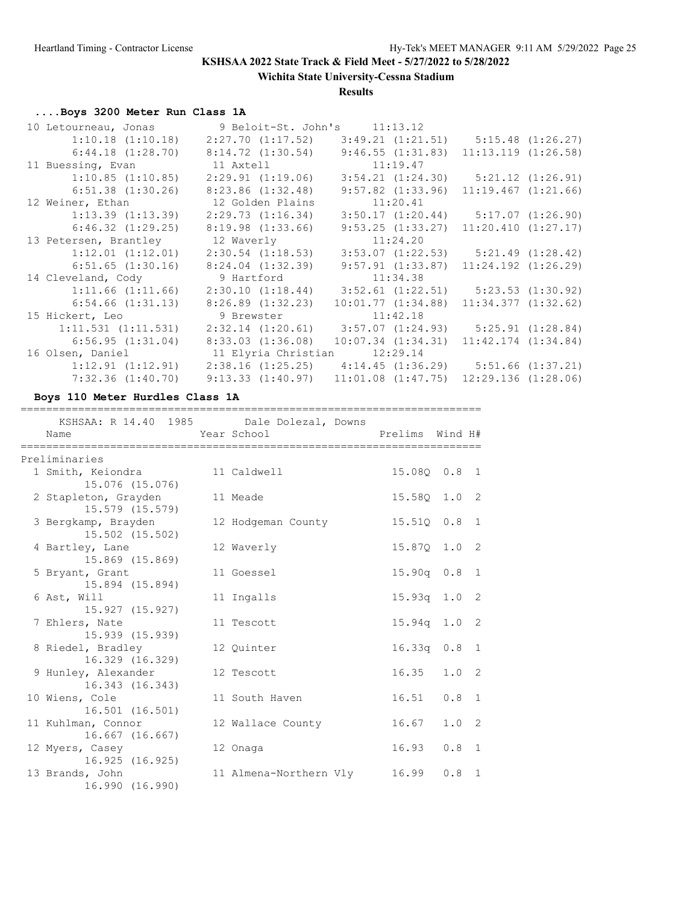## KSHSAA 2022 State Track & Field Meet - 5/27/2022 to 5/28/2022

**Wichita State University-Cessna Stadium**

**Results**

### ....Boys 3200 Meter Run Class 1A

```
 10 Letourneau, Jonas          9 Beloit-St. John's     11:13.12  
       1:10.18 (1:10.18)    2:27.70 (1:17.52)    3:49.21 (1:21.51)    5:15.48 (1:26.27)
       6:44.18 (1:28.70)    8:14.72 (1:30.54)    9:46.55 (1:31.83)  11:13.119 (1:26.58)
 11 Buessing, Evan             11 Axtell                11:19.47  
       1:10.85 (1:10.85)    2:29.91 (1:19.06)    3:54.21 (1:24.30)    5:21.12 (1:26.91)
       6:51.38 (1:30.26)    8:23.86 (1:32.48)    9:57.82 (1:33.96)  11:19.467 (1:21.66)
 12 Weiner, Ethan              12 Golden Plains         11:20.41  
       1:13.39 (1:13.39)    2:29.73 (1:16.34)    3:50.17 (1:20.44)    5:17.07 (1:26.90)
       6:46.32 (1:29.25)    8:19.98 (1:33.66)    9:53.25 (1:33.27)  11:20.410 (1:27.17)
 13 Petersen, Brantley         12 Waverly               11:24.20  
       1:12.01 (1:12.01)    2:30.54 (1:18.53)    3:53.07 (1:22.53)    5:21.49 (1:28.42)
       6:51.65 (1:30.16)    8:24.04 (1:32.39)    9:57.91 (1:33.87)  11:24.192 (1:26.29)
 14 Cleveland, Cody            9 Hartford               11:34.38  
       1:11.66 (1:11.66)    2:30.10 (1:18.44)    3:52.61 (1:22.51)    5:23.53 (1:30.92)
       6:54.66 (1:31.13)    8:26.89 (1:32.23)   10:01.77 (1:34.88)  11:34.377 (1:32.62)
 15 Hickert, Leo               9 Brewster               11:42.18  
     1:11.531 (1:11.531)    2:32.14 (1:20.61)    3:57.07 (1:24.93)    5:25.91 (1:28.84)
       6:56.95 (1:31.04)    8:33.03 (1:36.08)   10:07.34 (1:34.31)  11:42.174 (1:34.84)
 16 Olsen, Daniel              11 Elyria Christian      12:29.14  
       1:12.91 (1:12.91)    2:38.16 (1:25.25)    4:14.45 (1:36.29)    5:51.66 (1:37.21)
       7:32.36 (1:40.70)    9:13.33 (1:40.97)   11:01.08 (1:47.75)  12:29.136 (1:28.06)
```

### Boys 110 Meter Hurdles Class 1A

```
=======================================================================
    KSHSAA: R 14.40  1985        Dale Dolezal, Downs                   
    Name                    Year School                Prelims  Wind H#
=======================================================================
Preliminaries
  1 Smith, Keiondra            11 Caldwell              15.08Q  0.8  1 
          15.076 (15.076)
  2 Stapleton, Grayden         11 Meade                 15.58Q  1.0  2 
          15.579 (15.579)
  3 Bergkamp, Brayden          12 Hodgeman County       15.51Q  0.8  1 
          15.502 (15.502)
  4 Bartley, Lane              12 Waverly               15.87Q  1.0  2 
          15.869 (15.869)
  5 Bryant, Grant              11 Goessel               15.90q  0.8  1 
          15.894 (15.894)
  6 Ast, Will                  11 Ingalls               15.93q  1.0  2 
          15.927 (15.927)
  7 Ehlers, Nate               11 Tescott               15.94q  1.0  2 
          15.939 (15.939)
  8 Riedel, Bradley            12 Quinter               16.33q  0.8  1 
          16.329 (16.329)
  9 Hunley, Alexander          12 Tescott               16.35   1.0  2 
          16.343 (16.343)
 10 Wiens, Cole                11 South Haven           16.51   0.8  1 
          16.501 (16.501)
 11 Kuhlman, Connor            12 Wallace County        16.67   1.0  2 
          16.667 (16.667)
 12 Myers, Casey               12 Onaga                 16.93   0.8  1 
          16.925 (16.925)
 13 Brands, John               11 Almena-Northern Vly   16.99   0.8  1 
          16.990 (16.990)
```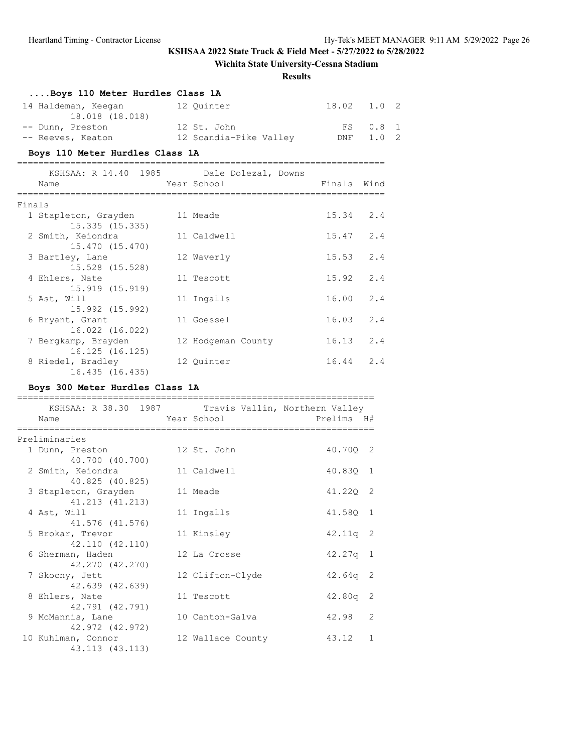**KSHSAA 2022 State Track & Field Meet - 5/27/2022 to 5/28/2022**

**Wichita State University-Cessna Stadium**

**Results**

### ....Boys 110 Meter Hurdles Class 1A

| Place | Name | Year | School | Finals | Wind | H# |
|---|---|---|---|---|---|---|
| 14 | Haldeman, Keegan 18.018 (18.018) | 12 | Quinter | 18.02 | 1.0 | 2 |
| -- | Dunn, Preston | 12 | St. John | FS | 0.8 | 1 |
| -- | Reeves, Keaton | 12 | Scandia-Pike Valley | DNF | 1.0 | 2 |

### Boys 110 Meter Hurdles Class 1A

KSHSAA: R 14.40 1985 Dale Dolezal, Downs

Finals

| Place | Name | Year | School | Finals | Wind |
|---|---|---|---|---|---|
| 1 | Stapleton, Grayden 15.335 (15.335) | 11 | Meade | 15.34 | 2.4 |
| 2 | Smith, Keiondra 15.470 (15.470) | 11 | Caldwell | 15.47 | 2.4 |
| 3 | Bartley, Lane 15.528 (15.528) | 12 | Waverly | 15.53 | 2.4 |
| 4 | Ehlers, Nate 15.919 (15.919) | 11 | Tescott | 15.92 | 2.4 |
| 5 | Ast, Will 15.992 (15.992) | 11 | Ingalls | 16.00 | 2.4 |
| 6 | Bryant, Grant 16.022 (16.022) | 11 | Goessel | 16.03 | 2.4 |
| 7 | Bergkamp, Brayden 16.125 (16.125) | 12 | Hodgeman County | 16.13 | 2.4 |
| 8 | Riedel, Bradley 16.435 (16.435) | 12 | Quinter | 16.44 | 2.4 |

### Boys 300 Meter Hurdles Class 1A

KSHSAA: R 38.30 1987 Travis Vallin, Northern Valley

Preliminaries

| Place | Name | Year | School | Prelims | H# |
|---|---|---|---|---|---|
| 1 | Dunn, Preston 40.700 (40.700) | 12 | St. John | 40.70Q | 2 |
| 2 | Smith, Keiondra 40.825 (40.825) | 11 | Caldwell | 40.83Q | 1 |
| 3 | Stapleton, Grayden 41.213 (41.213) | 11 | Meade | 41.22Q | 2 |
| 4 | Ast, Will 41.576 (41.576) | 11 | Ingalls | 41.58Q | 1 |
| 5 | Brokar, Trevor 42.110 (42.110) | 11 | Kinsley | 42.11q | 2 |
| 6 | Sherman, Haden 42.270 (42.270) | 12 | La Crosse | 42.27q | 1 |
| 7 | Skocny, Jett 42.639 (42.639) | 12 | Clifton-Clyde | 42.64q | 2 |
| 8 | Ehlers, Nate 42.791 (42.791) | 11 | Tescott | 42.80q | 2 |
| 9 | McMannis, Lane 42.972 (42.972) | 10 | Canton-Galva | 42.98 | 2 |
| 10 | Kuhlman, Connor 43.113 (43.113) | 12 | Wallace County | 43.12 | 1 |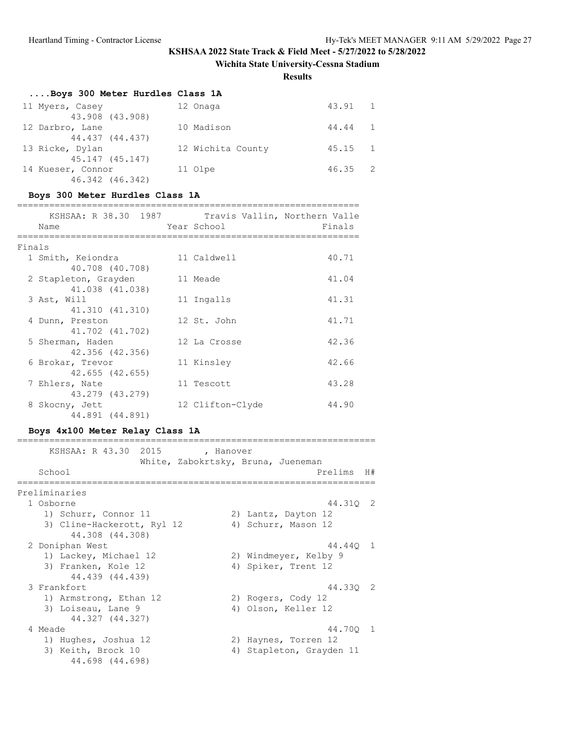**KSHSAA 2022 State Track & Field Meet - 5/27/2022 to 5/28/2022**

**Wichita State University-Cessna Stadium**

**Results**

### ....Boys 300 Meter Hurdles Class 1A

| Place | Name | Year | School | Time | H# |
|---|---|---|---|---|---|
| 11 | Myers, Casey | 12 | Onaga | 43.91 | 1 |
| | 43.908 (43.908) | | | | |
| 12 | Darbro, Lane | 10 | Madison | 44.44 | 1 |
| | 44.437 (44.437) | | | | |
| 13 | Ricke, Dylan | 12 | Wichita County | 45.15 | 1 |
| | 45.147 (45.147) | | | | |
| 14 | Kueser, Connor | 11 | Olpe | 46.35 | 2 |
| | 46.342 (46.342) | | | | |

### Boys 300 Meter Hurdles Class 1A

KSHSAA: R 38.30 1987 Travis Vallin, Northern Valle

**Finals**

| Place | Name | Year | School | Finals |
|---|---|---|---|---|
| 1 | Smith, Keiondra | 11 | Caldwell | 40.71 |
| | 40.708 (40.708) | | | |
| 2 | Stapleton, Grayden | 11 | Meade | 41.04 |
| | 41.038 (41.038) | | | |
| 3 | Ast, Will | 11 | Ingalls | 41.31 |
| | 41.310 (41.310) | | | |
| 4 | Dunn, Preston | 12 | St. John | 41.71 |
| | 41.702 (41.702) | | | |
| 5 | Sherman, Haden | 12 | La Crosse | 42.36 |
| | 42.356 (42.356) | | | |
| 6 | Brokar, Trevor | 11 | Kinsley | 42.66 |
| | 42.655 (42.655) | | | |
| 7 | Ehlers, Nate | 11 | Tescott | 43.28 |
| | 43.279 (43.279) | | | |
| 8 | Skocny, Jett | 12 | Clifton-Clyde | 44.90 |
| | 44.891 (44.891) | | | |

### Boys 4x100 Meter Relay Class 1A

KSHSAA: R 43.30 2015 , Hanover
White, Zabokrtsky, Bruna, Jueneman

**Preliminaries**

| Place | School | Prelims | H# |
|---|---|---|---|
| 1 | Osborne | 44.31Q | 2 |
| | 1) Schurr, Connor 11; 2) Lantz, Dayton 12; 3) Cline-Hackerott, Ryl 12; 4) Schurr, Mason 12 | | |
| | 44.308 (44.308) | | |
| 2 | Doniphan West | 44.44Q | 1 |
| | 1) Lackey, Michael 12; 2) Windmeyer, Kelby 9; 3) Franken, Kole 12; 4) Spiker, Trent 12 | | |
| | 44.439 (44.439) | | |
| 3 | Frankfort | 44.33Q | 2 |
| | 1) Armstrong, Ethan 12; 2) Rogers, Cody 12; 3) Loiseau, Lane 9; 4) Olson, Keller 12 | | |
| | 44.327 (44.327) | | |
| 4 | Meade | 44.70Q | 1 |
| | 1) Hughes, Joshua 12; 2) Haynes, Torren 12; 3) Keith, Brock 10; 4) Stapleton, Grayden 11 | | |
| | 44.698 (44.698) | | |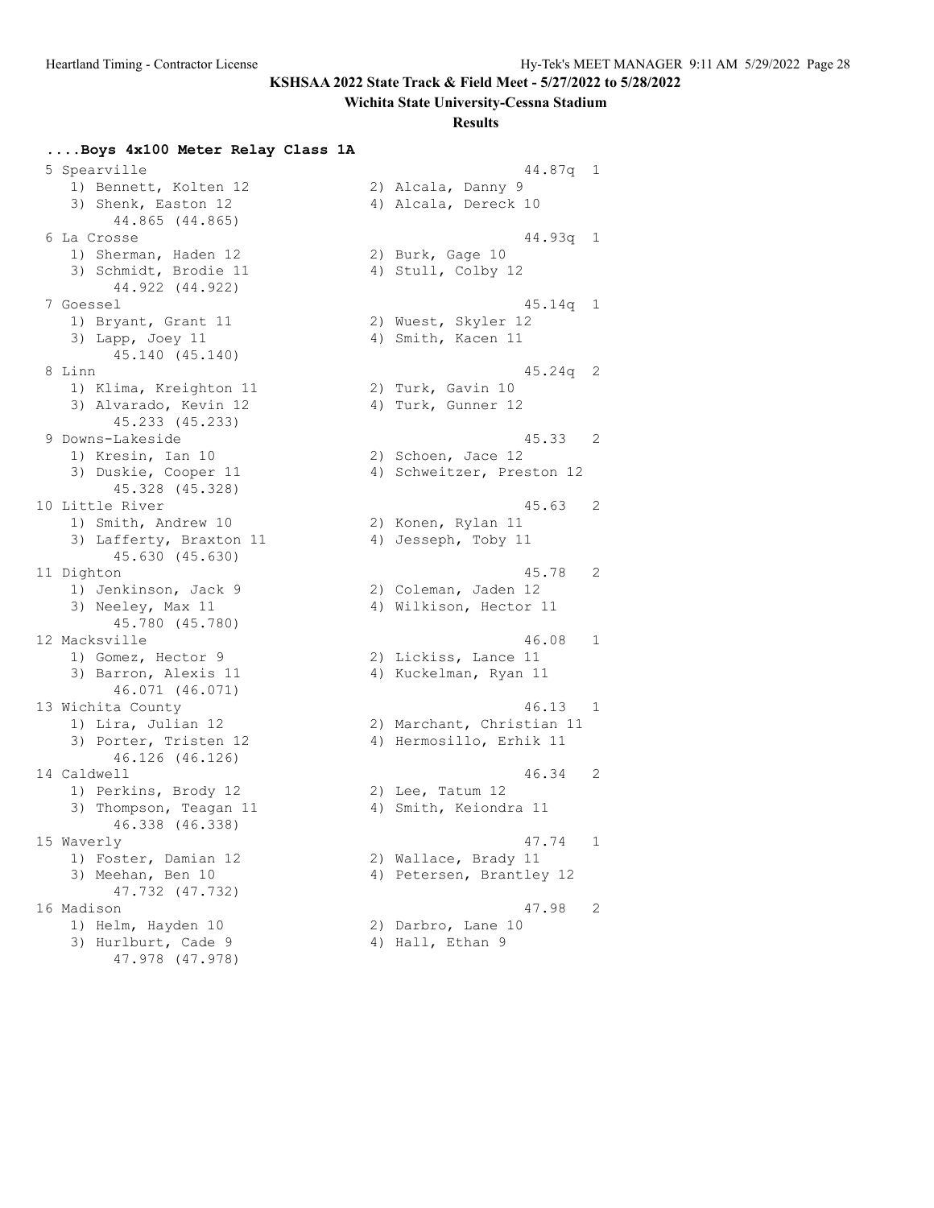**KSHSAA 2022 State Track & Field Meet - 5/27/2022 to 5/28/2022**

**Wichita State University-Cessna Stadium**

**Results**

### ....Boys 4x100 Meter Relay Class 1A

```
 5 Spearville                                           44.87q  1 
    1) Bennett, Kolten 12              2) Alcala, Danny 9
    3) Shenk, Easton 12                4) Alcala, Dereck 10
         44.865 (44.865)
 6 La Crosse                                            44.93q  1 
    1) Sherman, Haden 12               2) Burk, Gage 10
    3) Schmidt, Brodie 11              4) Stull, Colby 12
         44.922 (44.922)
 7 Goessel                                              45.14q  1 
    1) Bryant, Grant 11                2) Wuest, Skyler 12
    3) Lapp, Joey 11                   4) Smith, Kacen 11
         45.140 (45.140)
 8 Linn                                                 45.24q  2 
    1) Klima, Kreighton 11             2) Turk, Gavin 10
    3) Alvarado, Kevin 12              4) Turk, Gunner 12
         45.233 (45.233)
 9 Downs-Lakeside                                       45.33   2 
    1) Kresin, Ian 10                  2) Schoen, Jace 12
    3) Duskie, Cooper 11               4) Schweitzer, Preston 12
         45.328 (45.328)
10 Little River                                         45.63   2 
    1) Smith, Andrew 10                2) Konen, Rylan 11
    3) Lafferty, Braxton 11            4) Jesseph, Toby 11
         45.630 (45.630)
11 Dighton                                              45.78   2 
    1) Jenkinson, Jack 9               2) Coleman, Jaden 12
    3) Neeley, Max 11                  4) Wilkison, Hector 11
         45.780 (45.780)
12 Macksville                                           46.08   1 
    1) Gomez, Hector 9                 2) Lickiss, Lance 11
    3) Barron, Alexis 11               4) Kuckelman, Ryan 11
         46.071 (46.071)
13 Wichita County                                       46.13   1 
    1) Lira, Julian 12                 2) Marchant, Christian 11
    3) Porter, Tristen 12              4) Hermosillo, Erhik 11
         46.126 (46.126)
14 Caldwell                                             46.34   2 
    1) Perkins, Brody 12               2) Lee, Tatum 12
    3) Thompson, Teagan 11             4) Smith, Keiondra 11
         46.338 (46.338)
15 Waverly                                              47.74   1 
    1) Foster, Damian 12               2) Wallace, Brady 11
    3) Meehan, Ben 10                  4) Petersen, Brantley 12
         47.732 (47.732)
16 Madison                                              47.98   2 
    1) Helm, Hayden 10                 2) Darbro, Lane 10
    3) Hurlburt, Cade 9                4) Hall, Ethan 9
         47.978 (47.978)
```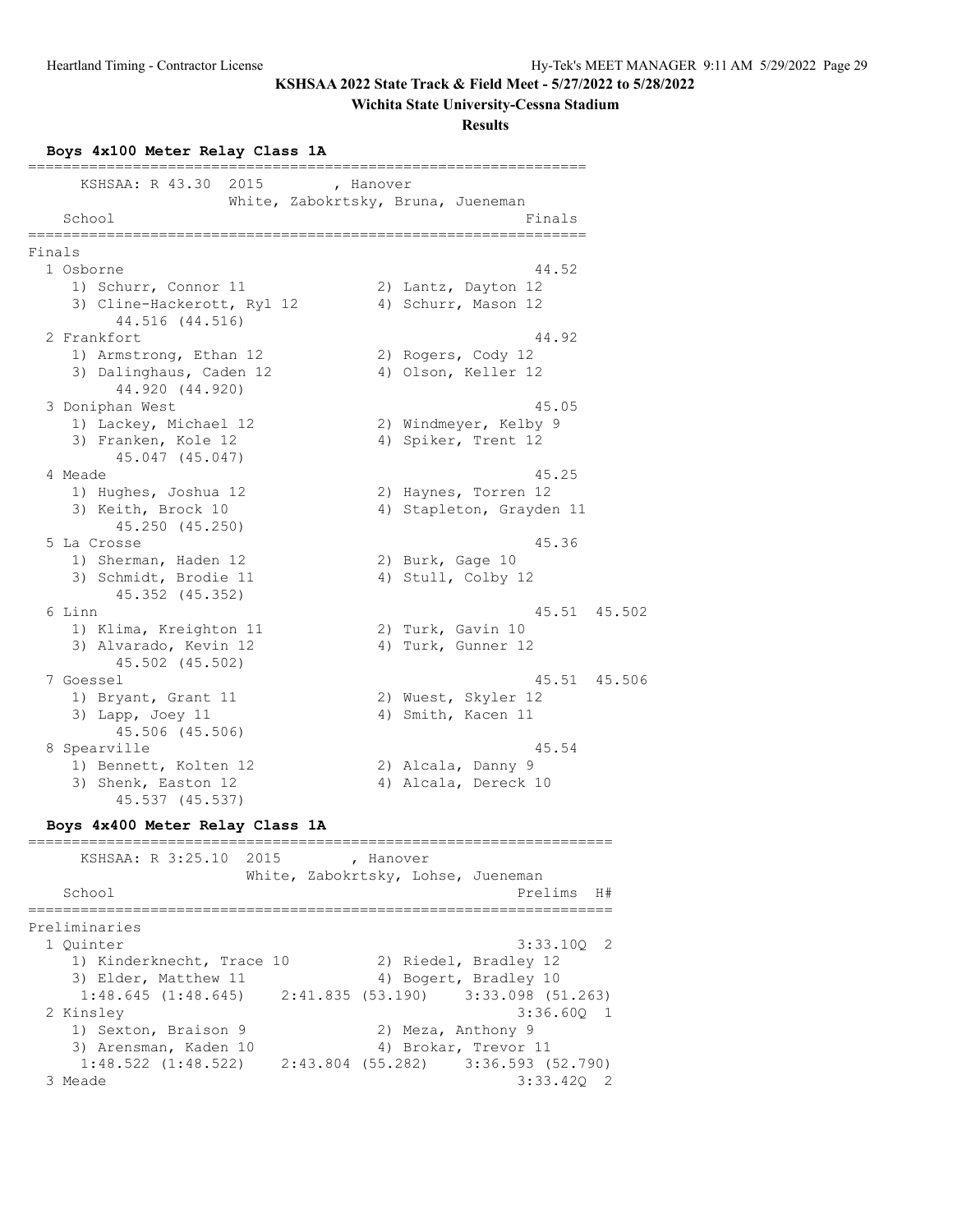KSHSAA 2022 State Track & Field Meet - 5/27/2022 to 5/28/2022

Wichita State University-Cessna Stadium

Results

### Boys 4x100 Meter Relay Class 1A

```
================================================================
      KSHSAA: R 43.30  2015        , Hanover
                    White, Zabokrtsky, Bruna, Jueneman
    School                                               Finals
================================================================
Finals
  1 Osborne                                              44.52
     1) Schurr, Connor 11              2) Lantz, Dayton 12
     3) Cline-Hackerott, Ryl 12        4) Schurr, Mason 12
          44.516 (44.516)
  2 Frankfort                                            44.92
     1) Armstrong, Ethan 12            2) Rogers, Cody 12
     3) Dalinghaus, Caden 12           4) Olson, Keller 12
          44.920 (44.920)
  3 Doniphan West                                        45.05
     1) Lackey, Michael 12             2) Windmeyer, Kelby 9
     3) Franken, Kole 12               4) Spiker, Trent 12
          45.047 (45.047)
  4 Meade                                                45.25
     1) Hughes, Joshua 12              2) Haynes, Torren 12
     3) Keith, Brock 10                4) Stapleton, Grayden 11
          45.250 (45.250)
  5 La Crosse                                            45.36
     1) Sherman, Haden 12              2) Burk, Gage 10
     3) Schmidt, Brodie 11             4) Stull, Colby 12
          45.352 (45.352)
  6 Linn                                                 45.51  45.502
     1) Klima, Kreighton 11            2) Turk, Gavin 10
     3) Alvarado, Kevin 12             4) Turk, Gunner 12
          45.502 (45.502)
  7 Goessel                                              45.51  45.506
     1) Bryant, Grant 11               2) Wuest, Skyler 12
     3) Lapp, Joey 11                  4) Smith, Kacen 11
          45.506 (45.506)
  8 Spearville                                           45.54
     1) Bennett, Kolten 12             2) Alcala, Danny 9
     3) Shenk, Easton 12               4) Alcala, Dereck 10
          45.537 (45.537)
```

### Boys 4x400 Meter Relay Class 1A

```
===================================================================
      KSHSAA: R 3:25.10  2015        , Hanover
                    White, Zabokrtsky, Lohse, Jueneman
    School                                            Prelims  H#
===================================================================
Preliminaries
  1 Quinter                                          3:33.10Q   2
     1) Kinderknecht, Trace 10         2) Riedel, Bradley 12
     3) Elder, Matthew 11              4) Bogert, Bradley 10
      1:48.645 (1:48.645)    2:41.835 (53.190)    3:33.098 (51.263)
  2 Kinsley                                          3:36.60Q   1
     1) Sexton, Braison 9              2) Meza, Anthony 9
     3) Arensman, Kaden 10             4) Brokar, Trevor 11
      1:48.522 (1:48.522)    2:43.804 (55.282)    3:36.593 (52.790)
  3 Meade                                            3:33.42Q   2
```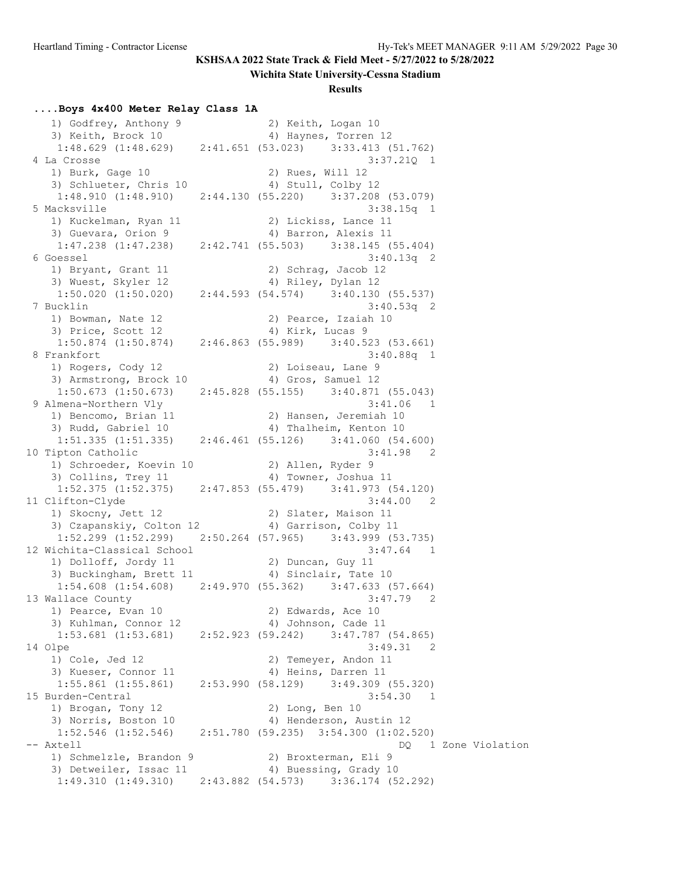**KSHSAA 2022 State Track & Field Meet - 5/27/2022 to 5/28/2022**

**Wichita State University-Cessna Stadium**

**Results**

### ....Boys 4x400 Meter Relay Class 1A

```
   1) Godfrey, Anthony 9              2) Keith, Logan 10
   3) Keith, Brock 10                 4) Haynes, Torren 12
    1:48.629 (1:48.629)    2:41.651 (53.023)    3:33.413 (51.762)
 4 La Crosse                                             3:37.21Q  1
   1) Burk, Gage 10                   2) Rues, Will 12
   3) Schlueter, Chris 10             4) Stull, Colby 12
    1:48.910 (1:48.910)    2:44.130 (55.220)    3:37.208 (53.079)
 5 Macksville                                            3:38.15q  1
   1) Kuckelman, Ryan 11              2) Lickiss, Lance 11
   3) Guevara, Orion 9                4) Barron, Alexis 11
    1:47.238 (1:47.238)    2:42.741 (55.503)    3:38.145 (55.404)
 6 Goessel                                               3:40.13q  2
   1) Bryant, Grant 11                2) Schrag, Jacob 12
   3) Wuest, Skyler 12                4) Riley, Dylan 12
    1:50.020 (1:50.020)    2:44.593 (54.574)    3:40.130 (55.537)
 7 Bucklin                                               3:40.53q  2
   1) Bowman, Nate 12                 2) Pearce, Izaiah 10
   3) Price, Scott 12                 4) Kirk, Lucas 9
    1:50.874 (1:50.874)    2:46.863 (55.989)    3:40.523 (53.661)
 8 Frankfort                                             3:40.88q  1
   1) Rogers, Cody 12                 2) Loiseau, Lane 9
   3) Armstrong, Brock 10             4) Gros, Samuel 12
    1:50.673 (1:50.673)    2:45.828 (55.155)    3:40.871 (55.043)
 9 Almena-Northern Vly                                   3:41.06   1
   1) Bencomo, Brian 11               2) Hansen, Jeremiah 10
   3) Rudd, Gabriel 10                4) Thalheim, Kenton 10
    1:51.335 (1:51.335)    2:46.461 (55.126)    3:41.060 (54.600)
10 Tipton Catholic                                       3:41.98   2
   1) Schroeder, Koevin 10            2) Allen, Ryder 9
   3) Collins, Trey 11                4) Towner, Joshua 11
    1:52.375 (1:52.375)    2:47.853 (55.479)    3:41.973 (54.120)
11 Clifton-Clyde                                         3:44.00   2
   1) Skocny, Jett 12                 2) Slater, Maison 11
   3) Czapanskiy, Colton 12           4) Garrison, Colby 11
    1:52.299 (1:52.299)    2:50.264 (57.965)    3:43.999 (53.735)
12 Wichita-Classical School                              3:47.64   1
   1) Dolloff, Jordy 11               2) Duncan, Guy 11
   3) Buckingham, Brett 11            4) Sinclair, Tate 10
    1:54.608 (1:54.608)    2:49.970 (55.362)    3:47.633 (57.664)
13 Wallace County                                        3:47.79   2
   1) Pearce, Evan 10                 2) Edwards, Ace 10
   3) Kuhlman, Connor 12              4) Johnson, Cade 11
    1:53.681 (1:53.681)    2:52.923 (59.242)    3:47.787 (54.865)
14 Olpe                                                  3:49.31   2
   1) Cole, Jed 12                    2) Temeyer, Andon 11
   3) Kueser, Connor 11               4) Heins, Darren 11
    1:55.861 (1:55.861)    2:53.990 (58.129)    3:49.309 (55.320)
15 Burden-Central                                        3:54.30   1
   1) Brogan, Tony 12                 2) Long, Ben 10
   3) Norris, Boston 10               4) Henderson, Austin 12
    1:52.546 (1:52.546)    2:51.780 (59.235)  3:54.300 (1:02.520)
-- Axtell                                                     DQ   1 Zone Violation
   1) Schmelzle, Brandon 9            2) Broxterman, Eli 9
   3) Detweiler, Issac 11             4) Buessing, Grady 10
    1:49.310 (1:49.310)    2:43.882 (54.573)    3:36.174 (52.292)
```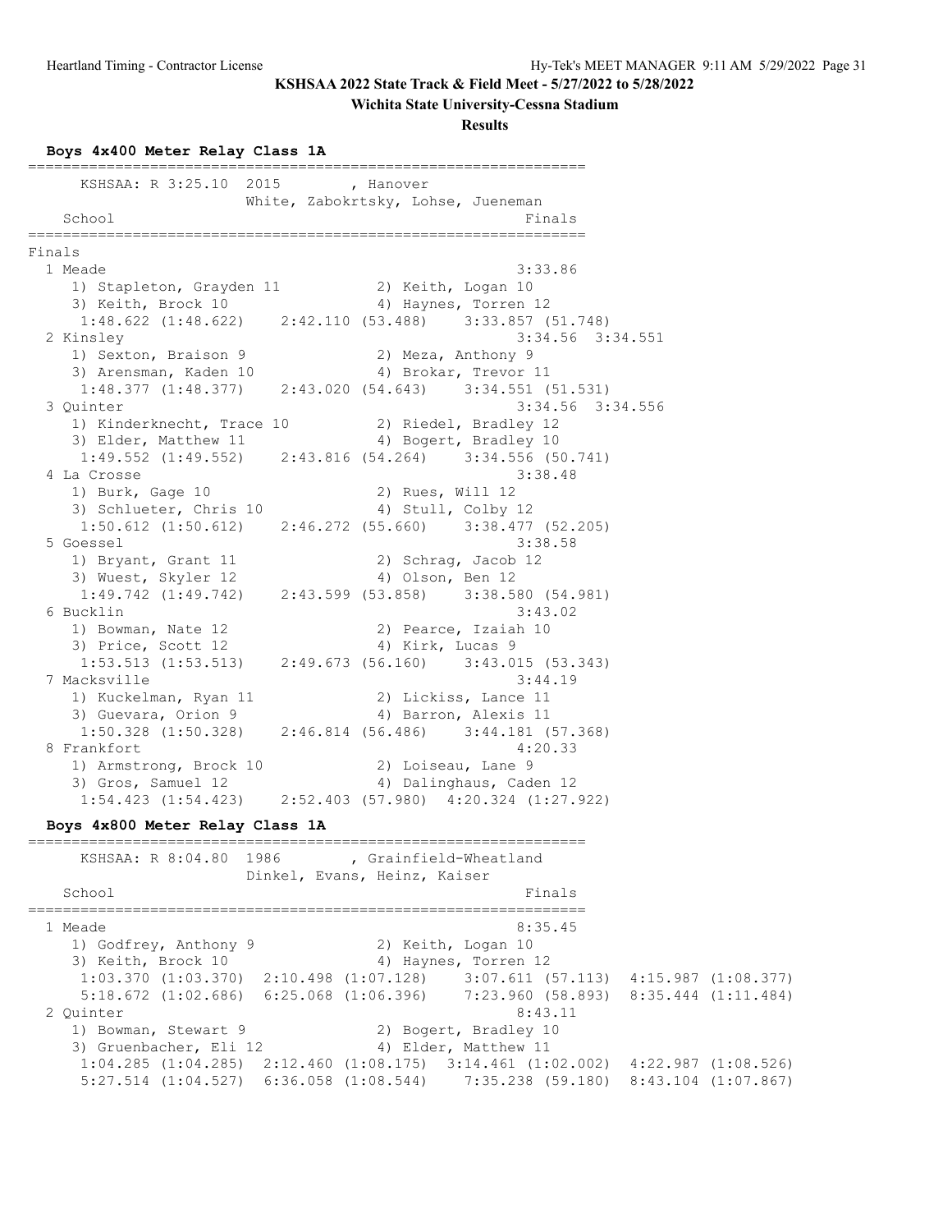KSHSAA 2022 State Track & Field Meet - 5/27/2022 to 5/28/2022

Wichita State University-Cessna Stadium

Results

### Boys 4x400 Meter Relay Class 1A

```
================================================================
      KSHSAA: R 3:25.10  2015        , Hanover                
                      White, Zabokrtsky, Lohse, Jueneman      
    School                                               Finals 
================================================================
Finals
  1 Meade                                              3:33.86  
     1) Stapleton, Grayden 11           2) Keith, Logan 10        
     3) Keith, Brock 10                 4) Haynes, Torren 12      
      1:48.622 (1:48.622)    2:42.110 (53.488)    3:33.857 (51.748)
  2 Kinsley                                            3:34.56  3:34.551
     1) Sexton, Braison 9               2) Meza, Anthony 9        
     3) Arensman, Kaden 10              4) Brokar, Trevor 11      
      1:48.377 (1:48.377)    2:43.020 (54.643)    3:34.551 (51.531)
  3 Quinter                                            3:34.56  3:34.556
     1) Kinderknecht, Trace 10          2) Riedel, Bradley 12     
     3) Elder, Matthew 11               4) Bogert, Bradley 10     
      1:49.552 (1:49.552)    2:43.816 (54.264)    3:34.556 (50.741)
  4 La Crosse                                          3:38.48  
     1) Burk, Gage 10                   2) Rues, Will 12          
     3) Schlueter, Chris 10             4) Stull, Colby 12        
      1:50.612 (1:50.612)    2:46.272 (55.660)    3:38.477 (52.205)
  5 Goessel                                            3:38.58  
     1) Bryant, Grant 11                2) Schrag, Jacob 12       
     3) Wuest, Skyler 12                4) Olson, Ben 12          
      1:49.742 (1:49.742)    2:43.599 (53.858)    3:38.580 (54.981)
  6 Bucklin                                            3:43.02  
     1) Bowman, Nate 12                 2) Pearce, Izaiah 10      
     3) Price, Scott 12                 4) Kirk, Lucas 9          
      1:53.513 (1:53.513)    2:49.673 (56.160)    3:43.015 (53.343)
  7 Macksville                                         3:44.19  
     1) Kuckelman, Ryan 11              2) Lickiss, Lance 11      
     3) Guevara, Orion 9                4) Barron, Alexis 11      
      1:50.328 (1:50.328)    2:46.814 (56.486)    3:44.181 (57.368)
  8 Frankfort                                          4:20.33  
     1) Armstrong, Brock 10             2) Loiseau, Lane 9        
     3) Gros, Samuel 12                 4) Dalinghaus, Caden 12   
      1:54.423 (1:54.423)    2:52.403 (57.980)  4:20.324 (1:27.922)
```

### Boys 4x800 Meter Relay Class 1A

```
================================================================
      KSHSAA: R 8:04.80  1986        , Grainfield-Wheatland   
                      Dinkel, Evans, Heinz, Kaiser            
    School                                               Finals 
================================================================
  1 Meade                                              8:35.45  
     1) Godfrey, Anthony 9              2) Keith, Logan 10        
     3) Keith, Brock 10                 4) Haynes, Torren 12      
      1:03.370 (1:03.370)  2:10.498 (1:07.128)    3:07.611 (57.113)  4:15.987 (1:08.377)
      5:18.672 (1:02.686)  6:25.068 (1:06.396)    7:23.960 (58.893)  8:35.444 (1:11.484)
  2 Quinter                                            8:43.11  
     1) Bowman, Stewart 9               2) Bogert, Bradley 10     
     3) Gruenbacher, Eli 12             4) Elder, Matthew 11      
      1:04.285 (1:04.285)  2:12.460 (1:08.175)  3:14.461 (1:02.002)  4:22.987 (1:08.526)
      5:27.514 (1:04.527)  6:36.058 (1:08.544)    7:35.238 (59.180)  8:43.104 (1:07.867)
```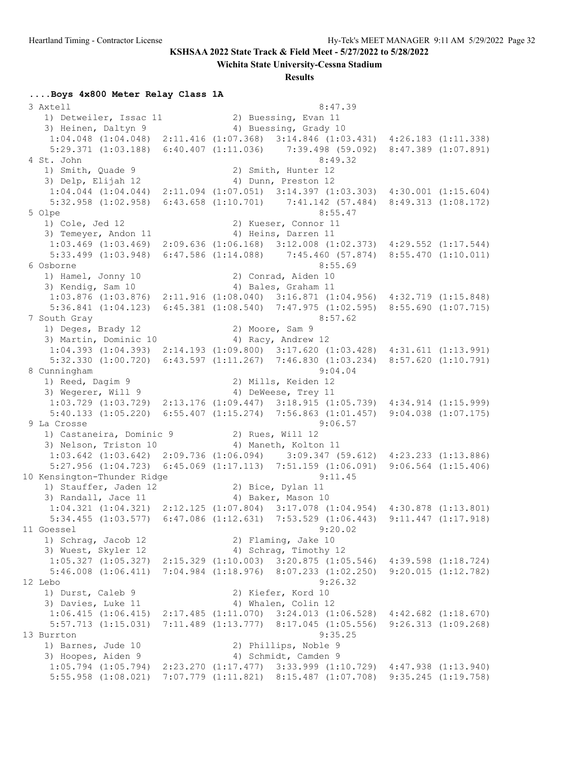**KSHSAA 2022 State Track & Field Meet - 5/27/2022 to 5/28/2022**

**Wichita State University-Cessna Stadium**

**Results**

### ....Boys 4x800 Meter Relay Class 1A

```
  3 Axtell                                                8:47.39
     1) Detweiler, Issac 11             2) Buessing, Evan 11
     3) Heinen, Daltyn 9                4) Buessing, Grady 10
      1:04.048 (1:04.048)  2:11.416 (1:07.368)  3:14.846 (1:03.431)  4:26.183 (1:11.338)
      5:29.371 (1:03.188)  6:40.407 (1:11.036)    7:39.498 (59.092)  8:47.389 (1:07.891)
  4 St. John                                              8:49.32
     1) Smith, Quade 9                  2) Smith, Hunter 12
     3) Delp, Elijah 12                 4) Dunn, Preston 12
      1:04.044 (1:04.044)  2:11.094 (1:07.051)  3:14.397 (1:03.303)  4:30.001 (1:15.604)
      5:32.958 (1:02.958)  6:43.658 (1:10.701)    7:41.142 (57.484)  8:49.313 (1:08.172)
  5 Olpe                                                  8:55.47
     1) Cole, Jed 12                    2) Kueser, Connor 11
     3) Temeyer, Andon 11               4) Heins, Darren 11
      1:03.469 (1:03.469)  2:09.636 (1:06.168)  3:12.008 (1:02.373)  4:29.552 (1:17.544)
      5:33.499 (1:03.948)  6:47.586 (1:14.088)    7:45.460 (57.874)  8:55.470 (1:10.011)
  6 Osborne                                               8:55.69
     1) Hamel, Jonny 10                 2) Conrad, Aiden 10
     3) Kendig, Sam 10                  4) Bales, Graham 11
      1:03.876 (1:03.876)  2:11.916 (1:08.040)  3:16.871 (1:04.956)  4:32.719 (1:15.848)
      5:36.841 (1:04.123)  6:45.381 (1:08.540)  7:47.975 (1:02.595)  8:55.690 (1:07.715)
  7 South Gray                                            8:57.62
     1) Deges, Brady 12                 2) Moore, Sam 9
     3) Martin, Dominic 10              4) Racy, Andrew 12
      1:04.393 (1:04.393)  2:14.193 (1:09.800)  3:17.620 (1:03.428)  4:31.611 (1:13.991)
      5:32.330 (1:00.720)  6:43.597 (1:11.267)  7:46.830 (1:03.234)  8:57.620 (1:10.791)
  8 Cunningham                                            9:04.04
     1) Reed, Dagim 9                   2) Mills, Keiden 12
     3) Wegerer, Will 9                 4) DeWeese, Trey 11
      1:03.729 (1:03.729)  2:13.176 (1:09.447)  3:18.915 (1:05.739)  4:34.914 (1:15.999)
      5:40.133 (1:05.220)  6:55.407 (1:15.274)  7:56.863 (1:01.457)  9:04.038 (1:07.175)
  9 La Crosse                                             9:06.57
     1) Castaneira, Dominic 9           2) Rues, Will 12
     3) Nelson, Triston 10              4) Maneth, Kolton 11
      1:03.642 (1:03.642)  2:09.736 (1:06.094)    3:09.347 (59.612)  4:23.233 (1:13.886)
      5:27.956 (1:04.723)  6:45.069 (1:17.113)  7:51.159 (1:06.091)  9:06.564 (1:15.406)
 10 Kensington-Thunder Ridge                              9:11.45
     1) Stauffer, Jaden 12              2) Bice, Dylan 11
     3) Randall, Jace 11                4) Baker, Mason 10
      1:04.321 (1:04.321)  2:12.125 (1:07.804)  3:17.078 (1:04.954)  4:30.878 (1:13.801)
      5:34.455 (1:03.577)  6:47.086 (1:12.631)  7:53.529 (1:06.443)  9:11.447 (1:17.918)
 11 Goessel                                               9:20.02
     1) Schrag, Jacob 12                2) Flaming, Jake 10
     3) Wuest, Skyler 12                4) Schrag, Timothy 12
      1:05.327 (1:05.327)  2:15.329 (1:10.003)  3:20.875 (1:05.546)  4:39.598 (1:18.724)
      5:46.008 (1:06.411)  7:04.984 (1:18.976)  8:07.233 (1:02.250)  9:20.015 (1:12.782)
 12 Lebo                                                  9:26.32
     1) Durst, Caleb 9                  2) Kiefer, Kord 10
     3) Davies, Luke 11                 4) Whalen, Colin 12
      1:06.415 (1:06.415)  2:17.485 (1:11.070)  3:24.013 (1:06.528)  4:42.682 (1:18.670)
      5:57.713 (1:15.031)  7:11.489 (1:13.777)  8:17.045 (1:05.556)  9:26.313 (1:09.268)
 13 Burrton                                               9:35.25
     1) Barnes, Jude 10                 2) Phillips, Noble 9
     3) Hoopes, Aiden 9                 4) Schmidt, Camden 9
      1:05.794 (1:05.794)  2:23.270 (1:17.477)  3:33.999 (1:10.729)  4:47.938 (1:13.940)
      5:55.958 (1:08.021)  7:07.779 (1:11.821)  8:15.487 (1:07.708)  9:35.245 (1:19.758)
```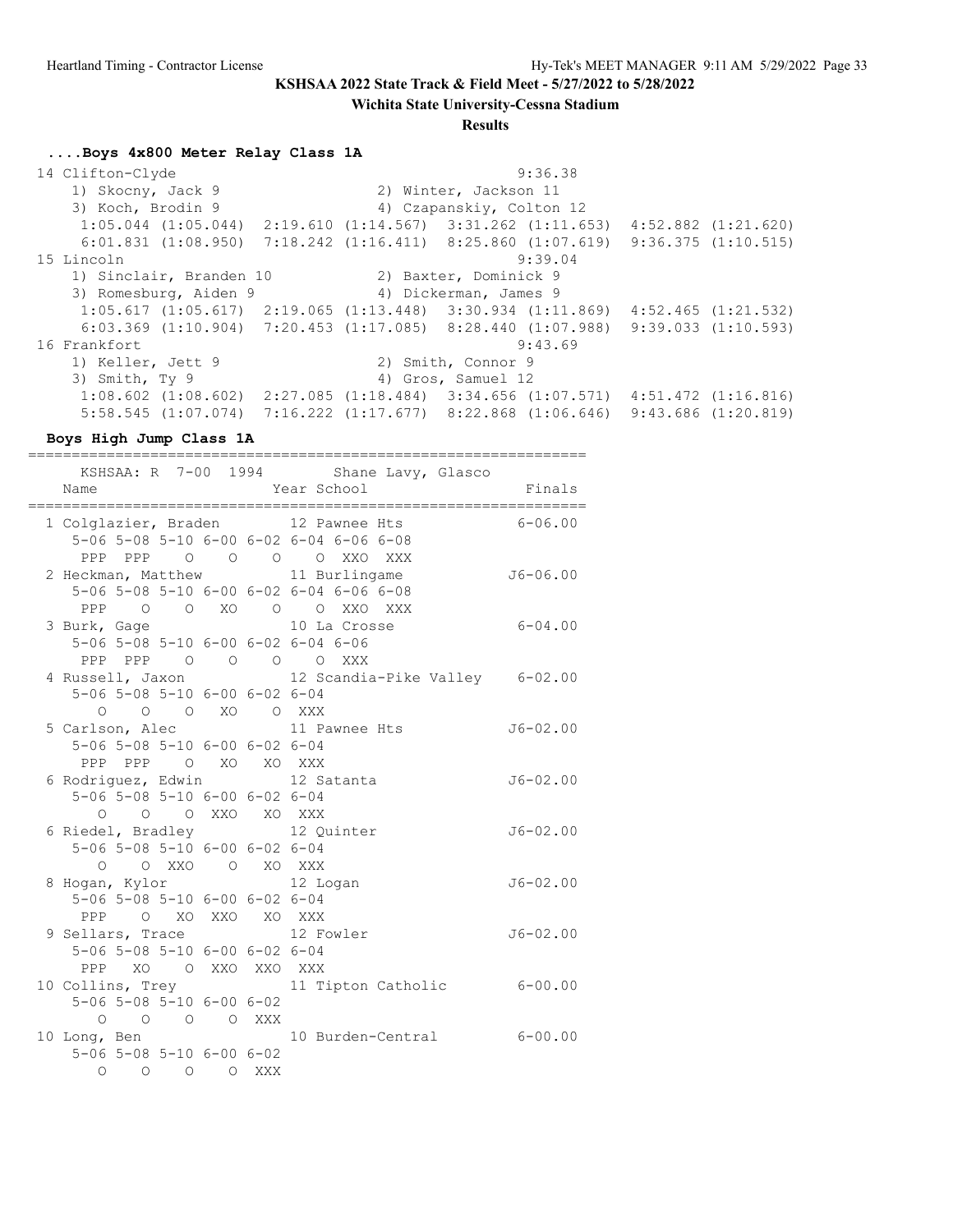## KSHSAA 2022 State Track & Field Meet - 5/27/2022 to 5/28/2022

**Wichita State University-Cessna Stadium**

**Results**

### ....Boys 4x800 Meter Relay Class 1A

```
 14 Clifton-Clyde                                          9:36.38
    1) Skocny, Jack 9                 2) Winter, Jackson 11
    3) Koch, Brodin 9                 4) Czapanskiy, Colton 12
     1:05.044 (1:05.044)  2:19.610 (1:14.567)  3:31.262 (1:11.653)  4:52.882 (1:21.620)
     6:01.831 (1:08.950)  7:18.242 (1:16.411)  8:25.860 (1:07.619)  9:36.375 (1:10.515)
 15 Lincoln                                                9:39.04
    1) Sinclair, Branden 10           2) Baxter, Dominick 9
    3) Romesburg, Aiden 9             4) Dickerman, James 9
     1:05.617 (1:05.617)  2:19.065 (1:13.448)  3:30.934 (1:11.869)  4:52.465 (1:21.532)
     6:03.369 (1:10.904)  7:20.453 (1:17.085)  8:28.440 (1:07.988)  9:39.033 (1:10.593)
 16 Frankfort                                              9:43.69
    1) Keller, Jett 9                 2) Smith, Connor 9
    3) Smith, Ty 9                    4) Gros, Samuel 12
     1:08.602 (1:08.602)  2:27.085 (1:18.484)  3:34.656 (1:07.571)  4:51.472 (1:16.816)
     5:58.545 (1:07.074)  7:16.222 (1:17.677)  8:22.868 (1:06.646)  9:43.686 (1:20.819)
```

### Boys High Jump Class 1A

```
================================================================
    KSHSAA: R  7-00  1994        Shane Lavy, Glasco
    Name                    Year School                  Finals
================================================================
  1 Colglazier, Braden        12 Pawnee Hts              6-06.00
     5-06 5-08 5-10 6-00 6-02 6-04 6-06 6-08
      PPP  PPP    O    O    O    O  XXO  XXX
  2 Heckman, Matthew          11 Burlingame             J6-06.00
     5-06 5-08 5-10 6-00 6-02 6-04 6-06 6-08
      PPP    O    O   XO    O    O  XXO  XXX
  3 Burk, Gage                10 La Crosse               6-04.00
     5-06 5-08 5-10 6-00 6-02 6-04 6-06
      PPP  PPP    O    O    O    O  XXX
  4 Russell, Jaxon            12 Scandia-Pike Valley     6-02.00
     5-06 5-08 5-10 6-00 6-02 6-04
        O    O    O   XO    O  XXX
  5 Carlson, Alec             11 Pawnee Hts             J6-02.00
     5-06 5-08 5-10 6-00 6-02 6-04
      PPP  PPP    O   XO   XO  XXX
  6 Rodriguez, Edwin          12 Satanta                J6-02.00
     5-06 5-08 5-10 6-00 6-02 6-04
        O    O    O  XXO   XO  XXX
  6 Riedel, Bradley           12 Quinter                J6-02.00
     5-06 5-08 5-10 6-00 6-02 6-04
        O    O  XXO    O   XO  XXX
  8 Hogan, Kylor              12 Logan                  J6-02.00
     5-06 5-08 5-10 6-00 6-02 6-04
      PPP    O   XO  XXO   XO  XXX
  9 Sellars, Trace            12 Fowler                 J6-02.00
     5-06 5-08 5-10 6-00 6-02 6-04
      PPP   XO    O  XXO  XXO  XXX
 10 Collins, Trey             11 Tipton Catholic         6-00.00
     5-06 5-08 5-10 6-00 6-02
        O    O    O    O  XXX
 10 Long, Ben                 10 Burden-Central          6-00.00
     5-06 5-08 5-10 6-00 6-02
        O    O    O    O  XXX
```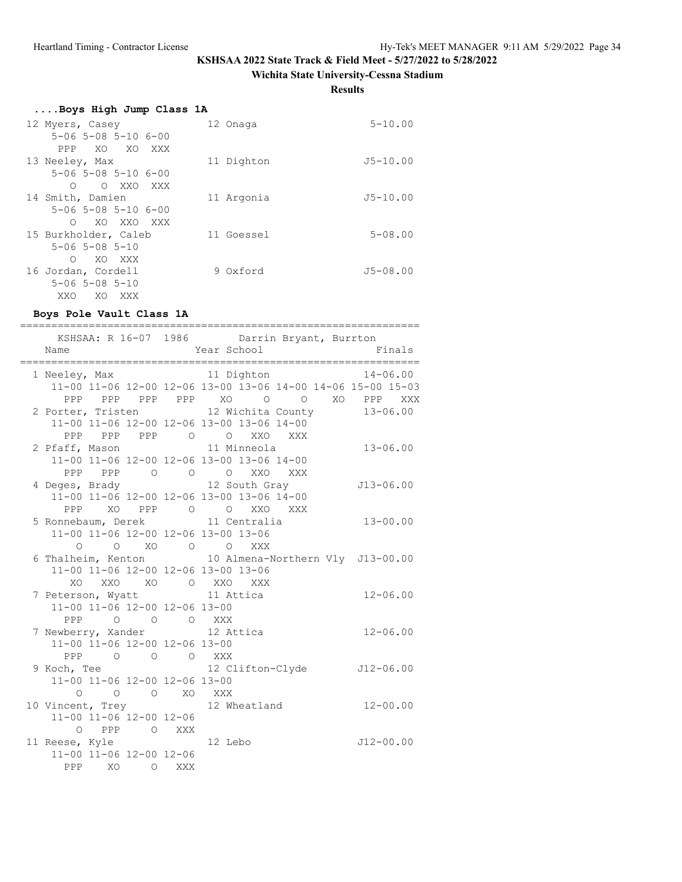**KSHSAA 2022 State Track & Field Meet - 5/27/2022 to 5/28/2022**

**Wichita State University-Cessna Stadium**

**Results**

### ....Boys High Jump Class 1A

```
 12 Myers, Casey               12 Onaga                   5-10.00
     5-06 5-08 5-10 6-00
      PPP   XO   XO  XXX
 13 Neeley, Max                11 Dighton                J5-10.00
     5-06 5-08 5-10 6-00
        O    O  XXO  XXX
 14 Smith, Damien              11 Argonia                J5-10.00
     5-06 5-08 5-10 6-00
        O   XO  XXO  XXX
 15 Burkholder, Caleb          11 Goessel                 5-08.00
     5-06 5-08 5-10
        O   XO  XXX
 16 Jordan, Cordell             9 Oxford                 J5-08.00
     5-06 5-08 5-10
      XXO   XO  XXX
```

### Boys Pole Vault Class 1A

```
================================================================
    KSHSAA: R 16-07  1986        Darrin Bryant, Burrton
    Name                    Year School                  Finals
================================================================
  1 Neeley, Max               11 Dighton                14-06.00
     11-00 11-06 12-00 12-06 13-00 13-06 14-00 14-06 15-00 15-03
       PPP   PPP   PPP   PPP    XO     O     O    XO   PPP   XXX
  2 Porter, Tristen           12 Wichita County         13-06.00
     11-00 11-06 12-00 12-06 13-00 13-06 14-00
       PPP   PPP   PPP     O     O   XXO   XXX
  2 Pfaff, Mason              11 Minneola               13-06.00
     11-00 11-06 12-00 12-06 13-00 13-06 14-00
       PPP   PPP     O     O     O   XXO   XXX
  4 Deges, Brady              12 South Gray            J13-06.00
     11-00 11-06 12-00 12-06 13-00 13-06 14-00
       PPP    XO   PPP     O     O   XXO   XXX
  5 Ronnebaum, Derek          11 Centralia              13-00.00
     11-00 11-06 12-00 12-06 13-00 13-06
         O     O    XO     O     O   XXX
  6 Thalheim, Kenton          10 Almena-Northern Vly   J13-00.00
     11-00 11-06 12-00 12-06 13-00 13-06
        XO   XXO    XO     O   XXO   XXX
  7 Peterson, Wyatt           11 Attica                 12-06.00
     11-00 11-06 12-00 12-06 13-00
       PPP     O     O     O   XXX
  7 Newberry, Xander          12 Attica                 12-06.00
     11-00 11-06 12-00 12-06 13-00
       PPP     O     O     O   XXX
  9 Koch, Tee                 12 Clifton-Clyde         J12-06.00
     11-00 11-06 12-00 12-06 13-00
         O     O     O    XO   XXX
 10 Vincent, Trey             12 Wheatland              12-00.00
     11-00 11-06 12-00 12-06
         O   PPP     O   XXX
 11 Reese, Kyle               12 Lebo                  J12-00.00
     11-00 11-06 12-00 12-06
       PPP    XO     O   XXX
```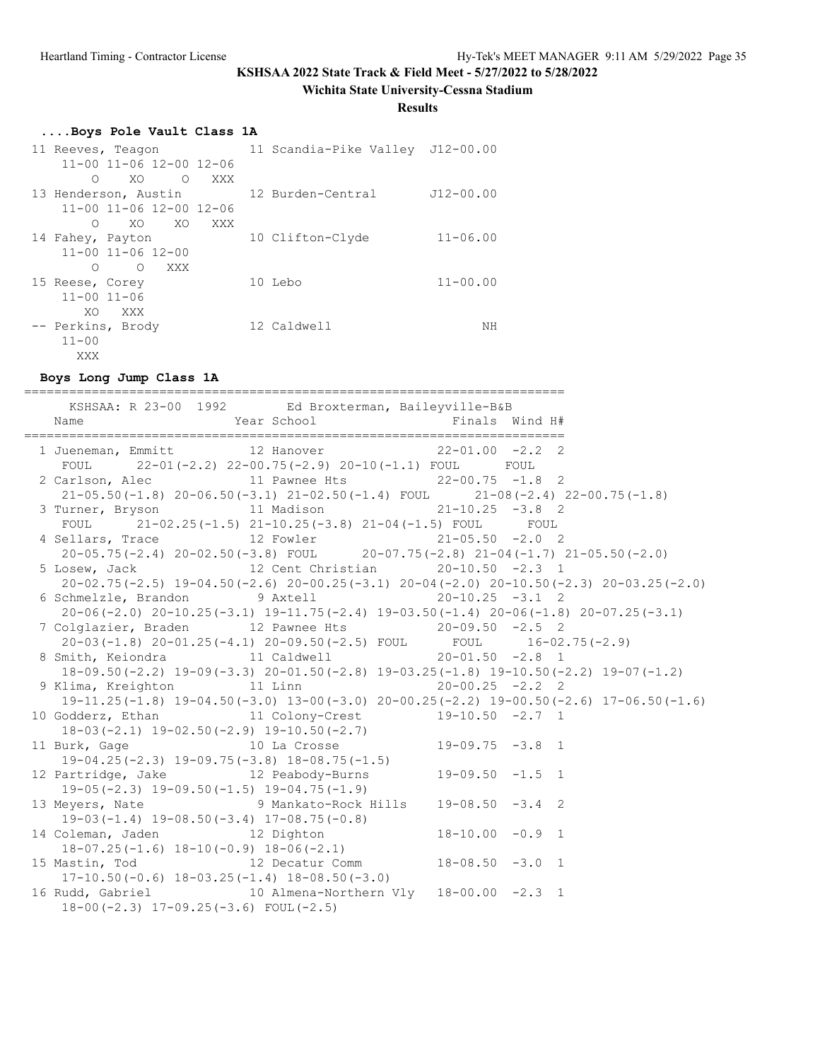KSHSAA 2022 State Track & Field Meet - 5/27/2022 to 5/28/2022

Wichita State University-Cessna Stadium

**Results**

### ....Boys Pole Vault Class 1A

```
 11 Reeves, Teagon             11 Scandia-Pike Valley  J12-00.00
     11-00 11-06 12-00 12-06
         O    XO     O   XXX
 13 Henderson, Austin          12 Burden-Central       J12-00.00
     11-00 11-06 12-00 12-06
         O    XO    XO   XXX
 14 Fahey, Payton              10 Clifton-Clyde         11-06.00
     11-00 11-06 12-00
         O     O   XXX
 15 Reese, Corey               10 Lebo                  11-00.00
     11-00 11-06
        XO   XXX
 -- Perkins, Brody             12 Caldwell                    NH
     11-00
       XXX
```

### Boys Long Jump Class 1A

```
=======================================================================
    KSHSAA: R 23-00  1992        Ed Broxterman, Baileyville-B&B
    Name                    Year School                 Finals  Wind H#
=======================================================================
  1 Jueneman, Emmitt          12 Hanover               22-01.00  -2.2  2
     FOUL      22-01(-2.2) 22-00.75(-2.9) 20-10(-1.1) FOUL      FOUL
  2 Carlson, Alec             11 Pawnee Hts            22-00.75  -1.8  2
     21-05.50(-1.8) 20-06.50(-3.1) 21-02.50(-1.4) FOUL      21-08(-2.4) 22-00.75(-1.8)
  3 Turner, Bryson            11 Madison               21-10.25  -3.8  2
     FOUL      21-02.25(-1.5) 21-10.25(-3.8) 21-04(-1.5) FOUL      FOUL
  4 Sellars, Trace            12 Fowler                21-05.50  -2.0  2
     20-05.75(-2.4) 20-02.50(-3.8) FOUL      20-07.75(-2.8) 21-04(-1.7) 21-05.50(-2.0)
  5 Losew, Jack               12 Cent Christian        20-10.50  -2.3  1
     20-02.75(-2.5) 19-04.50(-2.6) 20-00.25(-3.1) 20-04(-2.0) 20-10.50(-2.3) 20-03.25(-2.0)
  6 Schmelzle, Brandon         9 Axtell                20-10.25  -3.1  2
     20-06(-2.0) 20-10.25(-3.1) 19-11.75(-2.4) 19-03.50(-1.4) 20-06(-1.8) 20-07.25(-3.1)
  7 Colglazier, Braden        12 Pawnee Hts            20-09.50  -2.5  2
     20-03(-1.8) 20-01.25(-4.1) 20-09.50(-2.5) FOUL      FOUL      16-02.75(-2.9)
  8 Smith, Keiondra           11 Caldwell              20-01.50  -2.8  1
     18-09.50(-2.2) 19-09(-3.3) 20-01.50(-2.8) 19-03.25(-1.8) 19-10.50(-2.2) 19-07(-1.2)
  9 Klima, Kreighton          11 Linn                  20-00.25  -2.2  2
     19-11.25(-1.8) 19-04.50(-3.0) 13-00(-3.0) 20-00.25(-2.2) 19-00.50(-2.6) 17-06.50(-1.6)
 10 Godderz, Ethan            11 Colony-Crest          19-10.50  -2.7  1
     18-03(-2.1) 19-02.50(-2.9) 19-10.50(-2.7)
 11 Burk, Gage                10 La Crosse             19-09.75  -3.8  1
     19-04.25(-2.3) 19-09.75(-3.8) 18-08.75(-1.5)
 12 Partridge, Jake           12 Peabody-Burns         19-09.50  -1.5  1
     19-05(-2.3) 19-09.50(-1.5) 19-04.75(-1.9)
 13 Meyers, Nate               9 Mankato-Rock Hills    19-08.50  -3.4  2
     19-03(-1.4) 19-08.50(-3.4) 17-08.75(-0.8)
 14 Coleman, Jaden            12 Dighton               18-10.00  -0.9  1
     18-07.25(-1.6) 18-10(-0.9) 18-06(-2.1)
 15 Mastin, Tod               12 Decatur Comm          18-08.50  -3.0  1
     17-10.50(-0.6) 18-03.25(-1.4) 18-08.50(-3.0)
 16 Rudd, Gabriel             10 Almena-Northern Vly   18-00.00  -2.3  1
     18-00(-2.3) 17-09.25(-3.6) FOUL(-2.5)
```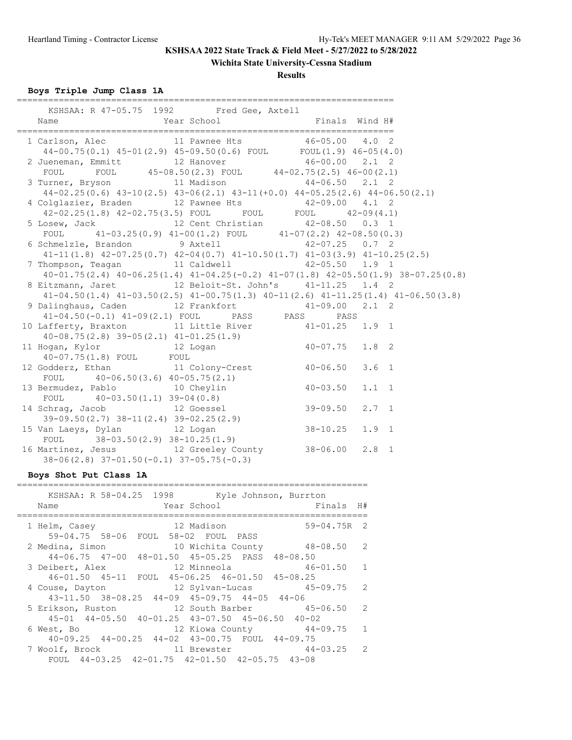# KSHSAA 2022 State Track & Field Meet - 5/27/2022 to 5/28/2022

**Wichita State University-Cessna Stadium**

**Results**

### Boys Triple Jump Class 1A

KSHSAA: R 47-05.75 1992 Fred Gee, Axtell

| Place | Name | Year | School | Finals | Wind | H# |
|---|---|---|---|---|---|---|
| 1 | Carlson, Alec | 11 | Pawnee Hts | 46-05.00 | 4.0 | 2 |
| | 44-00.75(0.1) 45-01(2.9) 45-09.50(0.6) FOUL FOUL(1.9) 46-05(4.0) | | | | | |
| 2 | Jueneman, Emmitt | 12 | Hanover | 46-00.00 | 2.1 | 2 |
| | FOUL FOUL 45-08.50(2.3) FOUL 44-02.75(2.5) 46-00(2.1) | | | | | |
| 3 | Turner, Bryson | 11 | Madison | 44-06.50 | 2.1 | 2 |
| | 44-02.25(0.6) 43-10(2.5) 43-06(2.1) 43-11(+0.0) 44-05.25(2.6) 44-06.50(2.1) | | | | | |
| 4 | Colglazier, Braden | 12 | Pawnee Hts | 42-09.00 | 4.1 | 2 |
| | 42-02.25(1.8) 42-02.75(3.5) FOUL FOUL FOUL 42-09(4.1) | | | | | |
| 5 | Losew, Jack | 12 | Cent Christian | 42-08.50 | 0.3 | 1 |
| | FOUL 41-03.25(0.9) 41-00(1.2) FOUL 41-07(2.2) 42-08.50(0.3) | | | | | |
| 6 | Schmelzle, Brandon | 9 | Axtell | 42-07.25 | 0.7 | 2 |
| | 41-11(1.8) 42-07.25(0.7) 42-04(0.7) 41-10.50(1.7) 41-03(3.9) 41-10.25(2.5) | | | | | |
| 7 | Thompson, Teagan | 11 | Caldwell | 42-05.50 | 1.9 | 1 |
| | 40-01.75(2.4) 40-06.25(1.4) 41-04.25(-0.2) 41-07(1.8) 42-05.50(1.9) 38-07.25(0.8) | | | | | |
| 8 | Eitzmann, Jaret | 12 | Beloit-St. John's | 41-11.25 | 1.4 | 2 |
| | 41-04.50(1.4) 41-03.50(2.5) 41-00.75(1.3) 40-11(2.6) 41-11.25(1.4) 41-06.50(3.8) | | | | | |
| 9 | Dalinghaus, Caden | 12 | Frankfort | 41-09.00 | 2.1 | 2 |
| | 41-04.50(-0.1) 41-09(2.1) FOUL PASS PASS PASS | | | | | |
| 10 | Lafferty, Braxton | 11 | Little River | 41-01.25 | 1.9 | 1 |
| | 40-08.75(2.8) 39-05(2.1) 41-01.25(1.9) | | | | | |
| 11 | Hogan, Kylor | 12 | Logan | 40-07.75 | 1.8 | 2 |
| | 40-07.75(1.8) FOUL FOUL | | | | | |
| 12 | Godderz, Ethan | 11 | Colony-Crest | 40-06.50 | 3.6 | 1 |
| | FOUL 40-06.50(3.6) 40-05.75(2.1) | | | | | |
| 13 | Bermudez, Pablo | 10 | Cheylin | 40-03.50 | 1.1 | 1 |
| | FOUL 40-03.50(1.1) 39-04(0.8) | | | | | |
| 14 | Schrag, Jacob | 12 | Goessel | 39-09.50 | 2.7 | 1 |
| | 39-09.50(2.7) 38-11(2.4) 39-02.25(2.9) | | | | | |
| 15 | Van Laeys, Dylan | 12 | Logan | 38-10.25 | 1.9 | 1 |
| | FOUL 38-03.50(2.9) 38-10.25(1.9) | | | | | |
| 16 | Martinez, Jesus | 12 | Greeley County | 38-06.00 | 2.8 | 1 |
| | 38-06(2.8) 37-01.50(-0.1) 37-05.75(-0.3) | | | | | |

### Boys Shot Put Class 1A

KSHSAA: R 58-04.25 1998 Kyle Johnson, Burrton

| Place | Name | Year | School | Finals | H# |
|---|---|---|---|---|---|
| 1 | Helm, Casey | 12 | Madison | 59-04.75R | 2 |
| | 59-04.75 58-06 FOUL 58-02 FOUL PASS | | | | |
| 2 | Medina, Simon | 10 | Wichita County | 48-08.50 | 2 |
| | 44-06.75 47-00 48-01.50 45-05.25 PASS 48-08.50 | | | | |
| 3 | Deibert, Alex | 12 | Minneola | 46-01.50 | 1 |
| | 46-01.50 45-11 FOUL 45-06.25 46-01.50 45-08.25 | | | | |
| 4 | Couse, Dayton | 12 | Sylvan-Lucas | 45-09.75 | 2 |
| | 43-11.50 38-08.25 44-09 45-09.75 44-05 44-06 | | | | |
| 5 | Erikson, Ruston | 12 | South Barber | 45-06.50 | 2 |
| | 45-01 44-05.50 40-01.25 43-07.50 45-06.50 40-02 | | | | |
| 6 | West, Bo | 12 | Kiowa County | 44-09.75 | 1 |
| | 40-09.25 44-00.25 44-02 43-00.75 FOUL 44-09.75 | | | | |
| 7 | Woolf, Brock | 11 | Brewster | 44-03.25 | 2 |
| | FOUL 44-03.25 42-01.75 42-01.50 42-05.75 43-08 | | | | |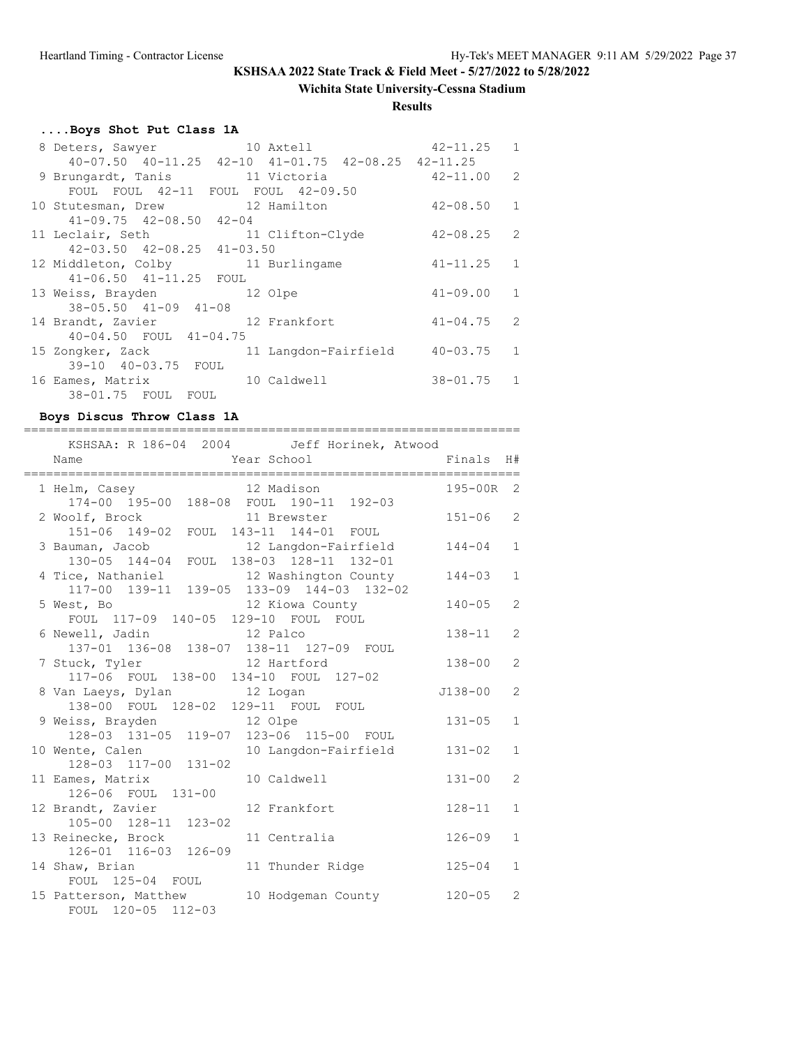KSHSAA 2022 State Track & Field Meet - 5/27/2022 to 5/28/2022

Wichita State University-Cessna Stadium

**Results**

### ....Boys Shot Put Class 1A

| Place | Name | Year | School | Finals | H# |
|---|---|---|---|---|---|
| 8 | Deters, Sawyer | 10 | Axtell | 42-11.25 | 1 |
| | 40-07.50 40-11.25 42-10 41-01.75 42-08.25 42-11.25 | | | | |
| 9 | Brungardt, Tanis | 11 | Victoria | 42-11.00 | 2 |
| | FOUL FOUL 42-11 FOUL FOUL 42-09.50 | | | | |
| 10 | Stutesman, Drew | 12 | Hamilton | 42-08.50 | 1 |
| | 41-09.75 42-08.50 42-04 | | | | |
| 11 | Leclair, Seth | 11 | Clifton-Clyde | 42-08.25 | 2 |
| | 42-03.50 42-08.25 41-03.50 | | | | |
| 12 | Middleton, Colby | 11 | Burlingame | 41-11.25 | 1 |
| | 41-06.50 41-11.25 FOUL | | | | |
| 13 | Weiss, Brayden | 12 | Olpe | 41-09.00 | 1 |
| | 38-05.50 41-09 41-08 | | | | |
| 14 | Brandt, Zavier | 12 | Frankfort | 41-04.75 | 2 |
| | 40-04.50 FOUL 41-04.75 | | | | |
| 15 | Zongker, Zack | 11 | Langdon-Fairfield | 40-03.75 | 1 |
| | 39-10 40-03.75 FOUL | | | | |
| 16 | Eames, Matrix | 10 | Caldwell | 38-01.75 | 1 |
| | 38-01.75 FOUL FOUL | | | | |

### Boys Discus Throw Class 1A

KSHSAA: R 186-04 2004 Jeff Horinek, Atwood

| Place | Name | Year | School | Finals | H# |
|---|---|---|---|---|---|
| 1 | Helm, Casey | 12 | Madison | 195-00R | 2 |
| | 174-00 195-00 188-08 FOUL 190-11 192-03 | | | | |
| 2 | Woolf, Brock | 11 | Brewster | 151-06 | 2 |
| | 151-06 149-02 FOUL 143-11 144-01 FOUL | | | | |
| 3 | Bauman, Jacob | 12 | Langdon-Fairfield | 144-04 | 1 |
| | 130-05 144-04 FOUL 138-03 128-11 132-01 | | | | |
| 4 | Tice, Nathaniel | 12 | Washington County | 144-03 | 1 |
| | 117-00 139-11 139-05 133-09 144-03 132-02 | | | | |
| 5 | West, Bo | 12 | Kiowa County | 140-05 | 2 |
| | FOUL 117-09 140-05 129-10 FOUL FOUL | | | | |
| 6 | Newell, Jadin | 12 | Palco | 138-11 | 2 |
| | 137-01 136-08 138-07 138-11 127-09 FOUL | | | | |
| 7 | Stuck, Tyler | 12 | Hartford | 138-00 | 2 |
| | 117-06 FOUL 138-00 134-10 FOUL 127-02 | | | | |
| 8 | Van Laeys, Dylan | 12 | Logan | J138-00 | 2 |
| | 138-00 FOUL 128-02 129-11 FOUL FOUL | | | | |
| 9 | Weiss, Brayden | 12 | Olpe | 131-05 | 1 |
| | 128-03 131-05 119-07 123-06 115-00 FOUL | | | | |
| 10 | Wente, Calen | 10 | Langdon-Fairfield | 131-02 | 1 |
| | 128-03 117-00 131-02 | | | | |
| 11 | Eames, Matrix | 10 | Caldwell | 131-00 | 2 |
| | 126-06 FOUL 131-00 | | | | |
| 12 | Brandt, Zavier | 12 | Frankfort | 128-11 | 1 |
| | 105-00 128-11 123-02 | | | | |
| 13 | Reinecke, Brock | 11 | Centralia | 126-09 | 1 |
| | 126-01 116-03 126-09 | | | | |
| 14 | Shaw, Brian | 11 | Thunder Ridge | 125-04 | 1 |
| | FOUL 125-04 FOUL | | | | |
| 15 | Patterson, Matthew | 10 | Hodgeman County | 120-05 | 2 |
| | FOUL 120-05 112-03 | | | | |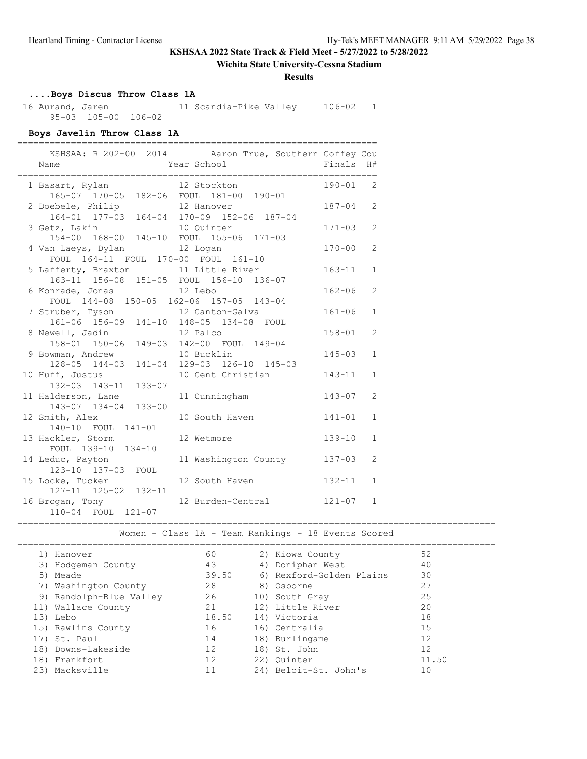**KSHSAA 2022 State Track & Field Meet - 5/27/2022 to 5/28/2022**

**Wichita State University-Cessna Stadium**

**Results**

### ....Boys Discus Throw Class 1A

| Place | Name | Year | School | Finals | H# |
|---|---|---|---|---|---|
| 16 | Aurand, Jaren | 11 | Scandia-Pike Valley | 106-02 | 1 |
| | 95-03 105-00 106-02 | | | | |

### Boys Javelin Throw Class 1A

KSHSAA: R 202-00 2014 Aaron True, Southern Coffey Cou

| Place | Name | Year | School | Finals | H# |
|---|---|---|---|---|---|
| 1 | Basart, Rylan | 12 | Stockton | 190-01 | 2 |
| | 165-07 170-05 182-06 FOUL 181-00 190-01 | | | | |
| 2 | Doebele, Philip | 12 | Hanover | 187-04 | 2 |
| | 164-01 177-03 164-04 170-09 152-06 187-04 | | | | |
| 3 | Getz, Lakin | 10 | Quinter | 171-03 | 2 |
| | 154-00 168-00 145-10 FOUL 155-06 171-03 | | | | |
| 4 | Van Laeys, Dylan | 12 | Logan | 170-00 | 2 |
| | FOUL 164-11 FOUL 170-00 FOUL 161-10 | | | | |
| 5 | Lafferty, Braxton | 11 | Little River | 163-11 | 1 |
| | 163-11 156-08 151-05 FOUL 156-10 136-07 | | | | |
| 6 | Konrade, Jonas | 12 | Lebo | 162-06 | 2 |
| | FOUL 144-08 150-05 162-06 157-05 143-04 | | | | |
| 7 | Struber, Tyson | 12 | Canton-Galva | 161-06 | 1 |
| | 161-06 156-09 141-10 148-05 134-08 FOUL | | | | |
| 8 | Newell, Jadin | 12 | Palco | 158-01 | 2 |
| | 158-01 150-06 149-03 142-00 FOUL 149-04 | | | | |
| 9 | Bowman, Andrew | 10 | Bucklin | 145-03 | 1 |
| | 128-05 144-03 141-04 129-03 126-10 145-03 | | | | |
| 10 | Huff, Justus | 10 | Cent Christian | 143-11 | 1 |
| | 132-03 143-11 133-07 | | | | |
| 11 | Halderson, Lane | 11 | Cunningham | 143-07 | 2 |
| | 143-07 134-04 133-00 | | | | |
| 12 | Smith, Alex | 10 | South Haven | 141-01 | 1 |
| | 140-10 FOUL 141-01 | | | | |
| 13 | Hackler, Storm | 12 | Wetmore | 139-10 | 1 |
| | FOUL 139-10 134-10 | | | | |
| 14 | Leduc, Payton | 11 | Washington County | 137-03 | 2 |
| | 123-10 137-03 FOUL | | | | |
| 15 | Locke, Tucker | 12 | South Haven | 132-11 | 1 |
| | 127-11 125-02 132-11 | | | | |
| 16 | Brogan, Tony | 12 | Burden-Central | 121-07 | 1 |
| | 110-04 FOUL 121-07 | | | | |

### Women - Class 1A - Team Rankings - 18 Events Scored

| Rank | Team | Points | Rank | Team | Points |
|---|---|---|---|---|---|
| 1) | Hanover | 60 | 2) | Kiowa County | 52 |
| 3) | Hodgeman County | 43 | 4) | Doniphan West | 40 |
| 5) | Meade | 39.50 | 6) | Rexford-Golden Plains | 30 |
| 7) | Washington County | 28 | 8) | Osborne | 27 |
| 9) | Randolph-Blue Valley | 26 | 10) | South Gray | 25 |
| 11) | Wallace County | 21 | 12) | Little River | 20 |
| 13) | Lebo | 18.50 | 14) | Victoria | 18 |
| 15) | Rawlins County | 16 | 16) | Centralia | 15 |
| 17) | St. Paul | 14 | 18) | Burlingame | 12 |
| 18) | Downs-Lakeside | 12 | 18) | St. John | 12 |
| 18) | Frankfort | 12 | 22) | Quinter | 11.50 |
| 23) | Macksville | 11 | 24) | Beloit-St. John's | 10 |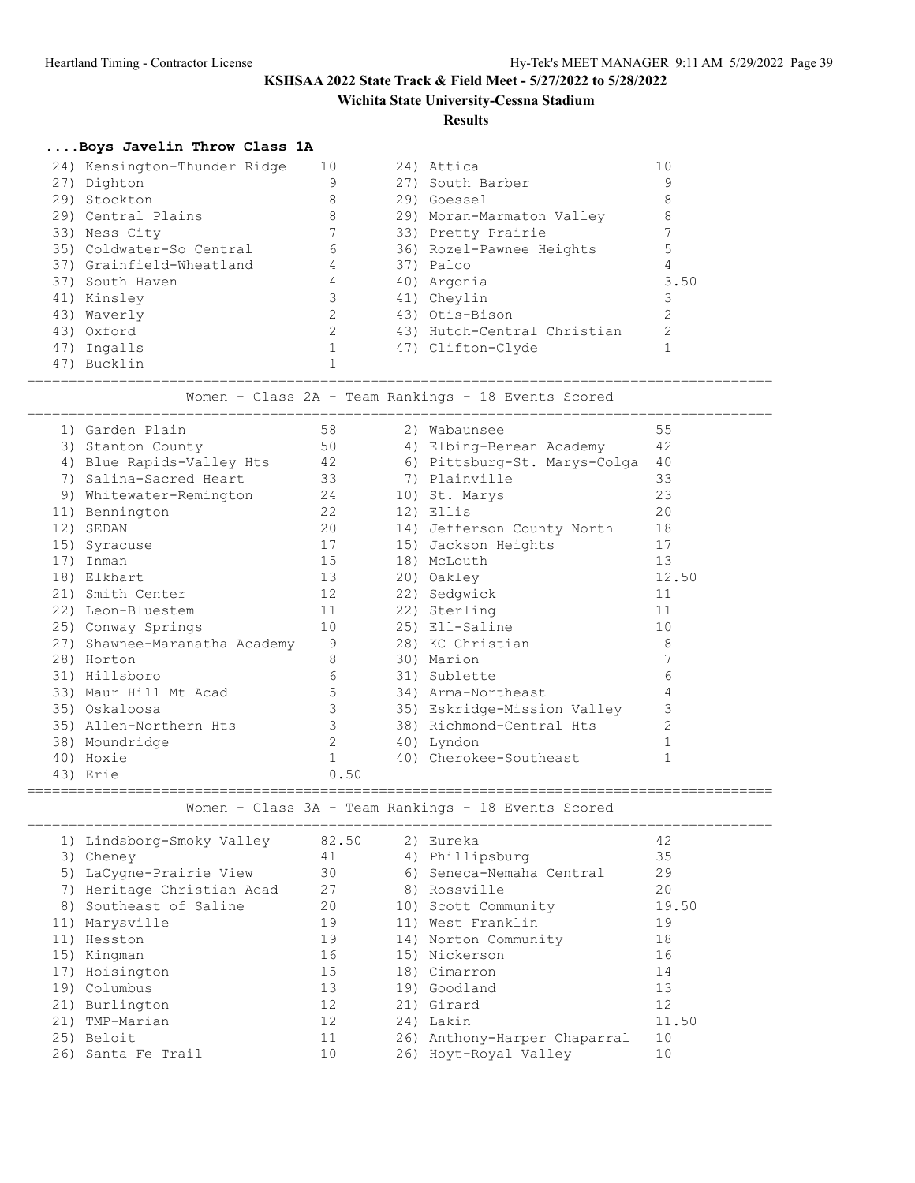**KSHSAA 2022 State Track & Field Meet - 5/27/2022 to 5/28/2022**

**Wichita State University-Cessna Stadium**

**Results**

### ....Boys Javelin Throw Class 1A

| Place | Team | Points | Place | Team | Points |
|---|---|---|---|---|---|
| 24) | Kensington-Thunder Ridge | 10 | 24) | Attica | 10 |
| 27) | Dighton | 9 | 27) | South Barber | 9 |
| 29) | Stockton | 8 | 29) | Goessel | 8 |
| 29) | Central Plains | 8 | 29) | Moran-Marmaton Valley | 8 |
| 33) | Ness City | 7 | 33) | Pretty Prairie | 7 |
| 35) | Coldwater-So Central | 6 | 36) | Rozel-Pawnee Heights | 5 |
| 37) | Grainfield-Wheatland | 4 | 37) | Palco | 4 |
| 37) | South Haven | 4 | 40) | Argonia | 3.50 |
| 41) | Kinsley | 3 | 41) | Cheylin | 3 |
| 43) | Waverly | 2 | 43) | Otis-Bison | 2 |
| 43) | Oxford | 2 | 43) | Hutch-Central Christian | 2 |
| 47) | Ingalls | 1 | 47) | Clifton-Clyde | 1 |
| 47) | Bucklin | 1 | | | |

### Women - Class 2A - Team Rankings - 18 Events Scored

| Place | Team | Points | Place | Team | Points |
|---|---|---|---|---|---|
| 1) | Garden Plain | 58 | 2) | Wabaunsee | 55 |
| 3) | Stanton County | 50 | 4) | Elbing-Berean Academy | 42 |
| 4) | Blue Rapids-Valley Hts | 42 | 6) | Pittsburg-St. Marys-Colga | 40 |
| 7) | Salina-Sacred Heart | 33 | 7) | Plainville | 33 |
| 9) | Whitewater-Remington | 24 | 10) | St. Marys | 23 |
| 11) | Bennington | 22 | 12) | Ellis | 20 |
| 12) | SEDAN | 20 | 14) | Jefferson County North | 18 |
| 15) | Syracuse | 17 | 15) | Jackson Heights | 17 |
| 17) | Inman | 15 | 18) | McLouth | 13 |
| 18) | Elkhart | 13 | 20) | Oakley | 12.50 |
| 21) | Smith Center | 12 | 22) | Sedgwick | 11 |
| 22) | Leon-Bluestem | 11 | 22) | Sterling | 11 |
| 25) | Conway Springs | 10 | 25) | Ell-Saline | 10 |
| 27) | Shawnee-Maranatha Academy | 9 | 28) | KC Christian | 8 |
| 28) | Horton | 8 | 30) | Marion | 7 |
| 31) | Hillsboro | 6 | 31) | Sublette | 6 |
| 33) | Maur Hill Mt Acad | 5 | 34) | Arma-Northeast | 4 |
| 35) | Oskaloosa | 3 | 35) | Eskridge-Mission Valley | 3 |
| 35) | Allen-Northern Hts | 3 | 38) | Richmond-Central Hts | 2 |
| 38) | Moundridge | 2 | 40) | Lyndon | 1 |
| 40) | Hoxie | 1 | 40) | Cherokee-Southeast | 1 |
| 43) | Erie | 0.50 | | | |

### Women - Class 3A - Team Rankings - 18 Events Scored

| Place | Team | Points | Place | Team | Points |
|---|---|---|---|---|---|
| 1) | Lindsborg-Smoky Valley | 82.50 | 2) | Eureka | 42 |
| 3) | Cheney | 41 | 4) | Phillipsburg | 35 |
| 5) | LaCygne-Prairie View | 30 | 6) | Seneca-Nemaha Central | 29 |
| 7) | Heritage Christian Acad | 27 | 8) | Rossville | 20 |
| 8) | Southeast of Saline | 20 | 10) | Scott Community | 19.50 |
| 11) | Marysville | 19 | 11) | West Franklin | 19 |
| 11) | Hesston | 19 | 14) | Norton Community | 18 |
| 15) | Kingman | 16 | 15) | Nickerson | 16 |
| 17) | Hoisington | 15 | 18) | Cimarron | 14 |
| 19) | Columbus | 13 | 19) | Goodland | 13 |
| 21) | Burlington | 12 | 21) | Girard | 12 |
| 21) | TMP-Marian | 12 | 24) | Lakin | 11.50 |
| 25) | Beloit | 11 | 26) | Anthony-Harper Chaparral | 10 |
| 26) | Santa Fe Trail | 10 | 26) | Hoyt-Royal Valley | 10 |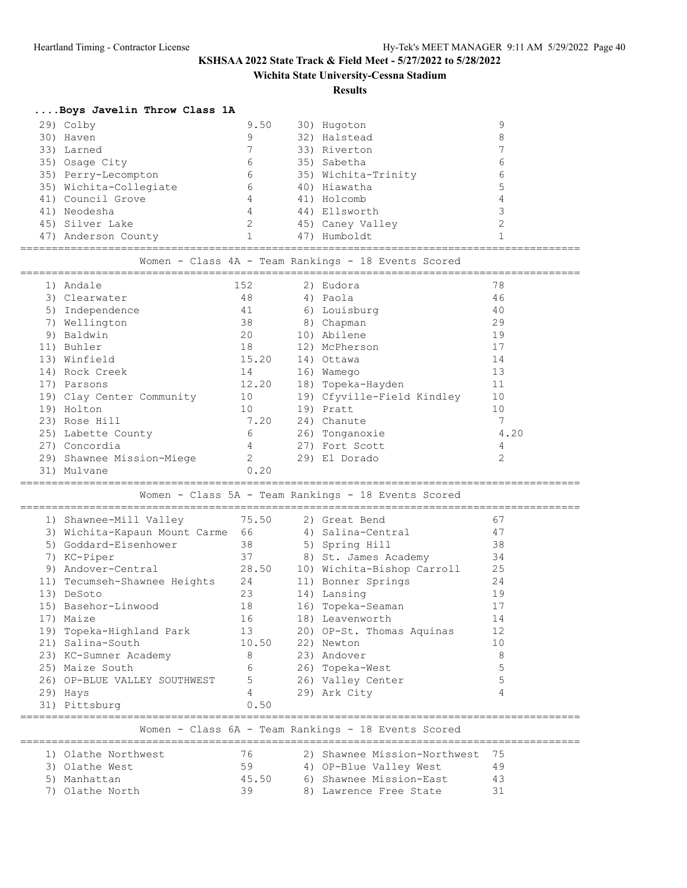KSHSAA 2022 State Track & Field Meet - 5/27/2022 to 5/28/2022

Wichita State University-Cessna Stadium

Results

### ....Boys Javelin Throw Class 1A

| Rank | Team | Points | Rank | Team | Points |
|---|---|---|---|---|---|
| 29) | Colby | 9.50 | 30) | Hugoton | 9 |
| 30) | Haven | 9 | 32) | Halstead | 8 |
| 33) | Larned | 7 | 33) | Riverton | 7 |
| 35) | Osage City | 6 | 35) | Sabetha | 6 |
| 35) | Perry-Lecompton | 6 | 35) | Wichita-Trinity | 6 |
| 35) | Wichita-Collegiate | 6 | 40) | Hiawatha | 5 |
| 41) | Council Grove | 4 | 41) | Holcomb | 4 |
| 41) | Neodesha | 4 | 44) | Ellsworth | 3 |
| 45) | Silver Lake | 2 | 45) | Caney Valley | 2 |
| 47) | Anderson County | 1 | 47) | Humboldt | 1 |

### Women - Class 4A - Team Rankings - 18 Events Scored

| Rank | Team | Points | Rank | Team | Points |
|---|---|---|---|---|---|
| 1) | Andale | 152 | 2) | Eudora | 78 |
| 3) | Clearwater | 48 | 4) | Paola | 46 |
| 5) | Independence | 41 | 6) | Louisburg | 40 |
| 7) | Wellington | 38 | 8) | Chapman | 29 |
| 9) | Baldwin | 20 | 10) | Abilene | 19 |
| 11) | Buhler | 18 | 12) | McPherson | 17 |
| 13) | Winfield | 15.20 | 14) | Ottawa | 14 |
| 14) | Rock Creek | 14 | 16) | Wamego | 13 |
| 17) | Parsons | 12.20 | 18) | Topeka-Hayden | 11 |
| 19) | Clay Center Community | 10 | 19) | Cfyville-Field Kindley | 10 |
| 19) | Holton | 10 | 19) | Pratt | 10 |
| 23) | Rose Hill | 7.20 | 24) | Chanute | 7 |
| 25) | Labette County | 6 | 26) | Tonganoxie | 4.20 |
| 27) | Concordia | 4 | 27) | Fort Scott | 4 |
| 29) | Shawnee Mission-Miege | 2 | 29) | El Dorado | 2 |
| 31) | Mulvane | 0.20 | | | |

### Women - Class 5A - Team Rankings - 18 Events Scored

| Rank | Team | Points | Rank | Team | Points |
|---|---|---|---|---|---|
| 1) | Shawnee-Mill Valley | 75.50 | 2) | Great Bend | 67 |
| 3) | Wichita-Kapaun Mount Carme | 66 | 4) | Salina-Central | 47 |
| 5) | Goddard-Eisenhower | 38 | 5) | Spring Hill | 38 |
| 7) | KC-Piper | 37 | 8) | St. James Academy | 34 |
| 9) | Andover-Central | 28.50 | 10) | Wichita-Bishop Carroll | 25 |
| 11) | Tecumseh-Shawnee Heights | 24 | 11) | Bonner Springs | 24 |
| 13) | DeSoto | 23 | 14) | Lansing | 19 |
| 15) | Basehor-Linwood | 18 | 16) | Topeka-Seaman | 17 |
| 17) | Maize | 16 | 18) | Leavenworth | 14 |
| 19) | Topeka-Highland Park | 13 | 20) | OP-St. Thomas Aquinas | 12 |
| 21) | Salina-South | 10.50 | 22) | Newton | 10 |
| 23) | KC-Sumner Academy | 8 | 23) | Andover | 8 |
| 25) | Maize South | 6 | 26) | Topeka-West | 5 |
| 26) | OP-BLUE VALLEY SOUTHWEST | 5 | 26) | Valley Center | 5 |
| 29) | Hays | 4 | 29) | Ark City | 4 |
| 31) | Pittsburg | 0.50 | | | |

### Women - Class 6A - Team Rankings - 18 Events Scored

| Rank | Team | Points | Rank | Team | Points |
|---|---|---|---|---|---|
| 1) | Olathe Northwest | 76 | 2) | Shawnee Mission-Northwest | 75 |
| 3) | Olathe West | 59 | 4) | OP-Blue Valley West | 49 |
| 5) | Manhattan | 45.50 | 6) | Shawnee Mission-East | 43 |
| 7) | Olathe North | 39 | 8) | Lawrence Free State | 31 |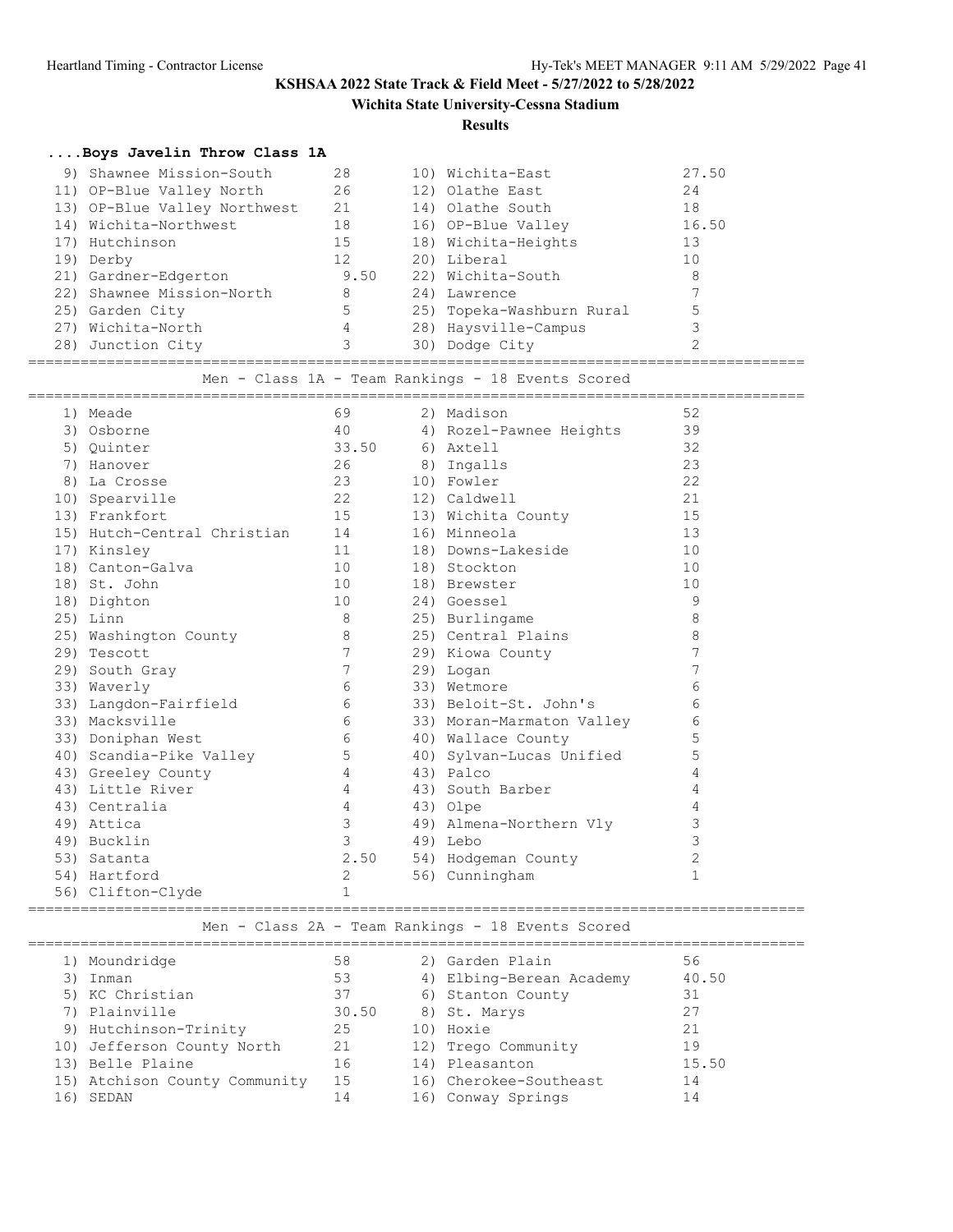# KSHSAA 2022 State Track & Field Meet - 5/27/2022 to 5/28/2022

## Wichita State University-Cessna Stadium

### Results

**....Boys Javelin Throw Class 1A**

| Place | Team | Points | Place | Team | Points |
|---|---|---|---|---|---|
| 9) | Shawnee Mission-South | 28 | 10) | Wichita-East | 27.50 |
| 11) | OP-Blue Valley North | 26 | 12) | Olathe East | 24 |
| 13) | OP-Blue Valley Northwest | 21 | 14) | Olathe South | 18 |
| 14) | Wichita-Northwest | 18 | 16) | OP-Blue Valley | 16.50 |
| 17) | Hutchinson | 15 | 18) | Wichita-Heights | 13 |
| 19) | Derby | 12 | 20) | Liberal | 10 |
| 21) | Gardner-Edgerton | 9.50 | 22) | Wichita-South | 8 |
| 22) | Shawnee Mission-North | 8 | 24) | Lawrence | 7 |
| 25) | Garden City | 5 | 25) | Topeka-Washburn Rural | 5 |
| 27) | Wichita-North | 4 | 28) | Haysville-Campus | 3 |
| 28) | Junction City | 3 | 30) | Dodge City | 2 |

**Men - Class 1A - Team Rankings - 18 Events Scored**

| Place | Team | Points | Place | Team | Points |
|---|---|---|---|---|---|
| 1) | Meade | 69 | 2) | Madison | 52 |
| 3) | Osborne | 40 | 4) | Rozel-Pawnee Heights | 39 |
| 5) | Quinter | 33.50 | 6) | Axtell | 32 |
| 7) | Hanover | 26 | 8) | Ingalls | 23 |
| 8) | La Crosse | 23 | 10) | Fowler | 22 |
| 10) | Spearville | 22 | 12) | Caldwell | 21 |
| 13) | Frankfort | 15 | 13) | Wichita County | 15 |
| 15) | Hutch-Central Christian | 14 | 16) | Minneola | 13 |
| 17) | Kinsley | 11 | 18) | Downs-Lakeside | 10 |
| 18) | Canton-Galva | 10 | 18) | Stockton | 10 |
| 18) | St. John | 10 | 18) | Brewster | 10 |
| 18) | Dighton | 10 | 24) | Goessel | 9 |
| 25) | Linn | 8 | 25) | Burlingame | 8 |
| 25) | Washington County | 8 | 25) | Central Plains | 8 |
| 29) | Tescott | 7 | 29) | Kiowa County | 7 |
| 29) | South Gray | 7 | 29) | Logan | 7 |
| 33) | Waverly | 6 | 33) | Wetmore | 6 |
| 33) | Langdon-Fairfield | 6 | 33) | Beloit-St. John's | 6 |
| 33) | Macksville | 6 | 33) | Moran-Marmaton Valley | 6 |
| 33) | Doniphan West | 6 | 40) | Wallace County | 5 |
| 40) | Scandia-Pike Valley | 5 | 40) | Sylvan-Lucas Unified | 5 |
| 43) | Greeley County | 4 | 43) | Palco | 4 |
| 43) | Little River | 4 | 43) | South Barber | 4 |
| 43) | Centralia | 4 | 43) | Olpe | 4 |
| 49) | Attica | 3 | 49) | Almena-Northern Vly | 3 |
| 49) | Bucklin | 3 | 49) | Lebo | 3 |
| 53) | Satanta | 2.50 | 54) | Hodgeman County | 2 |
| 54) | Hartford | 2 | 56) | Cunningham | 1 |
| 56) | Clifton-Clyde | 1 | | | |

**Men - Class 2A - Team Rankings - 18 Events Scored**

| Place | Team | Points | Place | Team | Points |
|---|---|---|---|---|---|
| 1) | Moundridge | 58 | 2) | Garden Plain | 56 |
| 3) | Inman | 53 | 4) | Elbing-Berean Academy | 40.50 |
| 5) | KC Christian | 37 | 6) | Stanton County | 31 |
| 7) | Plainville | 30.50 | 8) | St. Marys | 27 |
| 9) | Hutchinson-Trinity | 25 | 10) | Hoxie | 21 |
| 10) | Jefferson County North | 21 | 12) | Trego Community | 19 |
| 13) | Belle Plaine | 16 | 14) | Pleasanton | 15.50 |
| 15) | Atchison County Community | 15 | 16) | Cherokee-Southeast | 14 |
| 16) | SEDAN | 14 | 16) | Conway Springs | 14 |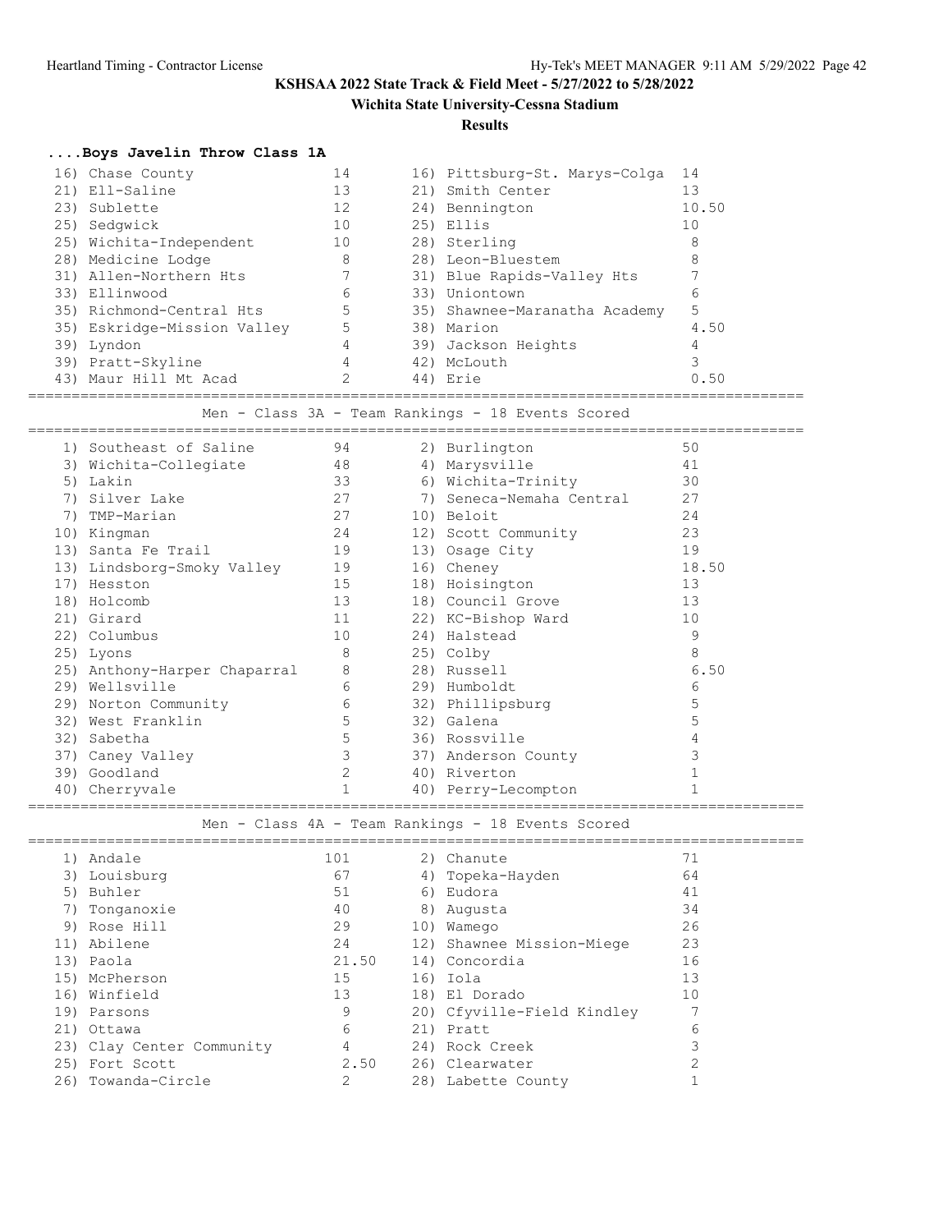KSHSAA 2022 State Track & Field Meet - 5/27/2022 to 5/28/2022

Wichita State University-Cessna Stadium

**Results**

### ....Boys Javelin Throw Class 1A

| Place | Team | Points | Place | Team | Points |
|---|---|---|---|---|---|
| 16) | Chase County | 14 | 16) | Pittsburg-St. Marys-Colga | 14 |
| 21) | Ell-Saline | 13 | 21) | Smith Center | 13 |
| 23) | Sublette | 12 | 24) | Bennington | 10.50 |
| 25) | Sedgwick | 10 | 25) | Ellis | 10 |
| 25) | Wichita-Independent | 10 | 28) | Sterling | 8 |
| 28) | Medicine Lodge | 8 | 28) | Leon-Bluestem | 8 |
| 31) | Allen-Northern Hts | 7 | 31) | Blue Rapids-Valley Hts | 7 |
| 33) | Ellinwood | 6 | 33) | Uniontown | 6 |
| 35) | Richmond-Central Hts | 5 | 35) | Shawnee-Maranatha Academy | 5 |
| 35) | Eskridge-Mission Valley | 5 | 38) | Marion | 4.50 |
| 39) | Lyndon | 4 | 39) | Jackson Heights | 4 |
| 39) | Pratt-Skyline | 4 | 42) | McLouth | 3 |
| 43) | Maur Hill Mt Acad | 2 | 44) | Erie | 0.50 |

### Men - Class 3A - Team Rankings - 18 Events Scored

| Place | Team | Points | Place | Team | Points |
|---|---|---|---|---|---|
| 1) | Southeast of Saline | 94 | 2) | Burlington | 50 |
| 3) | Wichita-Collegiate | 48 | 4) | Marysville | 41 |
| 5) | Lakin | 33 | 6) | Wichita-Trinity | 30 |
| 7) | Silver Lake | 27 | 7) | Seneca-Nemaha Central | 27 |
| 7) | TMP-Marian | 27 | 10) | Beloit | 24 |
| 10) | Kingman | 24 | 12) | Scott Community | 23 |
| 13) | Santa Fe Trail | 19 | 13) | Osage City | 19 |
| 13) | Lindsborg-Smoky Valley | 19 | 16) | Cheney | 18.50 |
| 17) | Hesston | 15 | 18) | Hoisington | 13 |
| 18) | Holcomb | 13 | 18) | Council Grove | 13 |
| 21) | Girard | 11 | 22) | KC-Bishop Ward | 10 |
| 22) | Columbus | 10 | 24) | Halstead | 9 |
| 25) | Lyons | 8 | 25) | Colby | 8 |
| 25) | Anthony-Harper Chaparral | 8 | 28) | Russell | 6.50 |
| 29) | Wellsville | 6 | 29) | Humboldt | 6 |
| 29) | Norton Community | 6 | 32) | Phillipsburg | 5 |
| 32) | West Franklin | 5 | 32) | Galena | 5 |
| 32) | Sabetha | 5 | 36) | Rossville | 4 |
| 37) | Caney Valley | 3 | 37) | Anderson County | 3 |
| 39) | Goodland | 2 | 40) | Riverton | 1 |
| 40) | Cherryvale | 1 | 40) | Perry-Lecompton | 1 |

### Men - Class 4A - Team Rankings - 18 Events Scored

| Place | Team | Points | Place | Team | Points |
|---|---|---|---|---|---|
| 1) | Andale | 101 | 2) | Chanute | 71 |
| 3) | Louisburg | 67 | 4) | Topeka-Hayden | 64 |
| 5) | Buhler | 51 | 6) | Eudora | 41 |
| 7) | Tonganoxie | 40 | 8) | Augusta | 34 |
| 9) | Rose Hill | 29 | 10) | Wamego | 26 |
| 11) | Abilene | 24 | 12) | Shawnee Mission-Miege | 23 |
| 13) | Paola | 21.50 | 14) | Concordia | 16 |
| 15) | McPherson | 15 | 16) | Iola | 13 |
| 16) | Winfield | 13 | 18) | El Dorado | 10 |
| 19) | Parsons | 9 | 20) | Cfyville-Field Kindley | 7 |
| 21) | Ottawa | 6 | 21) | Pratt | 6 |
| 23) | Clay Center Community | 4 | 24) | Rock Creek | 3 |
| 25) | Fort Scott | 2.50 | 26) | Clearwater | 2 |
| 26) | Towanda-Circle | 2 | 28) | Labette County | 1 |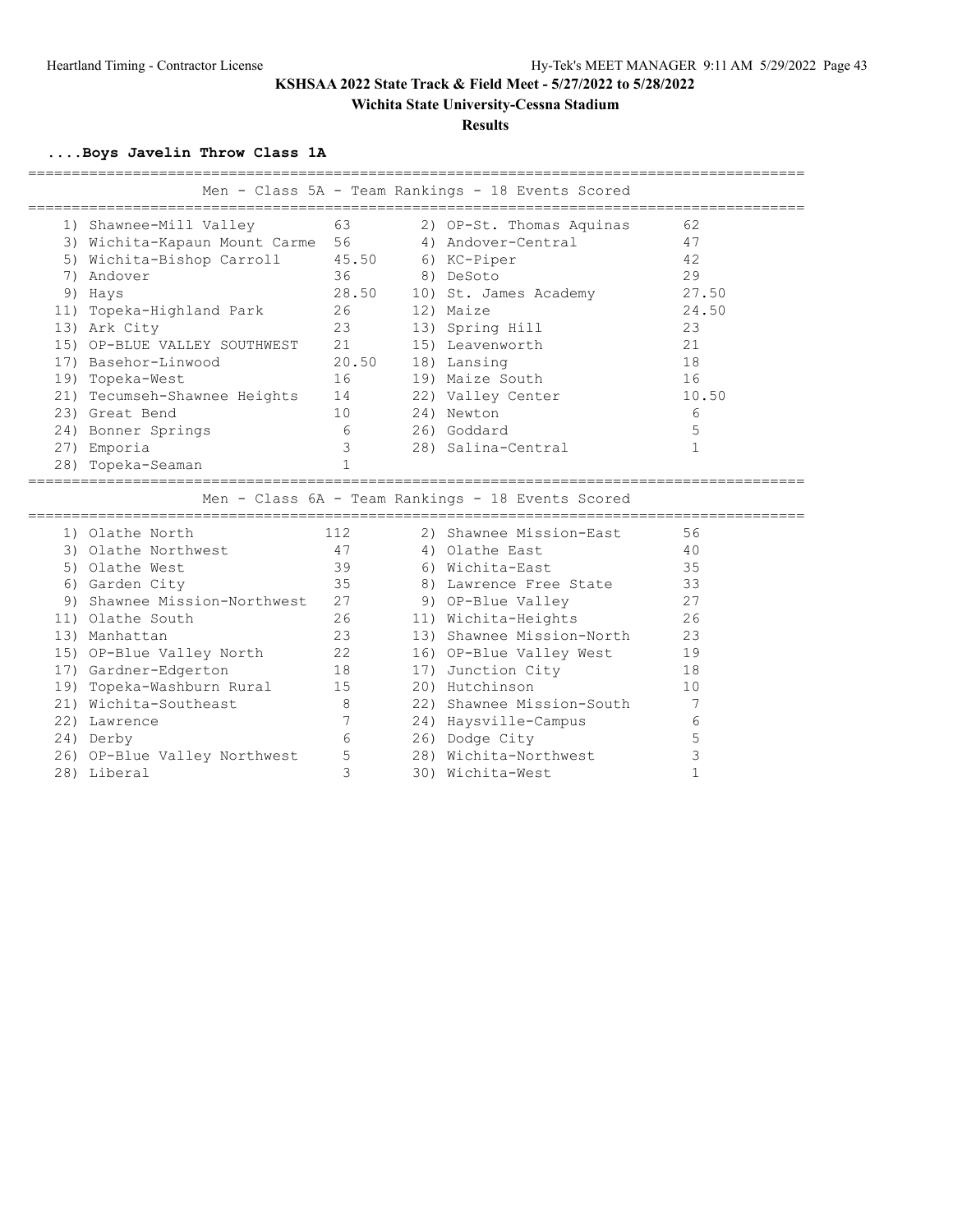**KSHSAA 2022 State Track & Field Meet - 5/27/2022 to 5/28/2022**

**Wichita State University-Cessna Stadium**

**Results**

### ....Boys Javelin Throw Class 1A

#### Men - Class 5A - Team Rankings - 18 Events Scored

| | | | | | |
|---|---|---|---|---|---|
| 1) | Shawnee-Mill Valley | 63 | 2) | OP-St. Thomas Aquinas | 62 |
| 3) | Wichita-Kapaun Mount Carme | 56 | 4) | Andover-Central | 47 |
| 5) | Wichita-Bishop Carroll | 45.50 | 6) | KC-Piper | 42 |
| 7) | Andover | 36 | 8) | DeSoto | 29 |
| 9) | Hays | 28.50 | 10) | St. James Academy | 27.50 |
| 11) | Topeka-Highland Park | 26 | 12) | Maize | 24.50 |
| 13) | Ark City | 23 | 13) | Spring Hill | 23 |
| 15) | OP-BLUE VALLEY SOUTHWEST | 21 | 15) | Leavenworth | 21 |
| 17) | Basehor-Linwood | 20.50 | 18) | Lansing | 18 |
| 19) | Topeka-West | 16 | 19) | Maize South | 16 |
| 21) | Tecumseh-Shawnee Heights | 14 | 22) | Valley Center | 10.50 |
| 23) | Great Bend | 10 | 24) | Newton | 6 |
| 24) | Bonner Springs | 6 | 26) | Goddard | 5 |
| 27) | Emporia | 3 | 28) | Salina-Central | 1 |
| 28) | Topeka-Seaman | 1 | | | |

#### Men - Class 6A - Team Rankings - 18 Events Scored

| | | | | | |
|---|---|---|---|---|---|
| 1) | Olathe North | 112 | 2) | Shawnee Mission-East | 56 |
| 3) | Olathe Northwest | 47 | 4) | Olathe East | 40 |
| 5) | Olathe West | 39 | 6) | Wichita-East | 35 |
| 6) | Garden City | 35 | 8) | Lawrence Free State | 33 |
| 9) | Shawnee Mission-Northwest | 27 | 9) | OP-Blue Valley | 27 |
| 11) | Olathe South | 26 | 11) | Wichita-Heights | 26 |
| 13) | Manhattan | 23 | 13) | Shawnee Mission-North | 23 |
| 15) | OP-Blue Valley North | 22 | 16) | OP-Blue Valley West | 19 |
| 17) | Gardner-Edgerton | 18 | 17) | Junction City | 18 |
| 19) | Topeka-Washburn Rural | 15 | 20) | Hutchinson | 10 |
| 21) | Wichita-Southeast | 8 | 22) | Shawnee Mission-South | 7 |
| 22) | Lawrence | 7 | 24) | Haysville-Campus | 6 |
| 24) | Derby | 6 | 26) | Dodge City | 5 |
| 26) | OP-Blue Valley Northwest | 5 | 28) | Wichita-Northwest | 3 |
| 28) | Liberal | 3 | 30) | Wichita-West | 1 |